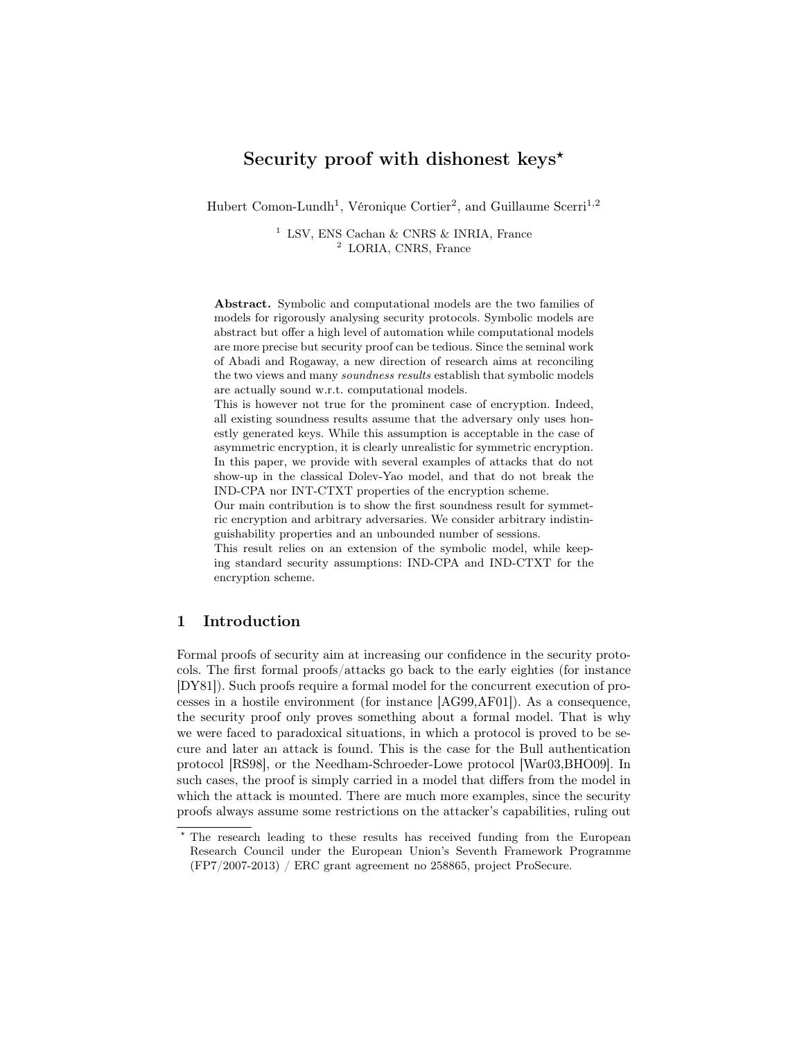# Security proof with dishonest keys*

Hubert Comon-Lundh[1], Véronique Cortier[2], and Guillaume Scerri[1,2]

[1] LSV, ENS Cachan & CNRS & INRIA, France
[2] LORIA, CNRS, France

**Abstract.** Symbolic and computational models are the two families of models for rigorously analysing security protocols. Symbolic models are abstract but offer a high level of automation while computational models are more precise but security proof can be tedious. Since the seminal work of Abadi and Rogaway, a new direction of research aims at reconciling the two views and many *soundness results* establish that symbolic models are actually sound w.r.t. computational models.

This is however not true for the prominent case of encryption. Indeed, all existing soundness results assume that the adversary only uses honestly generated keys. While this assumption is acceptable in the case of asymmetric encryption, it is clearly unrealistic for symmetric encryption. In this paper, we provide with several examples of attacks that do not show-up in the classical Dolev-Yao model, and that do not break the IND-CPA nor INT-CTXT properties of the encryption scheme.

Our main contribution is to show the first soundness result for symmetric encryption and arbitrary adversaries. We consider arbitrary indistinguishability properties and an unbounded number of sessions.

This result relies on an extension of the symbolic model, while keeping standard security assumptions: IND-CPA and IND-CTXT for the encryption scheme.

## 1 Introduction

Formal proofs of security aim at increasing our confidence in the security protocols. The first formal proofs/attacks go back to the early eighties (for instance [DY81]). Such proofs require a formal model for the concurrent execution of processes in a hostile environment (for instance [AG99,AF01]). As a consequence, the security proof only proves something about a formal model. That is why we were faced to paradoxical situations, in which a protocol is proved to be secure and later an attack is found. This is the case for the Bull authentication protocol [RS98], or the Needham-Schroeder-Lowe protocol [War03,BHO09]. In such cases, the proof is simply carried in a model that differs from the model in which the attack is mounted. There are much more examples, since the security proofs always assume some restrictions on the attacker's capabilities, ruling out

---

* The research leading to these results has received funding from the European Research Council under the European Union's Seventh Framework Programme (FP7/2007-2013) / ERC grant agreement no 258865, project ProSecure.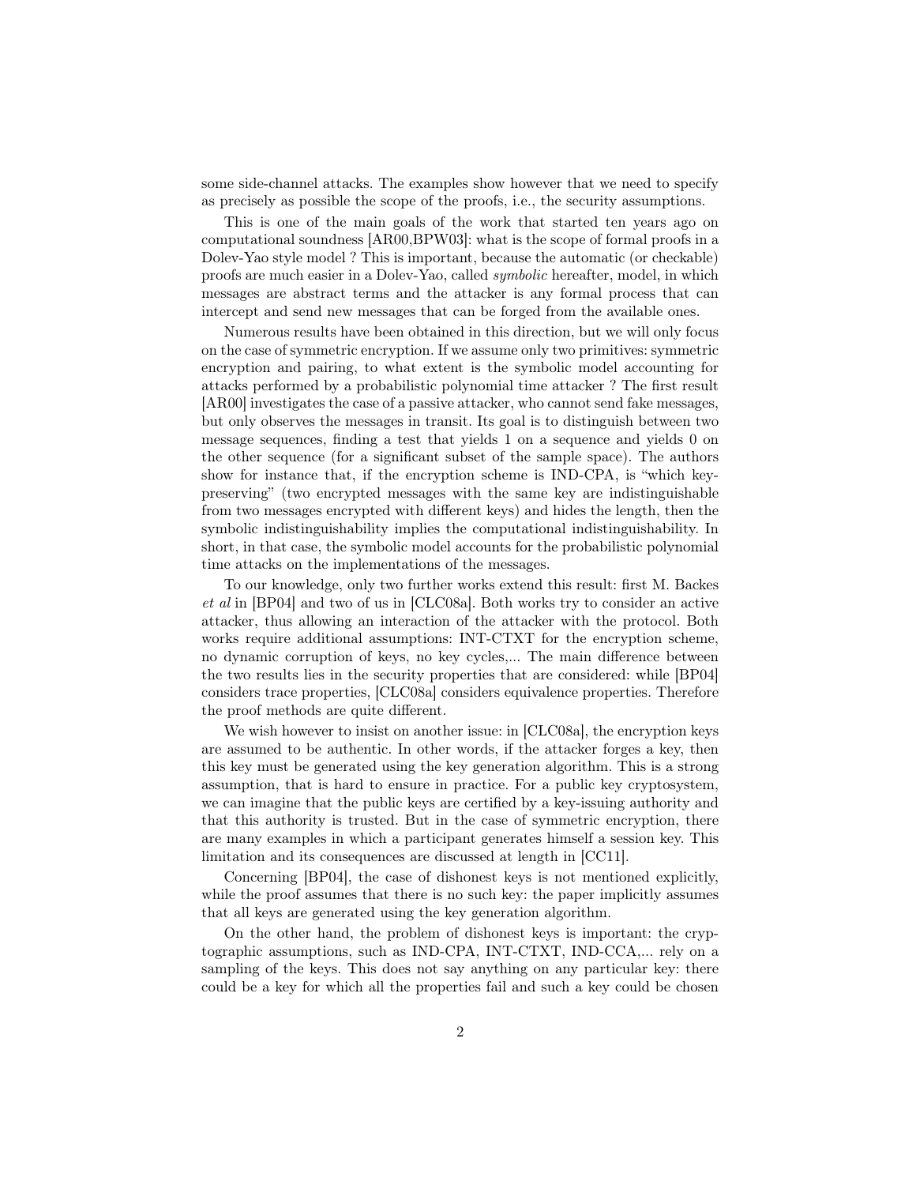some side-channel attacks. The examples show however that we need to specify as precisely as possible the scope of the proofs, i.e., the security assumptions.

This is one of the main goals of the work that started ten years ago on computational soundness [AR00,BPW03]: what is the scope of formal proofs in a Dolev-Yao style model ? This is important, because the automatic (or checkable) proofs are much easier in a Dolev-Yao, called *symbolic* hereafter, model, in which messages are abstract terms and the attacker is any formal process that can intercept and send new messages that can be forged from the available ones.

Numerous results have been obtained in this direction, but we will only focus on the case of symmetric encryption. If we assume only two primitives: symmetric encryption and pairing, to what extent is the symbolic model accounting for attacks performed by a probabilistic polynomial time attacker ? The first result [AR00] investigates the case of a passive attacker, who cannot send fake messages, but only observes the messages in transit. Its goal is to distinguish between two message sequences, finding a test that yields 1 on a sequence and yields 0 on the other sequence (for a significant subset of the sample space). The authors show for instance that, if the encryption scheme is IND-CPA, is "which key-preserving" (two encrypted messages with the same key are indistinguishable from two messages encrypted with different keys) and hides the length, then the symbolic indistinguishability implies the computational indistinguishability. In short, in that case, the symbolic model accounts for the probabilistic polynomial time attacks on the implementations of the messages.

To our knowledge, only two further works extend this result: first M. Backes *et al* in [BP04] and two of us in [CLC08a]. Both works try to consider an active attacker, thus allowing an interaction of the attacker with the protocol. Both works require additional assumptions: INT-CTXT for the encryption scheme, no dynamic corruption of keys, no key cycles,... The main difference between the two results lies in the security properties that are considered: while [BP04] considers trace properties, [CLC08a] considers equivalence properties. Therefore the proof methods are quite different.

We wish however to insist on another issue: in [CLC08a], the encryption keys are assumed to be authentic. In other words, if the attacker forges a key, then this key must be generated using the key generation algorithm. This is a strong assumption, that is hard to ensure in practice. For a public key cryptosystem, we can imagine that the public keys are certified by a key-issuing authority and that this authority is trusted. But in the case of symmetric encryption, there are many examples in which a participant generates himself a session key. This limitation and its consequences are discussed at length in [CC11].

Concerning [BP04], the case of dishonest keys is not mentioned explicitly, while the proof assumes that there is no such key: the paper implicitly assumes that all keys are generated using the key generation algorithm.

On the other hand, the problem of dishonest keys is important: the cryptographic assumptions, such as IND-CPA, INT-CTXT, IND-CCA,... rely on a sampling of the keys. This does not say anything on any particular key: there could be a key for which all the properties fail and such a key could be chosen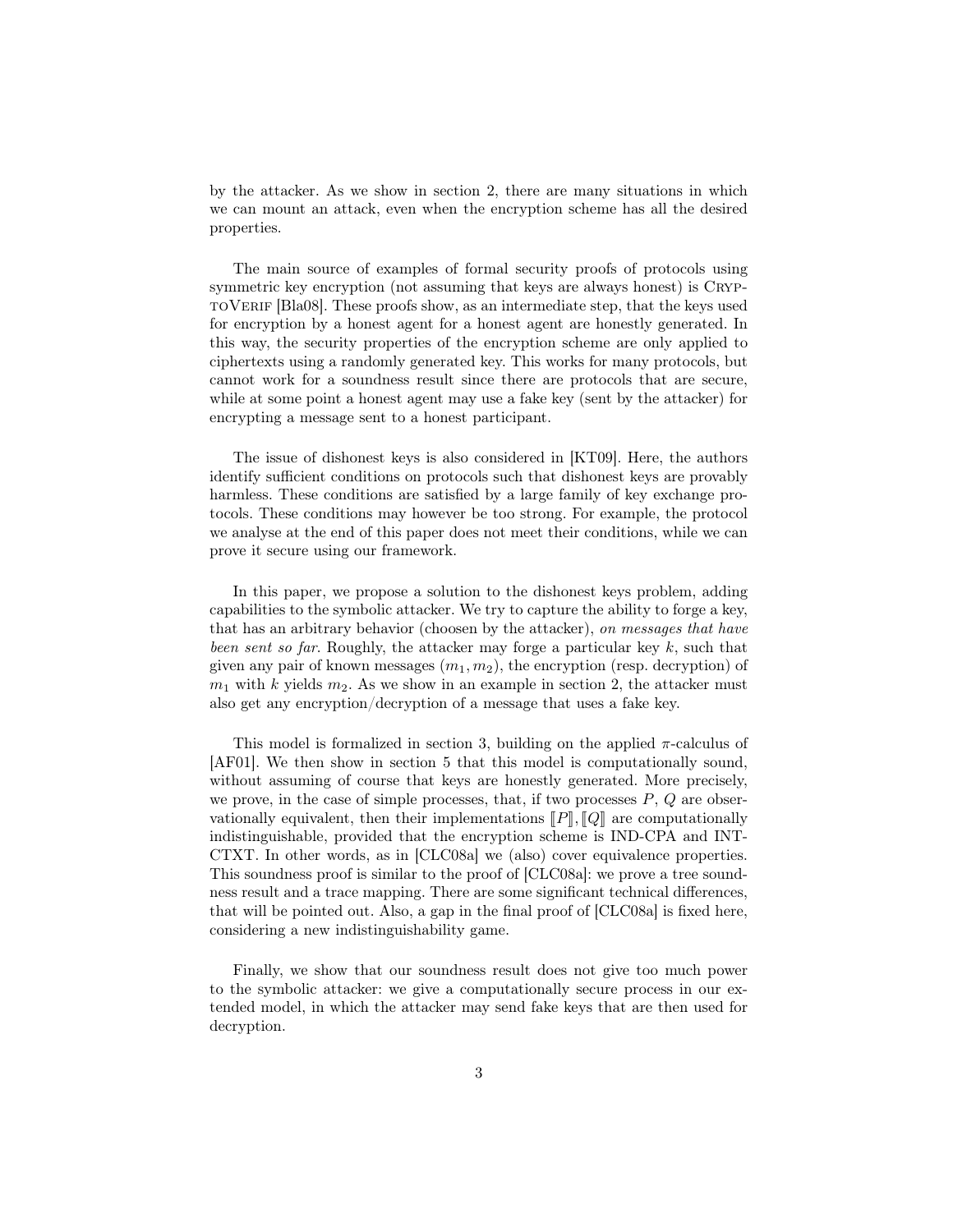by the attacker. As we show in section 2, there are many situations in which we can mount an attack, even when the encryption scheme has all the desired properties.

The main source of examples of formal security proofs of protocols using symmetric key encryption (not assuming that keys are always honest) is CryptoVerif [Bla08]. These proofs show, as an intermediate step, that the keys used for encryption by a honest agent for a honest agent are honestly generated. In this way, the security properties of the encryption scheme are only applied to ciphertexts using a randomly generated key. This works for many protocols, but cannot work for a soundness result since there are protocols that are secure, while at some point a honest agent may use a fake key (sent by the attacker) for encrypting a message sent to a honest participant.

The issue of dishonest keys is also considered in [KT09]. Here, the authors identify sufficient conditions on protocols such that dishonest keys are provably harmless. These conditions are satisfied by a large family of key exchange protocols. These conditions may however be too strong. For example, the protocol we analyse at the end of this paper does not meet their conditions, while we can prove it secure using our framework.

In this paper, we propose a solution to the dishonest keys problem, adding capabilities to the symbolic attacker. We try to capture the ability to forge a key, that has an arbitrary behavior (choosen by the attacker), *on messages that have been sent so far*. Roughly, the attacker may forge a particular key $k$, such that given any pair of known messages $(m_1, m_2)$, the encryption (resp. decryption) of $m_1$ with $k$ yields $m_2$. As we show in an example in section 2, the attacker must also get any encryption/decryption of a message that uses a fake key.

This model is formalized in section 3, building on the applied $\pi$-calculus of [AF01]. We then show in section 5 that this model is computationally sound, without assuming of course that keys are honestly generated. More precisely, we prove, in the case of simple processes, that, if two processes $P$, $Q$ are observationally equivalent, then their implementations $[\![P]\!], [\![Q]\!]$ are computationally indistinguishable, provided that the encryption scheme is IND-CPA and INT-CTXT. In other words, as in [CLC08a] we (also) cover equivalence properties. This soundness proof is similar to the proof of [CLC08a]: we prove a tree soundness result and a trace mapping. There are some significant technical differences, that will be pointed out. Also, a gap in the final proof of [CLC08a] is fixed here, considering a new indistinguishability game.

Finally, we show that our soundness result does not give too much power to the symbolic attacker: we give a computationally secure process in our extended model, in which the attacker may send fake keys that are then used for decryption.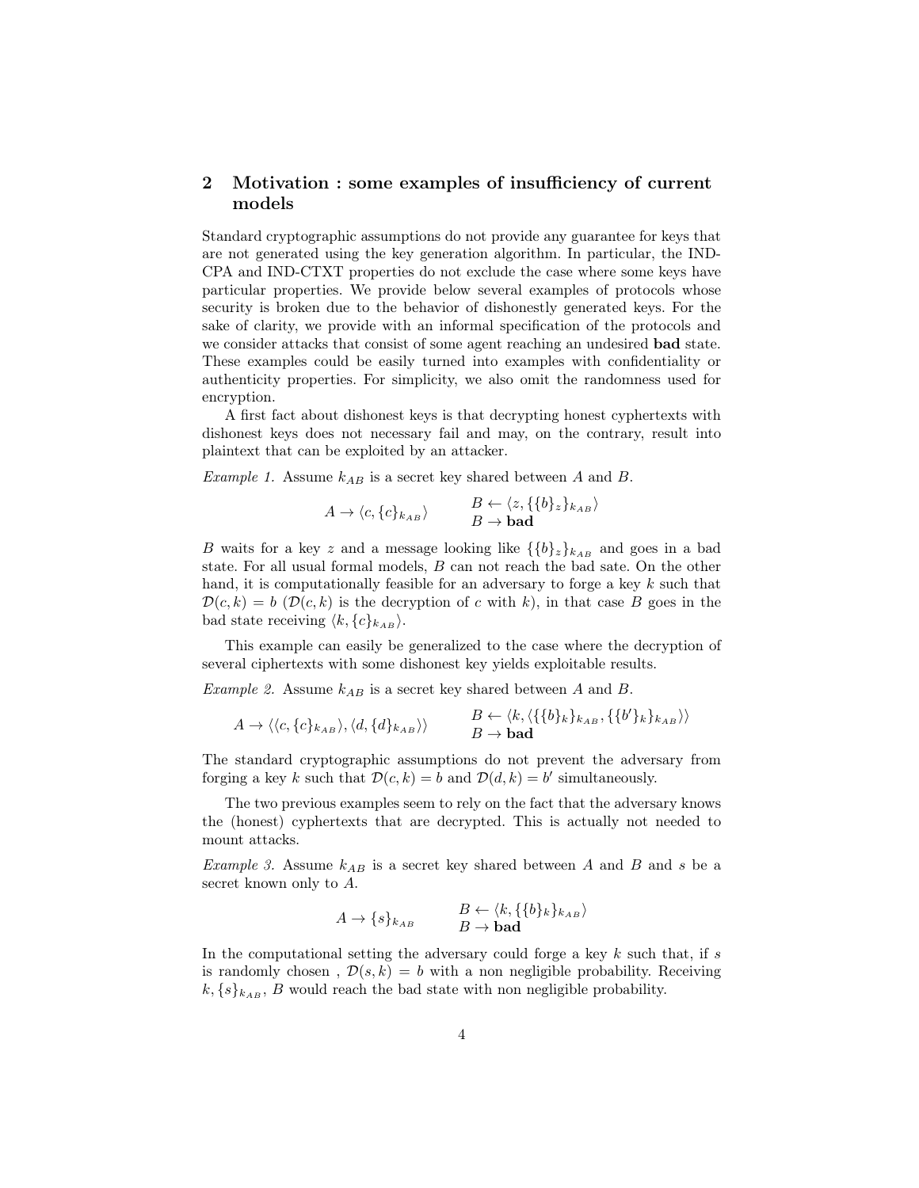## 2 Motivation : some examples of insufficiency of current models

Standard cryptographic assumptions do not provide any guarantee for keys that are not generated using the key generation algorithm. In particular, the IND-CPA and IND-CTXT properties do not exclude the case where some keys have particular properties. We provide below several examples of protocols whose security is broken due to the behavior of dishonestly generated keys. For the sake of clarity, we provide with an informal specification of the protocols and we consider attacks that consist of some agent reaching an undesired **bad** state. These examples could be easily turned into examples with confidentiality or authenticity properties. For simplicity, we also omit the randomness used for encryption.

A first fact about dishonest keys is that decrypting honest cyphertexts with dishonest keys does not necessary fail and may, on the contrary, result into plaintext that can be exploited by an attacker.

*Example 1.* Assume $k_{AB}$ is a secret key shared between $A$ and $B$.

$$A \rightarrow \langle c, \{c\}_{k_{AB}} \rangle \qquad \begin{array}{l} B \leftarrow \langle z, \{\{b\}_z\}_{k_{AB}} \rangle \\ B \rightarrow \textbf{bad} \end{array}$$

$B$ waits for a key $z$ and a message looking like $\{\{b\}_z\}_{k_{AB}}$ and goes in a bad state. For all usual formal models, $B$ can not reach the bad sate. On the other hand, it is computationally feasible for an adversary to forge a key $k$ such that $\mathcal{D}(c, k) = b$ ($\mathcal{D}(c, k)$ is the decryption of $c$ with $k$), in that case $B$ goes in the bad state receiving $\langle k, \{c\}_{k_{AB}} \rangle$.

This example can easily be generalized to the case where the decryption of several ciphertexts with some dishonest key yields exploitable results.

*Example 2.* Assume $k_{AB}$ is a secret key shared between $A$ and $B$.

$$A \rightarrow \langle \langle c, \{c\}_{k_{AB}} \rangle, \langle d, \{d\}_{k_{AB}} \rangle \rangle \qquad \begin{array}{l} B \leftarrow \langle k, \langle \{\{b\}_k\}_{k_{AB}}, \{\{b'\}_k\}_{k_{AB}} \rangle \rangle \\ B \rightarrow \textbf{bad} \end{array}$$

The standard cryptographic assumptions do not prevent the adversary from forging a key $k$ such that $\mathcal{D}(c, k) = b$ and $\mathcal{D}(d, k) = b'$ simultaneously.

The two previous examples seem to rely on the fact that the adversary knows the (honest) cyphertexts that are decrypted. This is actually not needed to mount attacks.

*Example 3.* Assume $k_{AB}$ is a secret key shared between $A$ and $B$ and $s$ be a secret known only to $A$.

$$A \rightarrow \{s\}_{k_{AB}} \qquad \begin{array}{l} B \leftarrow \langle k, \{\{b\}_k\}_{k_{AB}} \rangle \\ B \rightarrow \textbf{bad} \end{array}$$

In the computational setting the adversary could forge a key $k$ such that, if $s$ is randomly chosen , $\mathcal{D}(s, k) = b$ with a non negligible probability. Receiving $k, \{s\}_{k_{AB}}$, $B$ would reach the bad state with non negligible probability.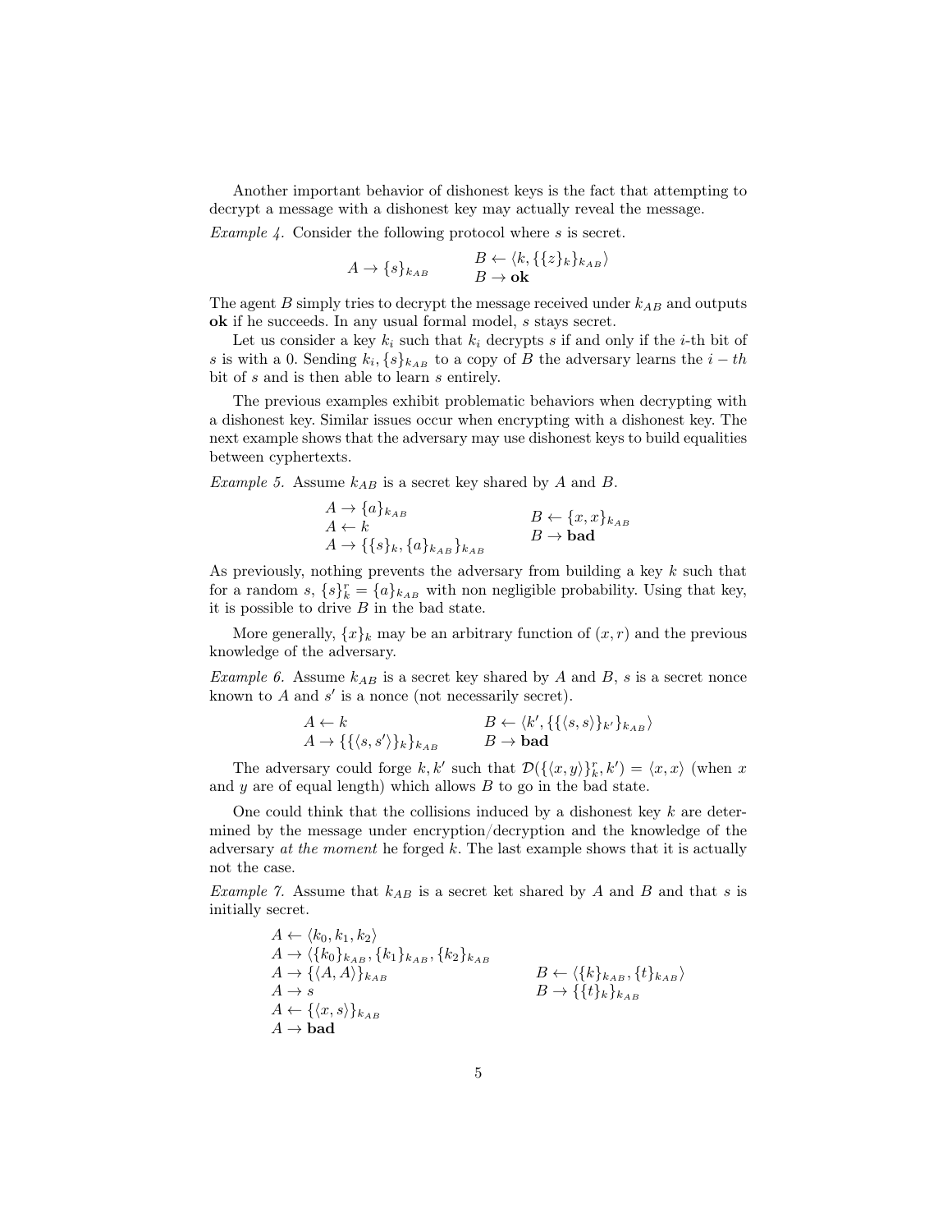Another important behavior of dishonest keys is the fact that attempting to decrypt a message with a dishonest key may actually reveal the message.

*Example 4.* Consider the following protocol where $s$ is secret.

$$A \to \{s\}_{k_{AB}} \qquad \begin{array}{l} B \leftarrow \langle k, \{\{z\}_k\}_{k_{AB}} \rangle \\ B \to \mathbf{ok} \end{array}$$

The agent $B$ simply tries to decrypt the message received under $k_{AB}$ and outputs **ok** if he succeeds. In any usual formal model, $s$ stays secret.

Let us consider a key $k_i$ such that $k_i$ decrypts $s$ if and only if the $i$-th bit of $s$ is with a 0. Sending $k_i, \{s\}_{k_{AB}}$ to a copy of $B$ the adversary learns the $i-th$ bit of $s$ and is then able to learn $s$ entirely.

The previous examples exhibit problematic behaviors when decrypting with a dishonest key. Similar issues occur when encrypting with a dishonest key. The next example shows that the adversary may use dishonest keys to build equalities between cyphertexts.

*Example 5.* Assume $k_{AB}$ is a secret key shared by $A$ and $B$.

$$\begin{array}{l} A \to \{a\}_{k_{AB}} \\ A \leftarrow k \\ A \to \{\{s\}_k, \{a\}_{k_{AB}}\}_{k_{AB}} \end{array} \qquad \begin{array}{l} B \leftarrow \{x, x\}_{k_{AB}} \\ B \to \mathbf{bad} \end{array}$$

As previously, nothing prevents the adversary from building a key $k$ such that for a random $s$, $\{s\}_k^r = \{a\}_{k_{AB}}$ with non negligible probability. Using that key, it is possible to drive $B$ in the bad state.

More generally, $\{x\}_k$ may be an arbitrary function of $(x, r)$ and the previous knowledge of the adversary.

*Example 6.* Assume $k_{AB}$ is a secret key shared by $A$ and $B$, $s$ is a secret nonce known to $A$ and $s'$ is a nonce (not necessarily secret).

$$\begin{array}{l} A \leftarrow k \\ A \to \{\{\langle s, s' \rangle\}_k\}_{k_{AB}} \end{array} \qquad \begin{array}{l} B \leftarrow \langle k', \{\{\langle s, s \rangle\}_{k'}\}_{k_{AB}} \rangle \\ B \to \mathbf{bad} \end{array}$$

The adversary could forge $k, k'$ such that $\mathcal{D}(\{\langle x, y \rangle\}_k^r, k') = \langle x, x \rangle$ (when $x$ and $y$ are of equal length) which allows $B$ to go in the bad state.

One could think that the collisions induced by a dishonest key $k$ are determined by the message under encryption/decryption and the knowledge of the adversary *at the moment* he forged $k$. The last example shows that it is actually not the case.

*Example 7.* Assume that $k_{AB}$ is a secret ket shared by $A$ and $B$ and that $s$ is initially secret.

$$\begin{array}{l} A \leftarrow \langle k_0, k_1, k_2 \rangle \\ A \to \langle \{k_0\}_{k_{AB}}, \{k_1\}_{k_{AB}}, \{k_2\}_{k_{AB}} \\ A \to \{\langle A, A \rangle\}_{k_{AB}} \\ A \to s \\ A \leftarrow \{\langle x, s \rangle\}_{k_{AB}} \\ A \to \mathbf{bad} \end{array} \qquad \begin{array}{l} B \leftarrow \langle \{k\}_{k_{AB}}, \{t\}_{k_{AB}} \rangle \\ B \to \{\{t\}_k\}_{k_{AB}} \end{array}$$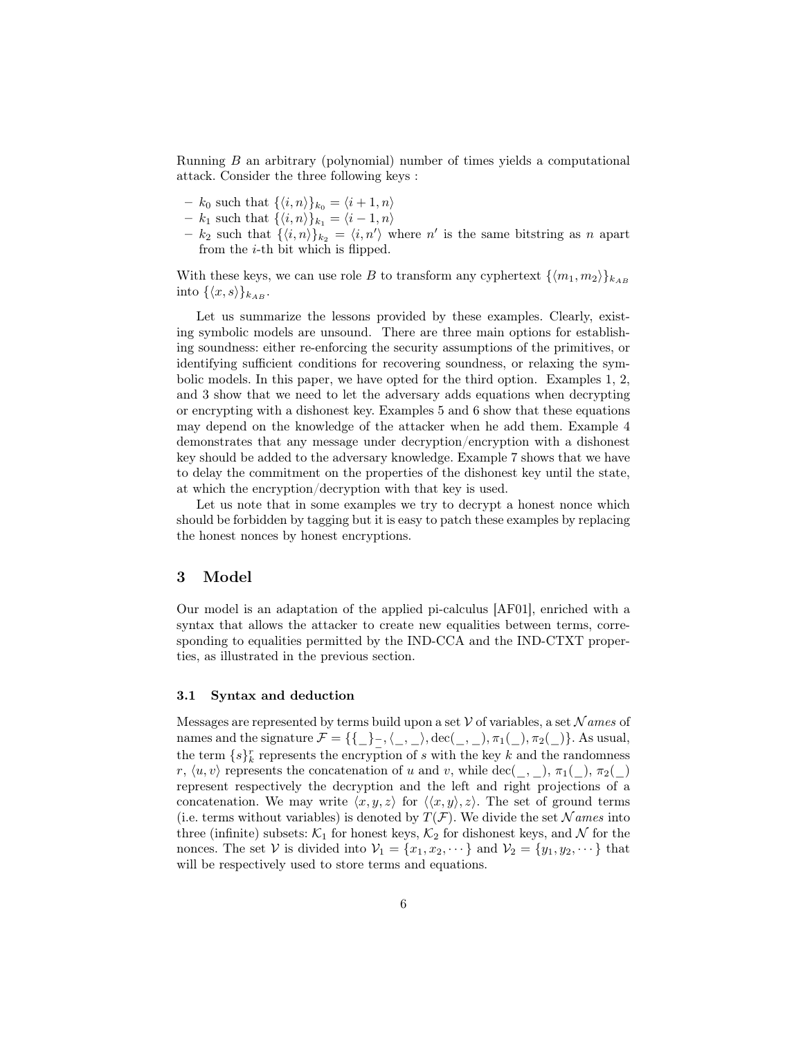Running $B$ an arbitrary (polynomial) number of times yields a computational attack. Consider the three following keys :

- $k_0$ such that $\{\langle i, n\rangle\}_{k_0} = \langle i+1, n\rangle$
- $k_1$ such that $\{\langle i, n\rangle\}_{k_1} = \langle i-1, n\rangle$
- $k_2$ such that $\{\langle i, n\rangle\}_{k_2} = \langle i, n'\rangle$ where $n'$ is the same bitstring as $n$ apart from the $i$-th bit which is flipped.

With these keys, we can use role $B$ to transform any cyphertext $\{\langle m_1, m_2\rangle\}_{k_{AB}}$ into $\{\langle x, s\rangle\}_{k_{AB}}$.

Let us summarize the lessons provided by these examples. Clearly, existing symbolic models are unsound. There are three main options for establishing soundness: either re-enforcing the security assumptions of the primitives, or identifying sufficient conditions for recovering soundness, or relaxing the symbolic models. In this paper, we have opted for the third option. Examples 1, 2, and 3 show that we need to let the adversary adds equations when decrypting or encrypting with a dishonest key. Examples 5 and 6 show that these equations may depend on the knowledge of the attacker when he add them. Example 4 demonstrates that any message under decryption/encryption with a dishonest key should be added to the adversary knowledge. Example 7 shows that we have to delay the commitment on the properties of the dishonest key until the state, at which the encryption/decryption with that key is used.

Let us note that in some examples we try to decrypt a honest nonce which should be forbidden by tagging but it is easy to patch these examples by replacing the honest nonces by honest encryptions.

## 3 Model

Our model is an adaptation of the applied pi-calculus [AF01], enriched with a syntax that allows the attacker to create new equalities between terms, corresponding to equalities permitted by the IND-CCA and the IND-CTXT properties, as illustrated in the previous section.

### 3.1 Syntax and deduction

Messages are represented by terms build upon a set $\mathcal{V}$ of variables, a set $\mathcal{N}ames$ of names and the signature $\mathcal{F} = \{\{\_\}^{\_}_{\_}, \langle\_,\_\rangle, \mathrm{dec}(\_,\_), \pi_1(\_), \pi_2(\_)\}$. As usual, the term $\{s\}_k^r$ represents the encryption of $s$ with the key $k$ and the randomness $r$, $\langle u, v\rangle$ represents the concatenation of $u$ and $v$, while $\mathrm{dec}(\_,\_)$, $\pi_1(\_)$, $\pi_2(\_)$ represent respectively the decryption and the left and right projections of a concatenation. We may write $\langle x, y, z\rangle$ for $\langle\langle x, y\rangle, z\rangle$. The set of ground terms (i.e. terms without variables) is denoted by $T(\mathcal{F})$. We divide the set $\mathcal{N}ames$ into three (infinite) subsets: $\mathcal{K}_1$ for honest keys, $\mathcal{K}_2$ for dishonest keys, and $\mathcal{N}$ for the nonces. The set $\mathcal{V}$ is divided into $\mathcal{V}_1 = \{x_1, x_2, \cdots\}$ and $\mathcal{V}_2 = \{y_1, y_2, \cdots\}$ that will be respectively used to store terms and equations.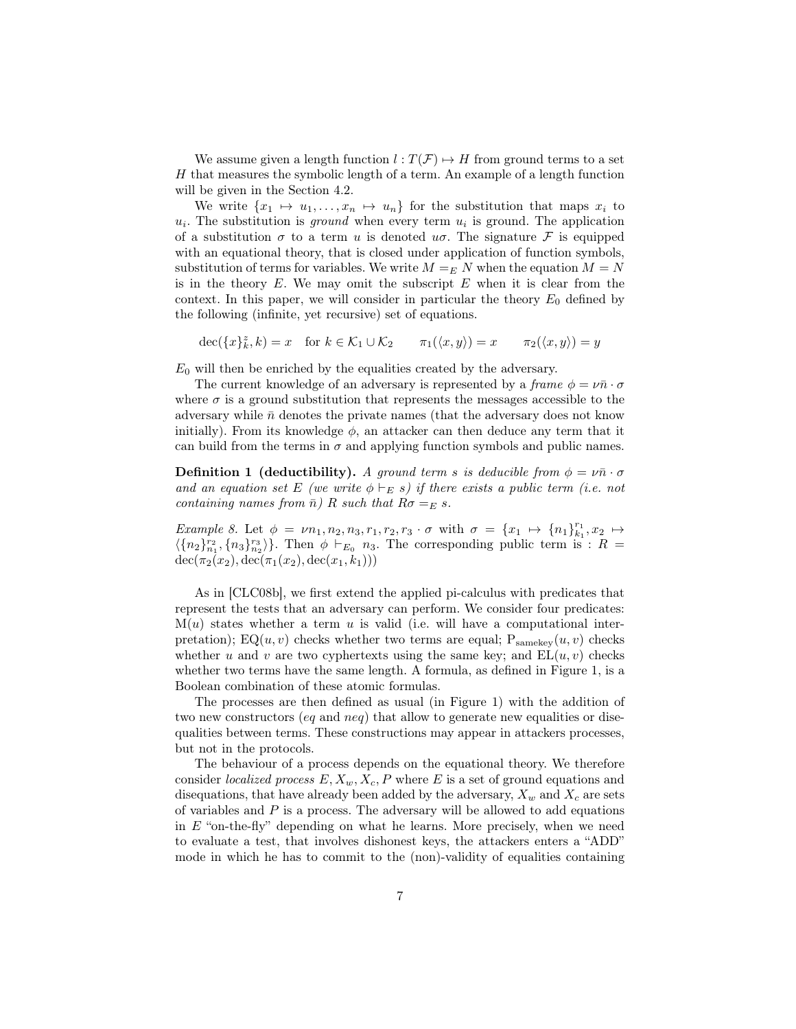We assume given a length function $l : T(\mathcal{F}) \mapsto H$ from ground terms to a set $H$ that measures the symbolic length of a term. An example of a length function will be given in the Section 4.2.

We write $\{x_1 \mapsto u_1, \ldots, x_n \mapsto u_n\}$ for the substitution that maps $x_i$ to $u_i$. The substitution is *ground* when every term $u_i$ is ground. The application of a substitution $\sigma$ to a term $u$ is denoted $u\sigma$. The signature $\mathcal{F}$ is equipped with an equational theory, that is closed under application of function symbols, substitution of terms for variables. We write $M =_E N$ when the equation $M = N$ is in the theory $E$. We may omit the subscript $E$ when it is clear from the context. In this paper, we will consider in particular the theory $E_0$ defined by the following (infinite, yet recursive) set of equations.

$$\mathrm{dec}(\{x\}_k^z, k) = x \quad \text{for } k \in \mathcal{K}_1 \cup \mathcal{K}_2 \qquad \pi_1(\langle x, y\rangle) = x \qquad \pi_2(\langle x, y\rangle) = y$$

$E_0$ will then be enriched by the equalities created by the adversary.

The current knowledge of an adversary is represented by a *frame* $\phi = \nu\bar{n} \cdot \sigma$ where $\sigma$ is a ground substitution that represents the messages accessible to the adversary while $\bar{n}$ denotes the private names (that the adversary does not know initially). From its knowledge $\phi$, an attacker can then deduce any term that it can build from the terms in $\sigma$ and applying function symbols and public names.

**Definition 1 (deductibility).** *A ground term $s$ is deducible from $\phi = \nu\bar{n} \cdot \sigma$ and an equation set $E$ (we write $\phi \vdash_E s$) if there exists a public term (i.e. not containing names from $\bar{n}$) $R$ such that $R\sigma =_E s$.*

*Example 8.* Let $\phi = \nu n_1, n_2, n_3, r_1, r_2, r_3 \cdot \sigma$ with $\sigma = \{x_1 \mapsto \{n_1\}_{k_1}^{r_1}, x_2 \mapsto \langle \{n_2\}_{n_1}^{r_2}, \{n_3\}_{n_2}^{r_3}\rangle\}$. Then $\phi \vdash_{E_0} n_3$. The corresponding public term is : $R = \mathrm{dec}(\pi_2(x_2), \mathrm{dec}(\pi_1(x_2), \mathrm{dec}(x_1, k_1)))$

As in [CLC08b], we first extend the applied pi-calculus with predicates that represent the tests that an adversary can perform. We consider four predicates: $\mathrm{M}(u)$ states whether a term $u$ is valid (i.e. will have a computational interpretation); $\mathrm{EQ}(u, v)$ checks whether two terms are equal; $\mathrm{P}_{\mathrm{samekey}}(u, v)$ checks whether $u$ and $v$ are two cyphertexts using the same key; and $\mathrm{EL}(u, v)$ checks whether two terms have the same length. A formula, as defined in Figure 1, is a Boolean combination of these atomic formulas.

The processes are then defined as usual (in Figure 1) with the addition of two new constructors (*eq* and *neq*) that allow to generate new equalities or disequalities between terms. These constructions may appear in attackers processes, but not in the protocols.

The behaviour of a process depends on the equational theory. We therefore consider *localized process* $E, X_w, X_c, P$ where $E$ is a set of ground equations and disequations, that have already been added by the adversary, $X_w$ and $X_c$ are sets of variables and $P$ is a process. The adversary will be allowed to add equations in $E$ "on-the-fly" depending on what he learns. More precisely, when we need to evaluate a test, that involves dishonest keys, the attackers enters a "ADD" mode in which he has to commit to the (non)-validity of equalities containing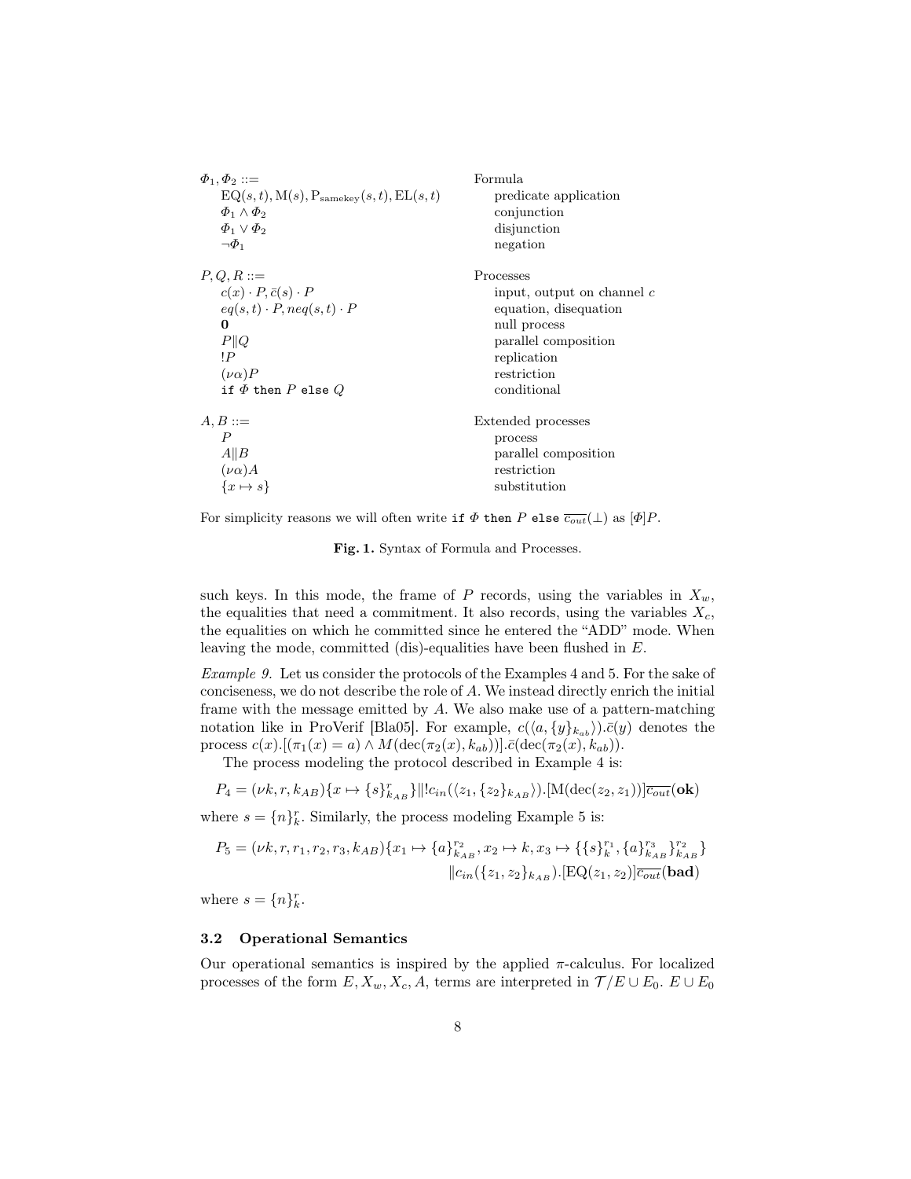| | |
|---|---|
| $\Phi_1, \Phi_2 ::=$ | Formula |
| $\mathrm{EQ}(s,t), \mathrm{M}(s), \mathrm{P}_{\mathrm{samekey}}(s,t), \mathrm{EL}(s,t)$ | predicate application |
| $\Phi_1 \wedge \Phi_2$ | conjunction |
| $\Phi_1 \vee \Phi_2$ | disjunction |
| $\neg \Phi_1$ | negation |
| | |
| $P, Q, R ::=$ | Processes |
| $c(x) \cdot P, \bar{c}(s) \cdot P$ | input, output on channel $c$ |
| $eq(s,t) \cdot P, neq(s,t) \cdot P$ | equation, disequation |
| $\mathbf{0}$ | null process |
| $P \| Q$ | parallel composition |
| $!P$ | replication |
| $(\nu\alpha)P$ | restriction |
| `if` $\Phi$ `then` $P$ `else` $Q$ | conditional |
| | |
| $A, B ::=$ | Extended processes |
| $P$ | process |
| $A \| B$ | parallel composition |
| $(\nu\alpha)A$ | restriction |
| $\{x \mapsto s\}$ | substitution |

For simplicity reasons we will often write `if` $\Phi$ `then` $P$ `else` $\overline{c_{out}}(\bot)$ as $[\Phi]P$.

**Fig. 1.** Syntax of Formula and Processes.

such keys. In this mode, the frame of $P$ records, using the variables in $X_w$, the equalities that need a commitment. It also records, using the variables $X_c$, the equalities on which he committed since he entered the "ADD" mode. When leaving the mode, committed (dis)-equalities have been flushed in $E$.

*Example 9.* Let us consider the protocols of the Examples 4 and 5. For the sake of conciseness, we do not describe the role of $A$. We instead directly enrich the initial frame with the message emitted by $A$. We also make use of a pattern-matching notation like in ProVerif [Bla05]. For example, $c(\langle a, \{y\}_{k_{ab}}\rangle).\bar{c}(y)$ denotes the process $c(x).[(\pi_1(x) = a) \wedge M(\mathrm{dec}(\pi_2(x), k_{ab}))].\bar{c}(\mathrm{dec}(\pi_2(x), k_{ab}))$.

The process modeling the protocol described in Example 4 is:

$$P_4 = (\nu k, r, k_{AB})\{x \mapsto \{s\}^r_{k_{AB}}\} \| !c_{in}(\langle z_1, \{z_2\}_{k_{AB}}\rangle).[\mathrm{M}(\mathrm{dec}(z_2, z_1))]\overline{c_{out}}(\mathbf{ok})$$

where $s = \{n\}^r_k$. Similarly, the process modeling Example 5 is:

$$P_5 = (\nu k, r, r_1, r_2, r_3, k_{AB})\{x_1 \mapsto \{a\}^{r_2}_{k_{AB}}, x_2 \mapsto k, x_3 \mapsto \{\{s\}^{r_1}_k, \{a\}^{r_3}_{k_{AB}}\}^{r_2}_{k_{AB}}\} \\ \| c_{in}(\{z_1, z_2\}_{k_{AB}}).[\mathrm{EQ}(z_1, z_2)]\overline{c_{out}}(\mathbf{bad})$$

where $s = \{n\}^r_k$.

### 3.2 Operational Semantics

Our operational semantics is inspired by the applied $\pi$-calculus. For localized processes of the form $E, X_w, X_c, A$, terms are interpreted in $\mathcal{T}/E \cup E_0$. $E \cup E_0$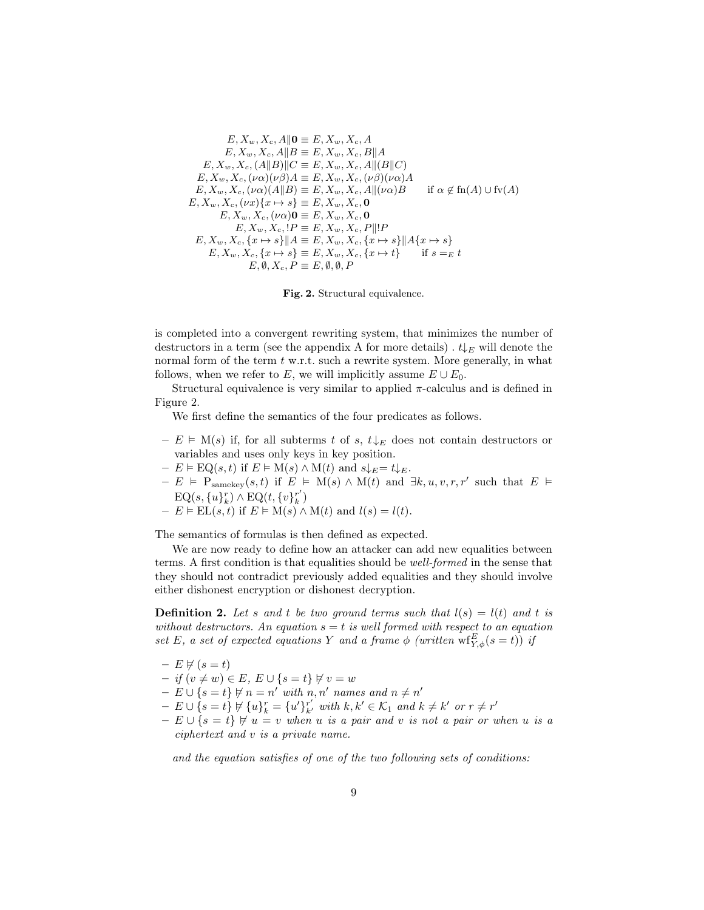$$
\begin{aligned}
E, X_w, X_c, A \| \mathbf{0} &\equiv E, X_w, X_c, A \\
E, X_w, X_c, A \| B &\equiv E, X_w, X_c, B \| A \\
E, X_w, X_c, (A \| B) \| C &\equiv E, X_w, X_c, A \| (B \| C) \\
E, X_w, X_c, (\nu\alpha)(\nu\beta)A &\equiv E, X_w, X_c, (\nu\beta)(\nu\alpha)A \\
E, X_w, X_c, (\nu\alpha)(A \| B) &\equiv E, X_w, X_c, A \| (\nu\alpha)B \qquad \text{if } \alpha \notin \text{fn}(A) \cup \text{fv}(A) \\
E, X_w, X_c, (\nu x)\{x \mapsto s\} &\equiv E, X_w, X_c, \mathbf{0} \\
E, X_w, X_c, (\nu\alpha)\mathbf{0} &\equiv E, X_w, X_c, \mathbf{0} \\
E, X_w, X_c, !P &\equiv E, X_w, X_c, P \| !P \\
E, X_w, X_c, \{x \mapsto s\} \| A &\equiv E, X_w, X_c, \{x \mapsto s\} \| A\{x \mapsto s\} \\
E, X_w, X_c, \{x \mapsto s\} &\equiv E, X_w, X_c, \{x \mapsto t\} \qquad \text{if } s =_E t \\
E, \emptyset, X_c, P &\equiv E, \emptyset, \emptyset, P
\end{aligned}
$$

**Fig. 2.** Structural equivalence.

is completed into a convergent rewriting system, that minimizes the number of destructors in a term (see the appendix A for more details) . $t{\downarrow_E}$ will denote the normal form of the term $t$ w.r.t. such a rewrite system. More generally, in what follows, when we refer to $E$, we will implicitly assume $E \cup E_0$.

Structural equivalence is very similar to applied $\pi$-calculus and is defined in Figure 2.

We first define the semantics of the four predicates as follows.

- $E \vDash \text{M}(s)$ if, for all subterms $t$ of $s$, $t{\downarrow_E}$ does not contain destructors or variables and uses only keys in key position.
- $E \vDash \text{EQ}(s,t)$ if $E \vDash \text{M}(s) \wedge \text{M}(t)$ and $s{\downarrow_E} = t{\downarrow_E}$.
- $E \vDash \text{P}_{\text{samekey}}(s,t)$ if $E \vDash \text{M}(s) \wedge \text{M}(t)$ and $\exists k, u, v, r, r'$ such that $E \vDash \text{EQ}(s, \{u\}_k^r) \wedge \text{EQ}(t, \{v\}_k^{r'})$
- $E \vDash \text{EL}(s,t)$ if $E \vDash \text{M}(s) \wedge \text{M}(t)$ and $l(s) = l(t)$.

The semantics of formulas is then defined as expected.

We are now ready to define how an attacker can add new equalities between terms. A first condition is that equalities should be *well-formed* in the sense that they should not contradict previously added equalities and they should involve either dishonest encryption or dishonest decryption.

**Definition 2.** *Let $s$ and $t$ be two ground terms such that $l(s) = l(t)$ and $t$ is without destructors. An equation $s = t$ is well formed with respect to an equation set $E$, a set of expected equations $Y$ and a frame $\phi$ (written $\text{wf}^E_{Y,\phi}(s = t)$) if*

- $E \nvDash (s = t)$
- *if $(v \neq w) \in E$, $E \cup \{s = t\} \nvDash v = w$*
- *$E \cup \{s = t\} \nvDash n = n'$ with $n, n'$ names and $n \neq n'$*
- *$E \cup \{s = t\} \nvDash \{u\}_k^r = \{u'\}_{k'}^{r'}$ with $k, k' \in \mathcal{K}_1$ and $k \neq k'$ or $r \neq r'$*
- *$E \cup \{s = t\} \nvDash u = v$ when $u$ is a pair and $v$ is not a pair or when $u$ is a ciphertext and $v$ is a private name.*

*and the equation satisfies of one of the two following sets of conditions:*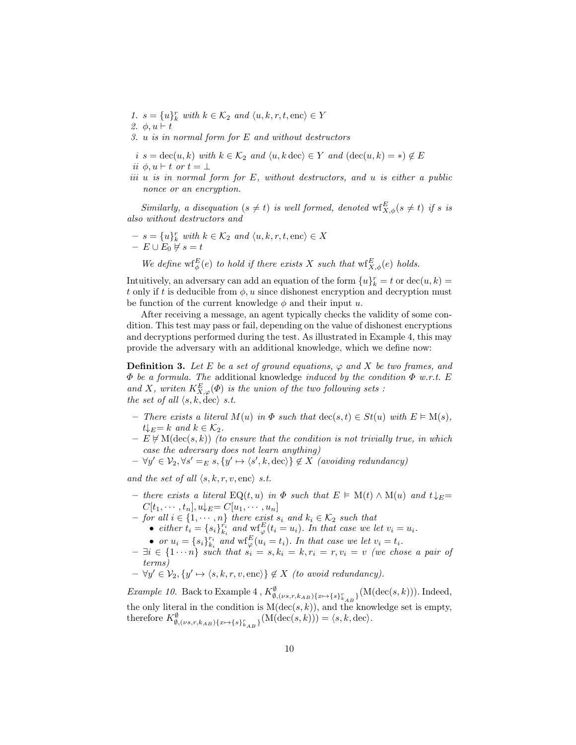1. $s = \{u\}_k^r$ with $k \in \mathcal{K}_2$ and $\langle u, k, r, t, \mathrm{enc}\rangle \in Y$
2. $\phi, u \vdash t$
3. $u$ is in normal form for $E$ and without destructors

i $s = \mathrm{dec}(u, k)$ with $k \in \mathcal{K}_2$ and $\langle u, k\, \mathrm{dec}\rangle \in Y$ and $(\mathrm{dec}(u, k) = *) \notin E$

ii $\phi, u \vdash t$ or $t = \perp$

iii $u$ is in normal form for $E$, without destructors, and $u$ is either a public nonce or an encryption.

*Similarly, a disequation $(s \neq t)$ is well formed, denoted $\mathrm{wf}^E_{X,\phi}(s \neq t)$ if $s$ is also without destructors and*

- $s = \{u\}_k^r$ with $k \in \mathcal{K}_2$ and $\langle u, k, r, t, \mathrm{enc}\rangle \in X$
- $E \cup E_0 \not\vdash s = t$

*We define $\mathrm{wf}^E_\phi(e)$ to hold if there exists $X$ such that $\mathrm{wf}^E_{X,\phi}(e)$ holds.*

Intuitively, an adversary can add an equation of the form $\{u\}_k^r = t$ or $\mathrm{dec}(u, k) = t$ only if $t$ is deducible from $\phi, u$ since dishonest encryption and decryption must be function of the current knowledge $\phi$ and their input $u$.

After receiving a message, an agent typically checks the validity of some condition. This test may pass or fail, depending on the value of dishonest encryptions and decryptions performed during the test. As illustrated in Example 4, this may provide the adversary with an additional knowledge, which we define now:

**Definition 3.** *Let $E$ be a set of ground equations, $\varphi$ and $X$ be two frames, and $\Phi$ be a formula. The* additional knowledge *induced by the condition $\Phi$ w.r.t. $E$ and $X$, writen $K^E_{X,\varphi}(\Phi)$ is the union of the two following sets : the set of all $\langle s, k, \mathrm{dec}\rangle$ s.t.*

- *There exists a literal $M(u)$ in $\Phi$ such that $\mathrm{dec}(s, t) \in St(u)$ with $E \vDash \mathrm{M}(s)$, $t{\downarrow_E} = k$ and $k \in \mathcal{K}_2$.*
- *$E \not\vDash \mathrm{M}(\mathrm{dec}(s, k))$ (to ensure that the condition is not trivially true, in which case the adversary does not learn anything)*
- *$\forall y' \in \mathcal{V}_2, \forall s' =_E s, \{y' \mapsto \langle s', k, \mathrm{dec}\rangle\} \notin X$ (avoiding redundancy)*

*and the set of all $\langle s, k, r, v, \mathrm{enc}\rangle$ s.t.*

- *there exists a literal $\mathrm{EQ}(t, u)$ in $\Phi$ such that $E \vDash \mathrm{M}(t) \wedge \mathrm{M}(u)$ and $t{\downarrow_E} = C[t_1, \cdots, t_n], u{\downarrow_E} = C[u_1, \cdots, u_n]$*
- *for all $i \in \{1, \cdots, n\}$ there exist $s_i$ and $k_i \in \mathcal{K}_2$ such that*
  - *either $t_i = \{s_i\}_{k_i}^{r_i}$ and $\mathrm{wf}^E_\varphi(t_i = u_i)$. In that case we let $v_i = u_i$.*
  - *or $u_i = \{s_i\}_{k_i}^{r_i}$ and $\mathrm{wf}^E_\varphi(u_i = t_i)$. In that case we let $v_i = t_i$.*
- *$\exists i \in \{1 \cdots n\}$ such that $s_i = s, k_i = k, r_i = r, v_i = v$ (we chose a pair of terms)*
- *$\forall y' \in \mathcal{V}_2, \{y' \mapsto \langle s, k, r, v, \mathrm{enc}\rangle\} \notin X$ (to avoid redundancy).*

*Example 10.* Back to Example 4 , $K^\emptyset_{\emptyset,(\nu s,r,k_{AB})\{x \mapsto \{s\}^r_{k_{AB}}\}}(\mathrm{M}(\mathrm{dec}(s, k)))$. Indeed, the only literal in the condition is $\mathrm{M}(\mathrm{dec}(s, k))$, and the knowledge set is empty, therefore $K^\emptyset_{\emptyset,(\nu s,r,k_{AB})\{x \mapsto \{s\}^r_{k_{AB}}\}}(\mathrm{M}(\mathrm{dec}(s, k))) = \langle s, k, \mathrm{dec}\rangle$.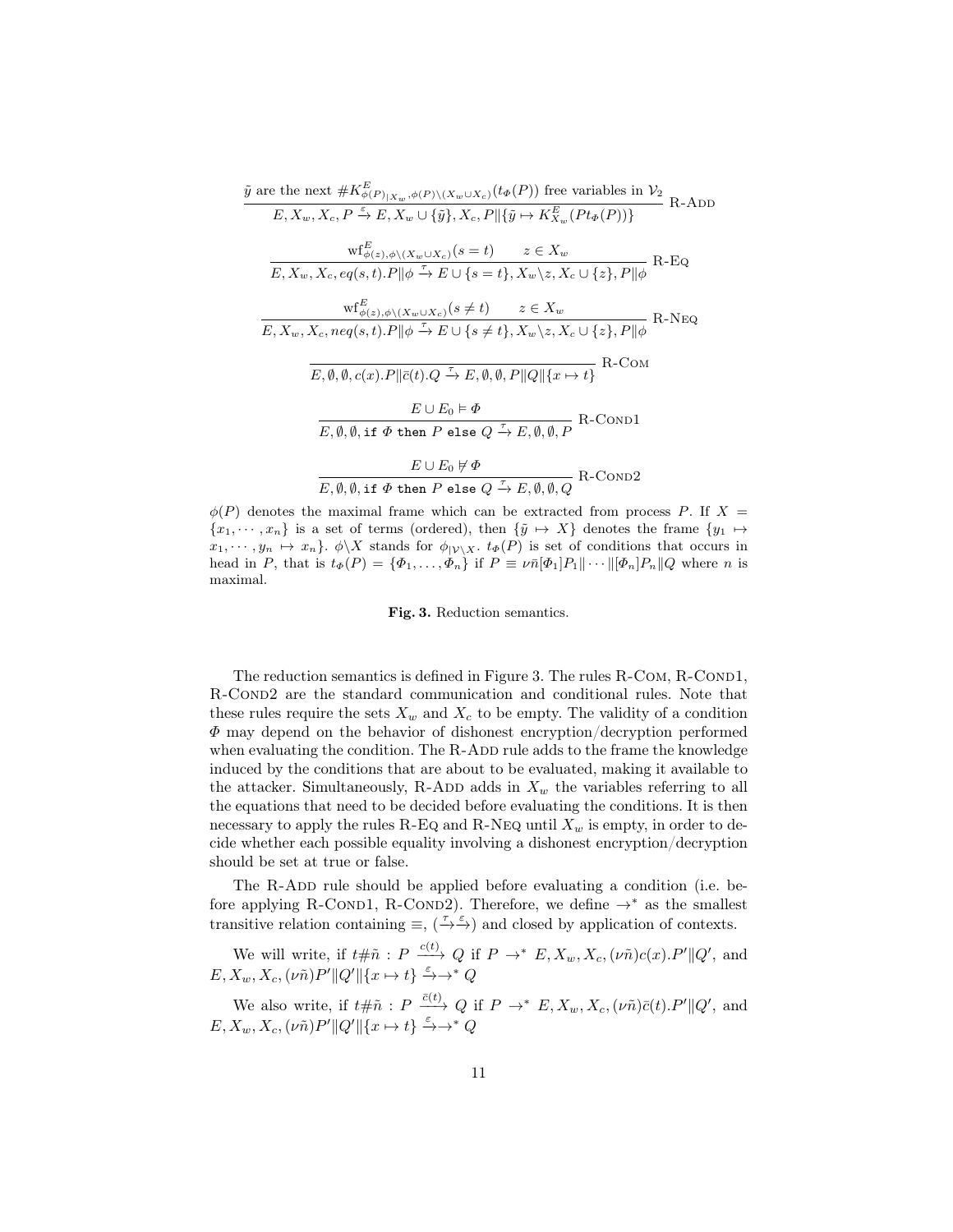$$\frac{\tilde{y} \text{ are the next } \#K^{E}_{\phi(P)_{|X_w},\phi(P)\setminus(X_w\cup X_c)}(t_\Phi(P)) \text{ free variables in } \mathcal{V}_2}{E, X_w, X_c, P \xrightarrow{\varepsilon} E, X_w \cup \{\tilde{y}\}, X_c, P \| \{\tilde{y} \mapsto K^{E}_{X_w}(Pt_\Phi(P))\}} \text{ R-Add}$$

$$\frac{\mathrm{wf}^{E}_{\phi(z),\phi\setminus(X_w\cup X_c)}(s=t) \qquad z \in X_w}{E, X_w, X_c, eq(s,t).P\|\phi \xrightarrow{\tau} E \cup \{s=t\}, X_w\setminus z, X_c \cup \{z\}, P\|\phi} \text{ R-Eq}$$

$$\frac{\mathrm{wf}^{E}_{\phi(z),\phi\setminus(X_w\cup X_c)}(s\neq t) \qquad z \in X_w}{E, X_w, X_c, neq(s,t).P\|\phi \xrightarrow{\tau} E \cup \{s\neq t\}, X_w\setminus z, X_c \cup \{z\}, P\|\phi} \text{ R-Neq}$$

$$\frac{}{E, \emptyset, \emptyset, c(x).P\|\bar{c}(t).Q \xrightarrow{\tau} E, \emptyset, \emptyset, P\|Q\|\{x \mapsto t\}} \text{ R-Com}$$

$$\frac{E \cup E_0 \vDash \Phi}{E, \emptyset, \emptyset, \texttt{if } \Phi \texttt{ then } P \texttt{ else } Q \xrightarrow{\tau} E, \emptyset, \emptyset, P} \text{ R-Cond1}$$

$$\frac{E \cup E_0 \nvDash \Phi}{E, \emptyset, \emptyset, \texttt{if } \Phi \texttt{ then } P \texttt{ else } Q \xrightarrow{\tau} E, \emptyset, \emptyset, Q} \text{ R-Cond2}$$

$\phi(P)$ denotes the maximal frame which can be extracted from process $P$. If $X = \{x_1, \cdots, x_n\}$ is a set of terms (ordered), then $\{\tilde{y} \mapsto X\}$ denotes the frame $\{y_1 \mapsto x_1, \cdots, y_n \mapsto x_n\}$. $\phi\setminus X$ stands for $\phi_{|\mathcal{V}\setminus X}$. $t_\Phi(P)$ is set of conditions that occurs in head in $P$, that is $t_\Phi(P) = \{\Phi_1, \ldots, \Phi_n\}$ if $P \equiv \nu\bar{n}[\Phi_1]P_1\| \cdots \|[\Phi_n]P_n\|Q$ where $n$ is maximal.

**Fig. 3.** Reduction semantics.

The reduction semantics is defined in Figure 3. The rules R-Com, R-Cond1, R-Cond2 are the standard communication and conditional rules. Note that these rules require the sets $X_w$ and $X_c$ to be empty. The validity of a condition $\Phi$ may depend on the behavior of dishonest encryption/decryption performed when evaluating the condition. The R-Add rule adds to the frame the knowledge induced by the conditions that are about to be evaluated, making it available to the attacker. Simultaneously, R-Add adds in $X_w$ the variables referring to all the equations that need to be decided before evaluating the conditions. It is then necessary to apply the rules R-Eq and R-Neq until $X_w$ is empty, in order to decide whether each possible equality involving a dishonest encryption/decryption should be set at true or false.

The R-Add rule should be applied before evaluating a condition (i.e. before applying R-Cond1, R-Cond2). Therefore, we define $\rightarrow^*$ as the smallest transitive relation containing $\equiv$, $(\xrightarrow{\tau}\xrightarrow{\varepsilon})$ and closed by application of contexts.

We will write, if $t\#\tilde{n}$ : $P \xrightarrow{c(t)} Q$ if $P \rightarrow^* E, X_w, X_c, (\nu\tilde{n})c(x).P'\|Q'$, and $E, X_w, X_c, (\nu\tilde{n})P'\|Q'\|\{x \mapsto t\} \xrightarrow{\varepsilon}\rightarrow^* Q$

We also write, if $t\#\tilde{n}$ : $P \xrightarrow{\bar{c}(t)} Q$ if $P \rightarrow^* E, X_w, X_c, (\nu\tilde{n})\bar{c}(t).P'\|Q'$, and $E, X_w, X_c, (\nu\tilde{n})P'\|Q'\|\{x \mapsto t\} \xrightarrow{\varepsilon}\rightarrow^* Q$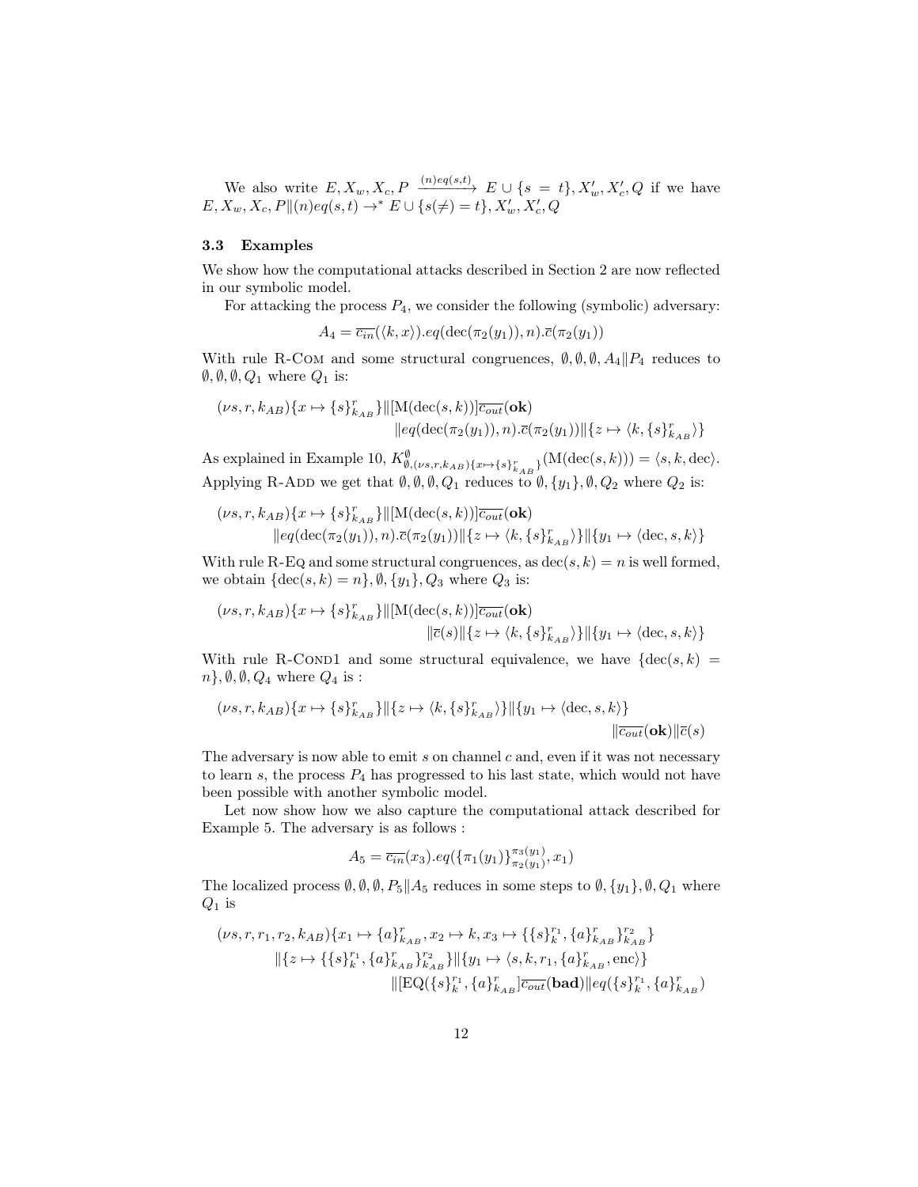We also write $E, X_w, X_c, P \xrightarrow{(n)eq(s,t)} E \cup \{s = t\}, X'_w, X'_c, Q$ if we have $E, X_w, X_c, P \| (n)eq(s,t) \to^* E \cup \{s (\neq) = t\}, X'_w, X'_c, Q$

### 3.3 Examples

We show how the computational attacks described in Section 2 are now reflected in our symbolic model.

For attacking the process $P_4$, we consider the following (symbolic) adversary:

$$A_4 = \overline{c_{in}}(\langle k, x \rangle).eq(\mathrm{dec}(\pi_2(y_1)), n).\overline{c}(\pi_2(y_1))$$

With rule R-Com and some structural congruences, $\emptyset, \emptyset, \emptyset, A_4 \| P_4$ reduces to $\emptyset, \emptyset, \emptyset, Q_1$ where $Q_1$ is:

$$(\nu s, r, k_{AB})\{x \mapsto \{s\}^r_{k_{AB}}\} \| [\mathrm{M}(\mathrm{dec}(s,k))] \overline{c_{out}}(\mathbf{ok}) \\ \| eq(\mathrm{dec}(\pi_2(y_1)), n).\overline{c}(\pi_2(y_1)) \| \{z \mapsto \langle k, \{s\}^r_{k_{AB}} \rangle\}$$

As explained in Example 10, $K^{\emptyset}_{\emptyset, (\nu s, r, k_{AB})\{x \mapsto \{s\}^r_{k_{AB}}\}}(\mathrm{M}(\mathrm{dec}(s,k))) = \langle s, k, \mathrm{dec} \rangle$. Applying R-Add we get that $\emptyset, \emptyset, \emptyset, Q_1$ reduces to $\emptyset, \{y_1\}, \emptyset, Q_2$ where $Q_2$ is:

$$(\nu s, r, k_{AB})\{x \mapsto \{s\}^r_{k_{AB}}\} \| [\mathrm{M}(\mathrm{dec}(s,k))] \overline{c_{out}}(\mathbf{ok}) \\ \| eq(\mathrm{dec}(\pi_2(y_1)), n).\overline{c}(\pi_2(y_1)) \| \{z \mapsto \langle k, \{s\}^r_{k_{AB}} \rangle\} \| \{y_1 \mapsto \langle \mathrm{dec}, s, k \rangle\}$$

With rule R-Eq and some structural congruences, as $\mathrm{dec}(s,k) = n$ is well formed, we obtain $\{\mathrm{dec}(s,k) = n\}, \emptyset, \{y_1\}, Q_3$ where $Q_3$ is:

$$(\nu s, r, k_{AB})\{x \mapsto \{s\}^r_{k_{AB}}\} \| [\mathrm{M}(\mathrm{dec}(s,k))] \overline{c_{out}}(\mathbf{ok}) \\ \| \overline{c}(s) \| \{z \mapsto \langle k, \{s\}^r_{k_{AB}} \rangle\} \| \{y_1 \mapsto \langle \mathrm{dec}, s, k \rangle\}$$

With rule R-Cond1 and some structural equivalence, we have $\{\mathrm{dec}(s,k) = n\}, \emptyset, \emptyset, Q_4$ where $Q_4$ is :

$$(\nu s, r, k_{AB})\{x \mapsto \{s\}^r_{k_{AB}}\} \| \{z \mapsto \langle k, \{s\}^r_{k_{AB}} \rangle\} \| \{y_1 \mapsto \langle \mathrm{dec}, s, k \rangle\} \\ \| \overline{c_{out}}(\mathbf{ok}) \| \overline{c}(s)$$

The adversary is now able to emit $s$ on channel $c$ and, even if it was not necessary to learn $s$, the process $P_4$ has progressed to his last state, which would not have been possible with another symbolic model.

Let now show how we also capture the computational attack described for Example 5. The adversary is as follows :

$$A_5 = \overline{c_{in}}(x_3).eq(\{\pi_1(y_1)\}^{\pi_3(y_1)}_{\pi_2(y_1)}, x_1)$$

The localized process $\emptyset, \emptyset, \emptyset, P_5 \| A_5$ reduces in some steps to $\emptyset, \{y_1\}, \emptyset, Q_1$ where $Q_1$ is

$$(\nu s, r, r_1, r_2, k_{AB})\{x_1 \mapsto \{a\}^r_{k_{AB}}, x_2 \mapsto k, x_3 \mapsto \{\{s\}^{r_1}_k, \{a\}^r_{k_{AB}}\}^{r_2}_{k_{AB}}\} \\ \| \{z \mapsto \{\{s\}^{r_1}_k, \{a\}^r_{k_{AB}}\}^{r_2}_{k_{AB}}\} \| \{y_1 \mapsto \langle s, k, r_1, \{a\}^r_{k_{AB}}, \mathrm{enc} \rangle\} \\ \| [\mathrm{EQ}(\{s\}^{r_1}_k, \{a\}^r_{k_{AB}}] \overline{c_{out}}(\mathbf{bad}) \| eq(\{s\}^{r_1}_k, \{a\}^r_{k_{AB}})$$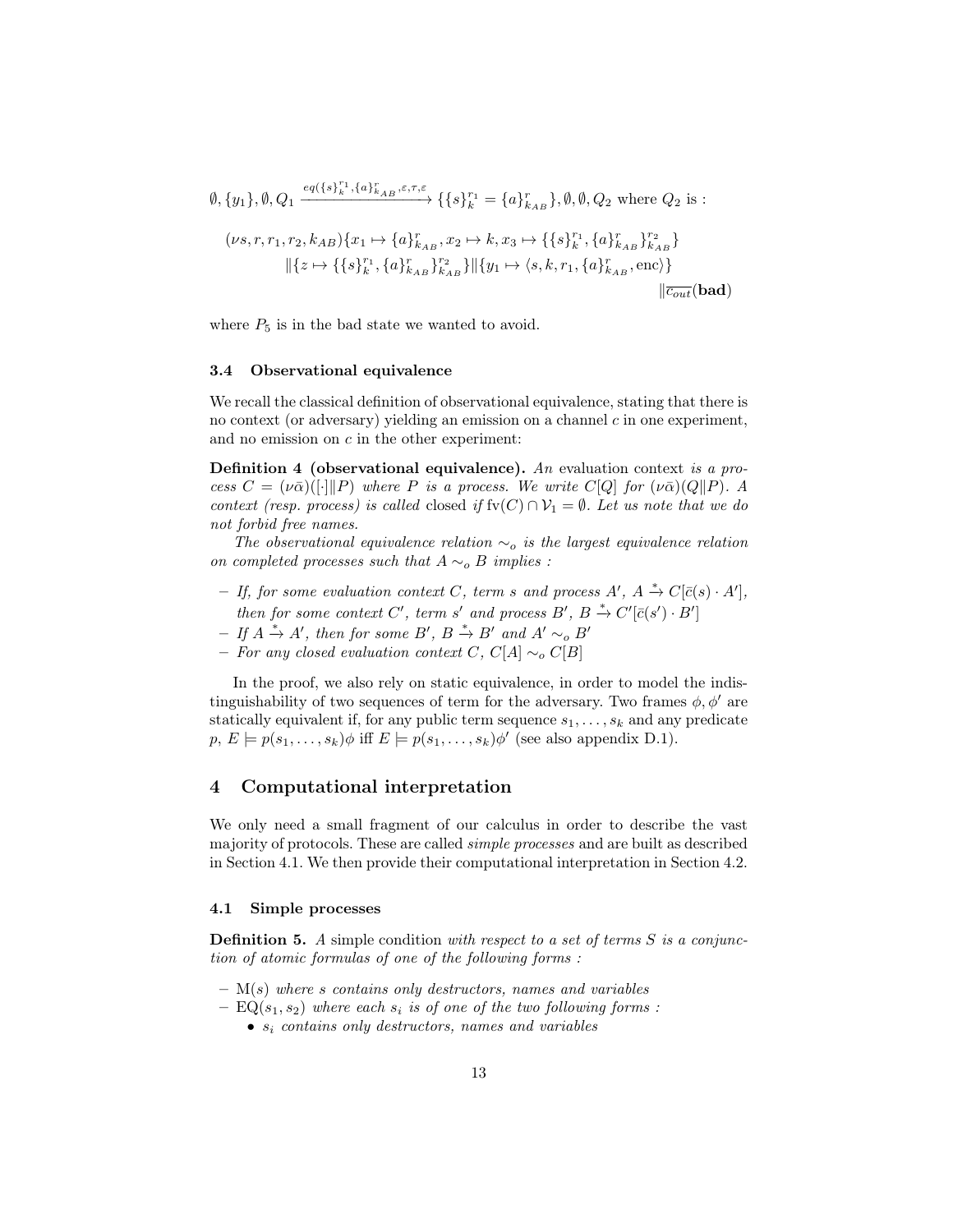$$\emptyset, \{y_1\}, \emptyset, Q_1 \xrightarrow{eq(\{s\}_k^{r_1}, \{a\}_{k_{AB}}^r, \varepsilon, \tau, \varepsilon} \{\{s\}_k^{r_1} = \{a\}_{k_{AB}}^r\}, \emptyset, \emptyset, Q_2 \text{ where } Q_2 \text{ is :}$$

$$(\nu s, r, r_1, r_2, k_{AB})\{x_1 \mapsto \{a\}_{k_{AB}}^r, x_2 \mapsto k, x_3 \mapsto \{\{s\}_k^{r_1}, \{a\}_{k_{AB}}^r\}_{k_{AB}}^{r_2}\}$$
$$\|\{z \mapsto \{\{s\}_k^{r_1}, \{a\}_{k_{AB}}^r\}_{k_{AB}}^{r_2}\}\|\{y_1 \mapsto \langle s, k, r_1, \{a\}_{k_{AB}}^r, \text{enc}\rangle\}$$
$$\|\overline{c_{out}}(\mathbf{bad})$$

where $P_5$ is in the bad state we wanted to avoid.

### 3.4 Observational equivalence

We recall the classical definition of observational equivalence, stating that there is no context (or adversary) yielding an emission on a channel $c$ in one experiment, and no emission on $c$ in the other experiment:

**Definition 4 (observational equivalence).** *An* evaluation context *is a process $C = (\nu\bar{\alpha})([\cdot]\|P)$ where $P$ is a process. We write $C[Q]$ for $(\nu\bar{\alpha})(Q\|P)$. A context (resp. process) is called* closed *if $\text{fv}(C) \cap \mathcal{V}_1 = \emptyset$. Let us note that we do not forbid free names.*

*The observational equivalence relation $\sim_o$ is the largest equivalence relation on completed processes such that $A \sim_o B$ implies :*

- *If, for some evaluation context $C$, term $s$ and process $A'$, $A \xrightarrow{*} C[\bar{c}(s) \cdot A']$, then for some context $C'$, term $s'$ and process $B'$, $B \xrightarrow{*} C'[\bar{c}(s') \cdot B']$*
- *If $A \xrightarrow{*} A'$, then for some $B'$, $B \xrightarrow{*} B'$ and $A' \sim_o B'$*
- *For any closed evaluation context $C$, $C[A] \sim_o C[B]$*

In the proof, we also rely on static equivalence, in order to model the indistinguishability of two sequences of term for the adversary. Two frames $\phi, \phi'$ are statically equivalent if, for any public term sequence $s_1, \ldots, s_k$ and any predicate $p$, $E \models p(s_1, \ldots, s_k)\phi$ iff $E \models p(s_1, \ldots, s_k)\phi'$ (see also appendix D.1).

## 4 Computational interpretation

We only need a small fragment of our calculus in order to describe the vast majority of protocols. These are called *simple processes* and are built as described in Section 4.1. We then provide their computational interpretation in Section 4.2.

### 4.1 Simple processes

**Definition 5.** *A* simple condition *with respect to a set of terms $S$ is a conjunction of atomic formulas of one of the following forms :*

- *$\text{M}(s)$ where $s$ contains only destructors, names and variables*
- *$\text{EQ}(s_1, s_2)$ where each $s_i$ is of one of the two following forms :*
  - *$s_i$ contains only destructors, names and variables*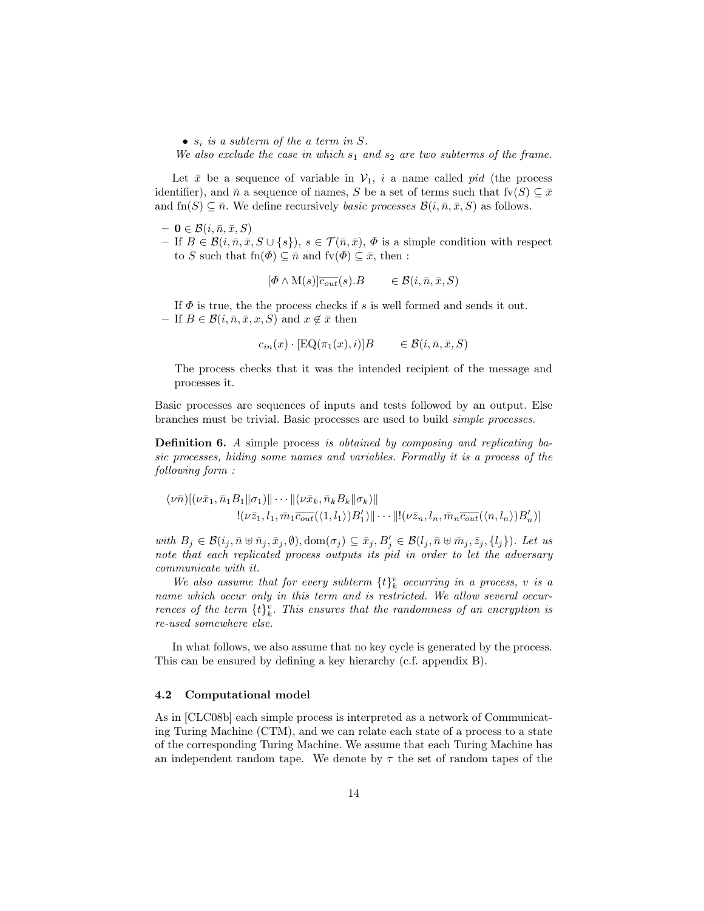- *$s_i$ is a subterm of the a term in $S$.*

*We also exclude the case in which $s_1$ and $s_2$ are two subterms of the frame.*

Let $\bar{x}$ be a sequence of variable in $\mathcal{V}_1$, $i$ a name called *pid* (the process identifier), and $\bar{n}$ a sequence of names, $S$ be a set of terms such that $\mathrm{fv}(S) \subseteq \bar{x}$ and $\mathrm{fn}(S) \subseteq \bar{n}$. We define recursively *basic processes* $\mathcal{B}(i, \bar{n}, \bar{x}, S)$ as follows.

- $\mathbf{0} \in \mathcal{B}(i, \bar{n}, \bar{x}, S)$
- If $B \in \mathcal{B}(i, \bar{n}, \bar{x}, S \cup \{s\})$, $s \in \mathcal{T}(\bar{n}, \bar{x})$, $\Phi$ is a simple condition with respect to $S$ such that $\mathrm{fn}(\Phi) \subseteq \bar{n}$ and $\mathrm{fv}(\Phi) \subseteq \bar{x}$, then :

$$[\Phi \wedge \mathrm{M}(s)]\overline{c_{out}}(s).B \qquad \in \mathcal{B}(i, \bar{n}, \bar{x}, S)$$

  If $\Phi$ is true, the the process checks if $s$ is well formed and sends it out.
- If $B \in \mathcal{B}(i, \bar{n}, \bar{x}, x, S)$ and $x \notin \bar{x}$ then

$$c_{in}(x) \cdot [\mathrm{EQ}(\pi_1(x), i)]B \qquad \in \mathcal{B}(i, \bar{n}, \bar{x}, S)$$

  The process checks that it was the intended recipient of the message and processes it.

Basic processes are sequences of inputs and tests followed by an output. Else branches must be trivial. Basic processes are used to build *simple processes*.

**Definition 6.** *A* simple process *is obtained by composing and replicating basic processes, hiding some names and variables. Formally it is a process of the following form :*

$$(\nu\bar{n})[(\nu\bar{x}_1, \bar{n}_1 B_1 \| \sigma_1) \| \cdots \| (\nu\bar{x}_k, \bar{n}_k B_k \| \sigma_k) \| \\ !(\nu\bar{z}_1, l_1, \bar{m}_1 \overline{c_{out}}(\langle 1, l_1 \rangle) B'_1) \| \cdots \| !(\nu\bar{z}_n, l_n, \bar{m}_n \overline{c_{out}}(\langle n, l_n \rangle) B'_n)]$$

*with $B_j \in \mathcal{B}(i_j, \bar{n} \uplus \bar{n}_j, \bar{x}_j, \emptyset)$, $\mathrm{dom}(\sigma_j) \subseteq \bar{x}_j$, $B'_j \in \mathcal{B}(l_j, \bar{n} \uplus \bar{m}_j, \bar{z}_j, \{l_j\})$. Let us note that each replicated process outputs its pid in order to let the adversary communicate with it.*

*We also assume that for every subterm $\{t\}_k^v$ occurring in a process, $v$ is a name which occur only in this term and is restricted. We allow several occurrences of the term $\{t\}_k^v$. This ensures that the randomness of an encryption is re-used somewhere else.*

In what follows, we also assume that no key cycle is generated by the process. This can be ensured by defining a key hierarchy (c.f. appendix B).

### 4.2 Computational model

As in [CLC08b] each simple process is interpreted as a network of Communicating Turing Machine (CTM), and we can relate each state of a process to a state of the corresponding Turing Machine. We assume that each Turing Machine has an independent random tape. We denote by $\tau$ the set of random tapes of the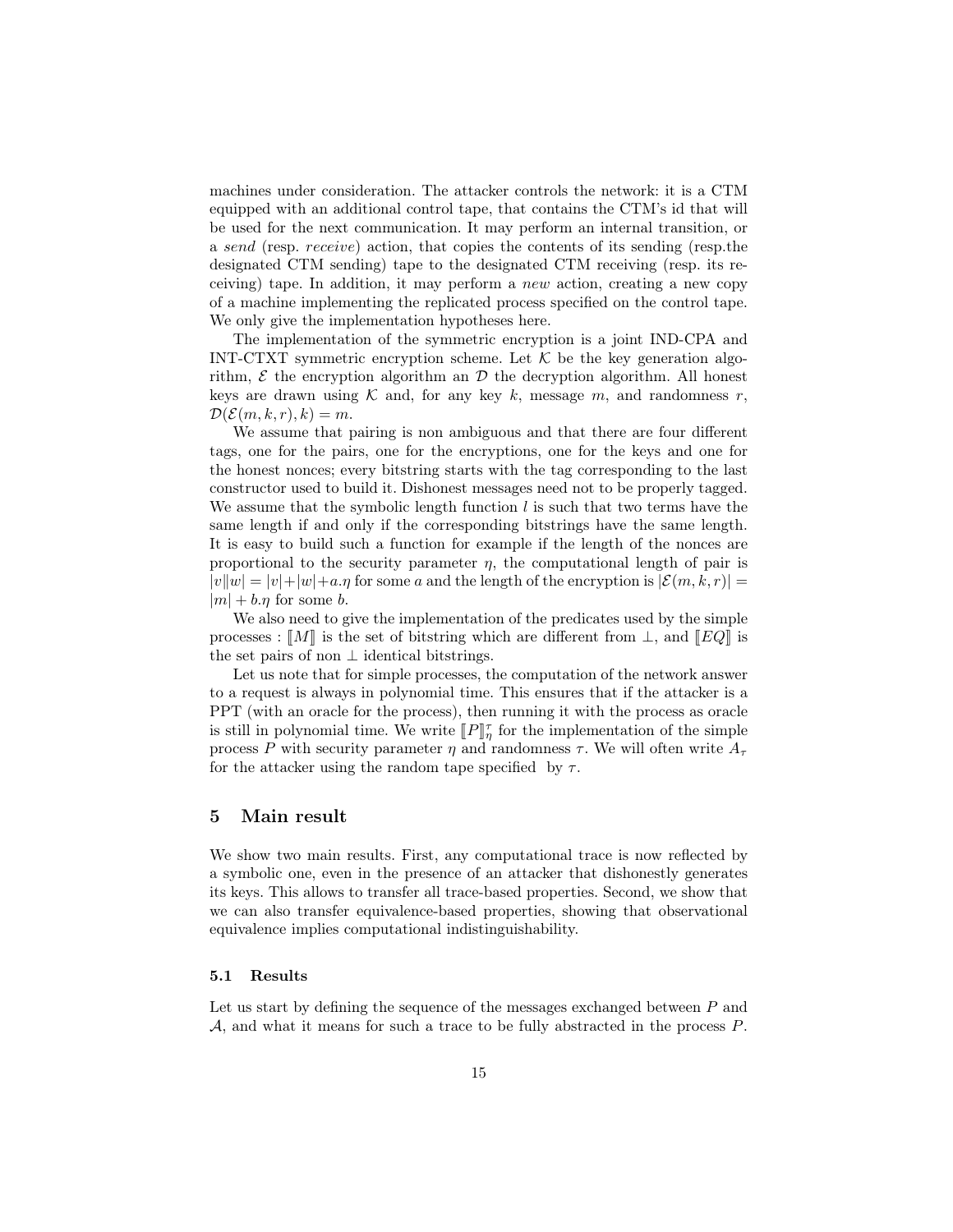machines under consideration. The attacker controls the network: it is a CTM equipped with an additional control tape, that contains the CTM's id that will be used for the next communication. It may perform an internal transition, or a *send* (resp. *receive*) action, that copies the contents of its sending (resp.the designated CTM sending) tape to the designated CTM receiving (resp. its receiving) tape. In addition, it may perform a *new* action, creating a new copy of a machine implementing the replicated process specified on the control tape. We only give the implementation hypotheses here.

The implementation of the symmetric encryption is a joint IND-CPA and INT-CTXT symmetric encryption scheme. Let $\mathcal{K}$ be the key generation algorithm, $\mathcal{E}$ the encryption algorithm an $\mathcal{D}$ the decryption algorithm. All honest keys are drawn using $\mathcal{K}$ and, for any key $k$, message $m$, and randomness $r$, $\mathcal{D}(\mathcal{E}(m,k,r),k) = m$.

We assume that pairing is non ambiguous and that there are four different tags, one for the pairs, one for the encryptions, one for the keys and one for the honest nonces; every bitstring starts with the tag corresponding to the last constructor used to build it. Dishonest messages need not to be properly tagged. We assume that the symbolic length function $l$ is such that two terms have the same length if and only if the corresponding bitstrings have the same length. It is easy to build such a function for example if the length of the nonces are proportional to the security parameter $\eta$, the computational length of pair is $|v\|w| = |v|+|w|+a.\eta$ for some $a$ and the length of the encryption is $|\mathcal{E}(m,k,r)| = |m| + b.\eta$ for some $b$.

We also need to give the implementation of the predicates used by the simple processes : $[\![M]\!]$ is the set of bitstring which are different from $\perp$, and $[\![EQ]\!]$ is the set pairs of non $\perp$ identical bitstrings.

Let us note that for simple processes, the computation of the network answer to a request is always in polynomial time. This ensures that if the attacker is a PPT (with an oracle for the process), then running it with the process as oracle is still in polynomial time. We write $[\![P]\!]_\eta^\tau$ for the implementation of the simple process $P$ with security parameter $\eta$ and randomness $\tau$. We will often write $A_\tau$ for the attacker using the random tape specified by $\tau$.

## 5 Main result

We show two main results. First, any computational trace is now reflected by a symbolic one, even in the presence of an attacker that dishonestly generates its keys. This allows to transfer all trace-based properties. Second, we show that we can also transfer equivalence-based properties, showing that observational equivalence implies computational indistinguishability.

### 5.1 Results

Let us start by defining the sequence of the messages exchanged between $P$ and $\mathcal{A}$, and what it means for such a trace to be fully abstracted in the process $P$.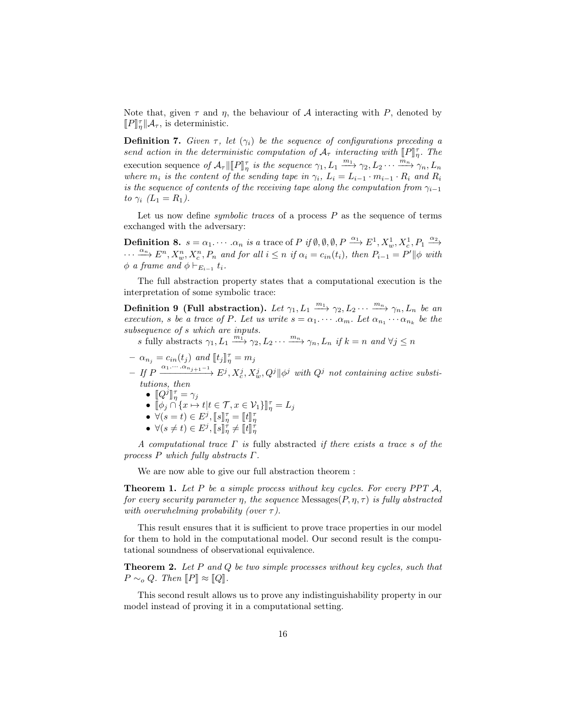Note that, given $\tau$ and $\eta$, the behaviour of $\mathcal{A}$ interacting with $P$, denoted by $[\![P]\!]^\tau_\eta \| \mathcal{A}_\tau$, is deterministic.

**Definition 7.** *Given $\tau$, let $(\gamma_i)$ be the sequence of configurations preceding a send action in the deterministic computation of $\mathcal{A}_\tau$ interacting with $[\![P]\!]^\tau_\eta$. The* execution sequence *of $\mathcal{A}_\tau \| [\![P]\!]^\tau_\eta$ is the sequence $\gamma_1, L_1 \xrightarrow{m_1} \gamma_2, L_2 \cdots \xrightarrow{m_n} \gamma_n, L_n$ where $m_i$ is the content of the sending tape in $\gamma_i$, $L_i = L_{i-1} \cdot m_{i-1} \cdot R_i$ and $R_i$ is the sequence of contents of the receiving tape along the computation from $\gamma_{i-1}$ to $\gamma_i$ ($L_1 = R_1$).*

Let us now define *symbolic traces* of a process $P$ as the sequence of terms exchanged with the adversary:

**Definition 8.** *$s = \alpha_1. \cdots .\alpha_n$ is a* trace of $P$ *if $\emptyset, \emptyset, \emptyset, P \xrightarrow{\alpha_1} E^1, X^1_w, X^1_c, P_1 \xrightarrow{\alpha_2} \cdots \xrightarrow{\alpha_n} E^n, X^n_w, X^n_c, P_n$ and for all $i \leq n$ if $\alpha_i = c_{in}(t_i)$, then $P_{i-1} = P' \| \phi$ with $\phi$ a frame and $\phi \vdash_{E_{i-1}} t_i$.*

The full abstraction property states that a computational execution is the interpretation of some symbolic trace:

**Definition 9 (Full abstraction).** *Let $\gamma_1, L_1 \xrightarrow{m_1} \gamma_2, L_2 \cdots \xrightarrow{m_n} \gamma_n, L_n$ be an execution, $s$ be a trace of $P$. Let us write $s = \alpha_1. \cdots .\alpha_m$. Let $\alpha_{n_1} \cdots \alpha_{n_k}$ be the subsequence of $s$ which are inputs.*

*$s$* fully abstracts *$\gamma_1, L_1 \xrightarrow{m_1} \gamma_2, L_2 \cdots \xrightarrow{m_n} \gamma_n, L_n$ if $k = n$ and $\forall j \leq n$*

- *$\alpha_{n_j} = c_{in}(t_j)$ and $[\![t_j]\!]^\tau_\eta = m_j$*
- *If $P \xrightarrow{\alpha_1 \cdots .\alpha_{n_{j+1}-1}} E^j, X^j_c, X^j_w, Q^j \| \phi^j$ with $Q^j$ not containing active substitutions, then*
  - *$[\![Q^j]\!]^\tau_\eta = \gamma_j$*
  - *$[\![\phi_j \cap \{x \mapsto t | t \in \mathcal{T}, x \in \mathcal{V}_1\}]\!]^\tau_\eta = L_j$*
  - *$\forall (s = t) \in E^j, [\![s]\!]^\tau_\eta = [\![t]\!]^\tau_\eta$*
  - *$\forall (s \neq t) \in E^j, [\![s]\!]^\tau_\eta \neq [\![t]\!]^\tau_\eta$*

*A computational trace $\Gamma$ is* fully abstracted *if there exists a trace $s$ of the process $P$ which fully abstracts $\Gamma$.*

We are now able to give our full abstraction theorem :

**Theorem 1.** *Let $P$ be a simple process without key cycles. For every PPT $\mathcal{A}$, for every security parameter $\eta$, the sequence* Messages$(P, \eta, \tau)$ *is fully abstracted with overwhelming probability (over $\tau$).*

This result ensures that it is sufficient to prove trace properties in our model for them to hold in the computational model. Our second result is the computational soundness of observational equivalence.

**Theorem 2.** *Let $P$ and $Q$ be two simple processes without key cycles, such that $P \sim_o Q$. Then $[\![P]\!] \approx [\![Q]\!]$.*

This second result allows us to prove any indistinguishability property in our model instead of proving it in a computational setting.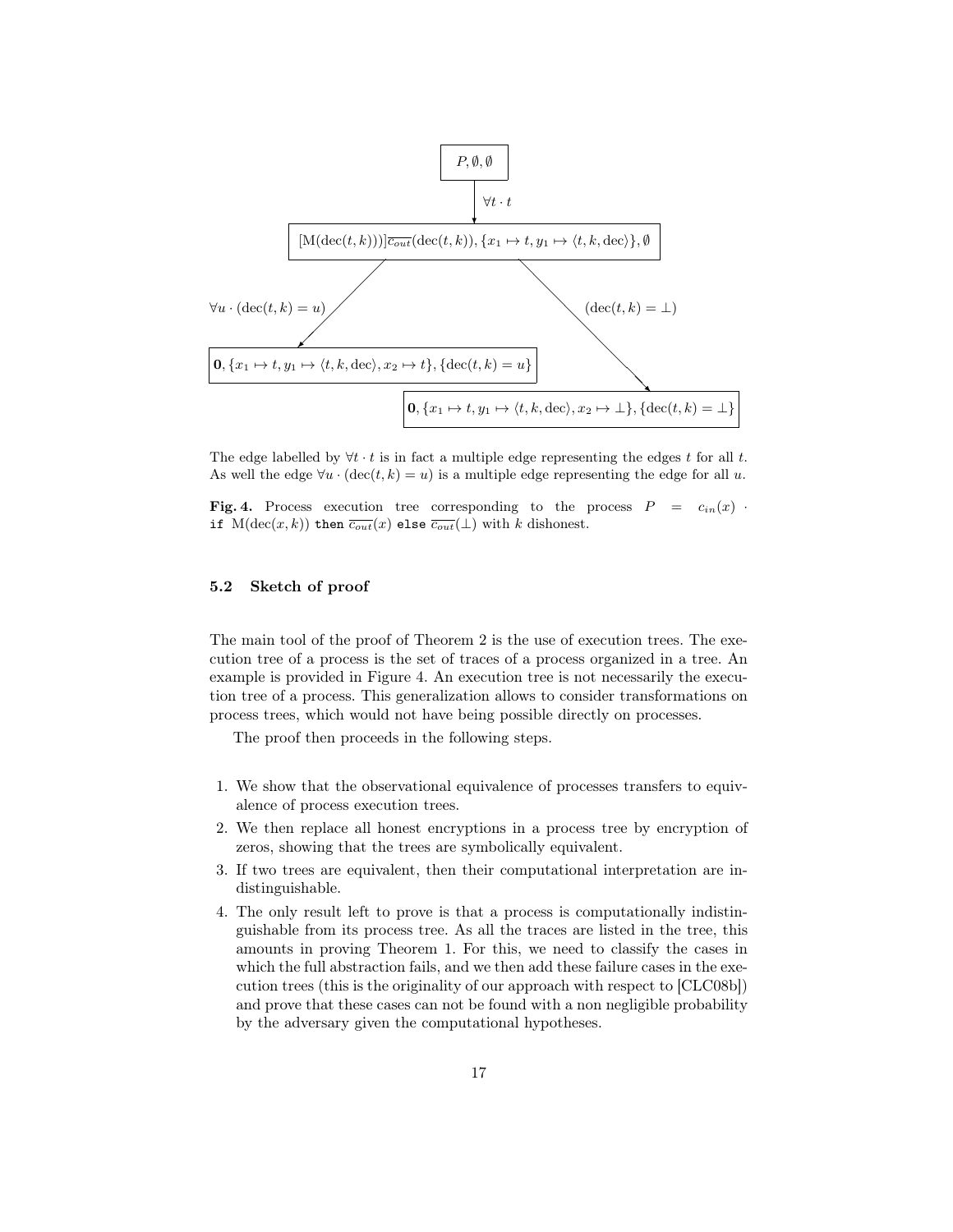$P, \emptyset, \emptyset$

$\forall t \cdot t$

$[\mathrm{M}(\mathrm{dec}(t,k)))]\overline{c_{out}}(\mathrm{dec}(t,k)), \{x_1 \mapsto t, y_1 \mapsto \langle t,k,\mathrm{dec}\rangle\}, \emptyset$

$\forall u \cdot (\mathrm{dec}(t,k) = u)$ $\quad$ $(\mathrm{dec}(t,k) = \bot)$

$\mathbf{0}, \{x_1 \mapsto t, y_1 \mapsto \langle t,k,\mathrm{dec}\rangle, x_2 \mapsto t\}, \{\mathrm{dec}(t,k) = u\}$

$\mathbf{0}, \{x_1 \mapsto t, y_1 \mapsto \langle t,k,\mathrm{dec}\rangle, x_2 \mapsto \bot\}, \{\mathrm{dec}(t,k) = \bot\}$

The edge labelled by $\forall t \cdot t$ is in fact a multiple edge representing the edges $t$ for all $t$. As well the edge $\forall u \cdot (\mathrm{dec}(t,k) = u)$ is a multiple edge representing the edge for all $u$.

**Fig. 4.** Process execution tree corresponding to the process $P = c_{in}(x) \cdot$ `if` $\mathrm{M}(\mathrm{dec}(x,k))$ `then` $\overline{c_{out}}(x)$ `else` $\overline{c_{out}}(\bot)$ with $k$ dishonest.

### 5.2 Sketch of proof

The main tool of the proof of Theorem 2 is the use of execution trees. The execution tree of a process is the set of traces of a process organized in a tree. An example is provided in Figure 4. An execution tree is not necessarily the execution tree of a process. This generalization allows to consider transformations on process trees, which would not have being possible directly on processes.

The proof then proceeds in the following steps.

1. We show that the observational equivalence of processes transfers to equivalence of process execution trees.
2. We then replace all honest encryptions in a process tree by encryption of zeros, showing that the trees are symbolically equivalent.
3. If two trees are equivalent, then their computational interpretation are indistinguishable.
4. The only result left to prove is that a process is computationally indistinguishable from its process tree. As all the traces are listed in the tree, this amounts in proving Theorem 1. For this, we need to classify the cases in which the full abstraction fails, and we then add these failure cases in the execution trees (this is the originality of our approach with respect to [CLC08b]) and prove that these cases can not be found with a non negligible probability by the adversary given the computational hypotheses.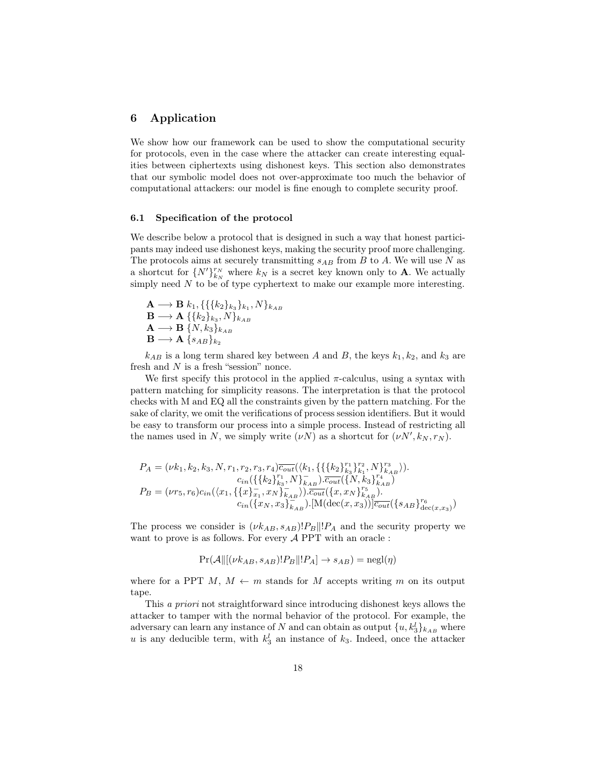# 6 Application

We show how our framework can be used to show the computational security for protocols, even in the case where the attacker can create interesting equalities between ciphertexts using dishonest keys. This section also demonstrates that our symbolic model does not over-approximate too much the behavior of computational attackers: our model is fine enough to complete security proof.

## 6.1 Specification of the protocol

We describe below a protocol that is designed in such a way that honest participants may indeed use dishonest keys, making the security proof more challenging. The protocols aims at securely transmitting $s_{AB}$ from $B$ to $A$. We will use $N$ as a shortcut for $\{N'\}_{k_N}^{r_N}$ where $k_N$ is a secret key known only to **A**. We actually simply need $N$ to be of type cyphertext to make our example more interesting.

$\mathbf{A} \longrightarrow \mathbf{B}$ $k_1, \{\{\{k_2\}_{k_3}\}_{k_1}, N\}_{k_{AB}}$
$\mathbf{B} \longrightarrow \mathbf{A}$ $\{\{k_2\}_{k_3}, N\}_{k_{AB}}$
$\mathbf{A} \longrightarrow \mathbf{B}$ $\{N, k_3\}_{k_{AB}}$
$\mathbf{B} \longrightarrow \mathbf{A}$ $\{s_{AB}\}_{k_2}$

$k_{AB}$ is a long term shared key between $A$ and $B$, the keys $k_1, k_2$, and $k_3$ are fresh and $N$ is a fresh "session" nonce.

We first specify this protocol in the applied $\pi$-calculus, using a syntax with pattern matching for simplicity reasons. The interpretation is that the protocol checks with M and EQ all the constraints given by the pattern matching. For the sake of clarity, we omit the verifications of process session identifiers. But it would be easy to transform our process into a simple process. Instead of restricting all the names used in $N$, we simply write $(\nu N)$ as a shortcut for $(\nu N', k_N, r_N)$.

$$
\begin{aligned}
P_A = (\nu k_1, k_2, k_3, N, r_1, r_2, r_3, r_4)&\overline{c_{out}}(\langle k_1, \{\{\{k_2\}_{k_3}^{r_1}\}_{k_1}^{r_2}, N\}_{k_{AB}}^{r_3}\rangle).\\
&c_{in}(\{\{k_2\}_{k_3}^{r_1}, N\}_{k_{AB}}^{-}).\overline{c_{out}}(\{N, k_3\}_{k_{AB}}^{r_4})\\
P_B = (\nu r_5, r_6)&c_{in}(\langle x_1, \{\{x\}_{x_1}^{-}, x_N\}_{k_{AB}}^{-}\rangle).\overline{c_{out}}(\{x, x_N\}_{k_{AB}}^{r_5}).\\
&c_{in}(\{x_N, x_3\}_{k_{AB}}^{-}).[\mathrm{M}(\mathrm{dec}(x, x_3))]\overline{c_{out}}(\{s_{AB}\}_{\mathrm{dec}(x,x_3)}^{r_6})
\end{aligned}
$$

The process we consider is $(\nu k_{AB}, s_{AB})!P_B \| !P_A$ and the security property we want to prove is as follows. For every $\mathcal{A}$ PPT with an oracle :

$$
\Pr(\mathcal{A} \| [(\nu k_{AB}, s_{AB})!P_B \| !P_A] \rightarrow s_{AB}) = \mathrm{negl}(\eta)
$$

where for a PPT $M$, $M \leftarrow m$ stands for $M$ accepts writing $m$ on its output tape.

This *a priori* not straightforward since introducing dishonest keys allows the attacker to tamper with the normal behavior of the protocol. For example, the adversary can learn any instance of $N$ and can obtain as output $\{u, k_3^l\}_{k_{AB}}$ where $u$ is any deducible term, with $k_3^l$ an instance of $k_3$. Indeed, once the attacker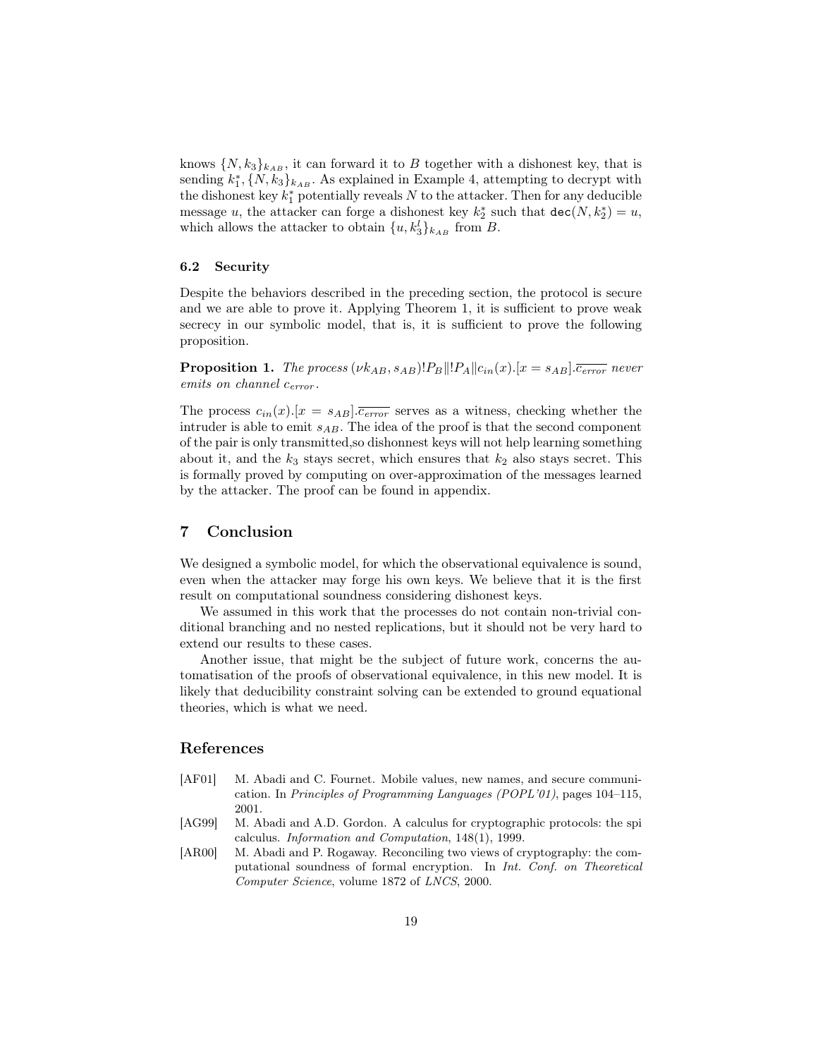knows $\{N, k_3\}_{k_{AB}}$, it can forward it to $B$ together with a dishonest key, that is sending $k_1^*, \{N, k_3\}_{k_{AB}}$. As explained in Example 4, attempting to decrypt with the dishonest key $k_1^*$ potentially reveals $N$ to the attacker. Then for any deducible message $u$, the attacker can forge a dishonest key $k_2^*$ such that $\mathtt{dec}(N, k_2^*) = u$, which allows the attacker to obtain $\{u, k_3^l\}_{k_{AB}}$ from $B$.

### 6.2 Security

Despite the behaviors described in the preceding section, the protocol is secure and we are able to prove it. Applying Theorem 1, it is sufficient to prove weak secrecy in our symbolic model, that is, it is sufficient to prove the following proposition.

**Proposition 1.** *The process* $(\nu k_{AB}, s_{AB})!P_B \| !P_A \| c_{in}(x).[x = s_{AB}].\overline{c_{error}}$ *never emits on channel* $c_{error}$.

The process $c_{in}(x).[x = s_{AB}].\overline{c_{error}}$ serves as a witness, checking whether the intruder is able to emit $s_{AB}$. The idea of the proof is that the second component of the pair is only transmitted,so dishonnest keys will not help learning something about it, and the $k_3$ stays secret, which ensures that $k_2$ also stays secret. This is formally proved by computing on over-approximation of the messages learned by the attacker. The proof can be found in appendix.

## 7 Conclusion

We designed a symbolic model, for which the observational equivalence is sound, even when the attacker may forge his own keys. We believe that it is the first result on computational soundness considering dishonest keys.

We assumed in this work that the processes do not contain non-trivial conditional branching and no nested replications, but it should not be very hard to extend our results to these cases.

Another issue, that might be the subject of future work, concerns the automatisation of the proofs of observational equivalence, in this new model. It is likely that deducibility constraint solving can be extended to ground equational theories, which is what we need.

## References

- [AF01] M. Abadi and C. Fournet. Mobile values, new names, and secure communication. In *Principles of Programming Languages (POPL'01)*, pages 104–115, 2001.
- [AG99] M. Abadi and A.D. Gordon. A calculus for cryptographic protocols: the spi calculus. *Information and Computation*, 148(1), 1999.
- [AR00] M. Abadi and P. Rogaway. Reconciling two views of cryptography: the computational soundness of formal encryption. In *Int. Conf. on Theoretical Computer Science*, volume 1872 of *LNCS*, 2000.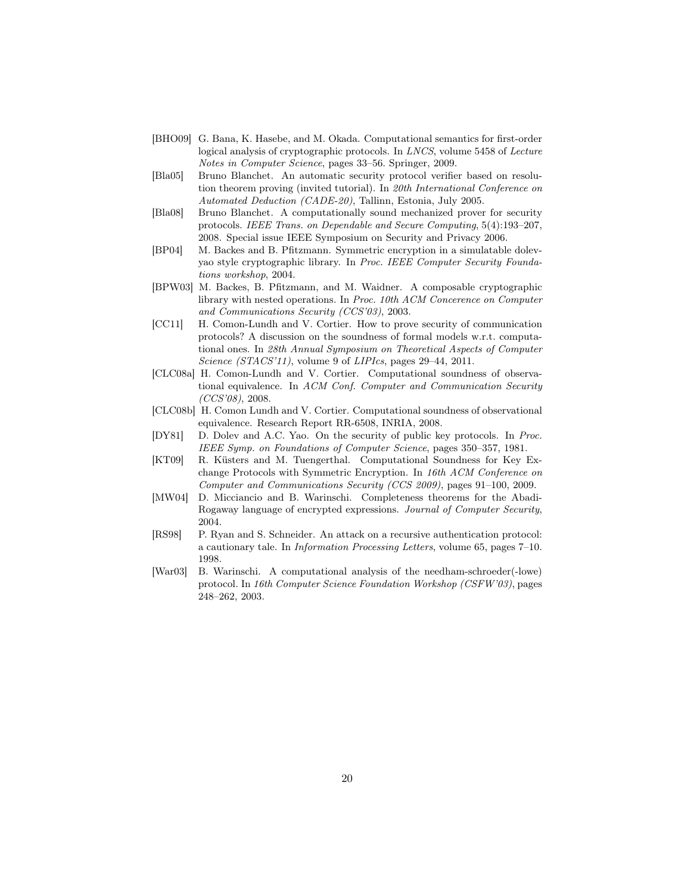- [BHO09] G. Bana, K. Hasebe, and M. Okada. Computational semantics for first-order logical analysis of cryptographic protocols. In *LNCS*, volume 5458 of *Lecture Notes in Computer Science*, pages 33–56. Springer, 2009.
- [Bla05] Bruno Blanchet. An automatic security protocol verifier based on resolution theorem proving (invited tutorial). In *20th International Conference on Automated Deduction (CADE-20)*, Tallinn, Estonia, July 2005.
- [Bla08] Bruno Blanchet. A computationally sound mechanized prover for security protocols. *IEEE Trans. on Dependable and Secure Computing*, 5(4):193–207, 2008. Special issue IEEE Symposium on Security and Privacy 2006.
- [BP04] M. Backes and B. Pfitzmann. Symmetric encryption in a simulatable dolev-yao style cryptographic library. In *Proc. IEEE Computer Security Foundations workshop*, 2004.
- [BPW03] M. Backes, B. Pfitzmann, and M. Waidner. A composable cryptographic library with nested operations. In *Proc. 10th ACM Concerence on Computer and Communications Security (CCS'03)*, 2003.
- [CC11] H. Comon-Lundh and V. Cortier. How to prove security of communication protocols? A discussion on the soundness of formal models w.r.t. computational ones. In *28th Annual Symposium on Theoretical Aspects of Computer Science (STACS'11)*, volume 9 of *LIPIcs*, pages 29–44, 2011.
- [CLC08a] H. Comon-Lundh and V. Cortier. Computational soundness of observational equivalence. In *ACM Conf. Computer and Communication Security (CCS'08)*, 2008.
- [CLC08b] H. Comon Lundh and V. Cortier. Computational soundness of observational equivalence. Research Report RR-6508, INRIA, 2008.
- [DY81] D. Dolev and A.C. Yao. On the security of public key protocols. In *Proc. IEEE Symp. on Foundations of Computer Science*, pages 350–357, 1981.
- [KT09] R. Küsters and M. Tuengerthal. Computational Soundness for Key Exchange Protocols with Symmetric Encryption. In *16th ACM Conference on Computer and Communications Security (CCS 2009)*, pages 91–100, 2009.
- [MW04] D. Micciancio and B. Warinschi. Completeness theorems for the Abadi-Rogaway language of encrypted expressions. *Journal of Computer Security*, 2004.
- [RS98] P. Ryan and S. Schneider. An attack on a recursive authentication protocol: a cautionary tale. In *Information Processing Letters*, volume 65, pages 7–10. 1998.
- [War03] B. Warinschi. A computational analysis of the needham-schroeder(-lowe) protocol. In *16th Computer Science Foundation Workshop (CSFW'03)*, pages 248–262, 2003.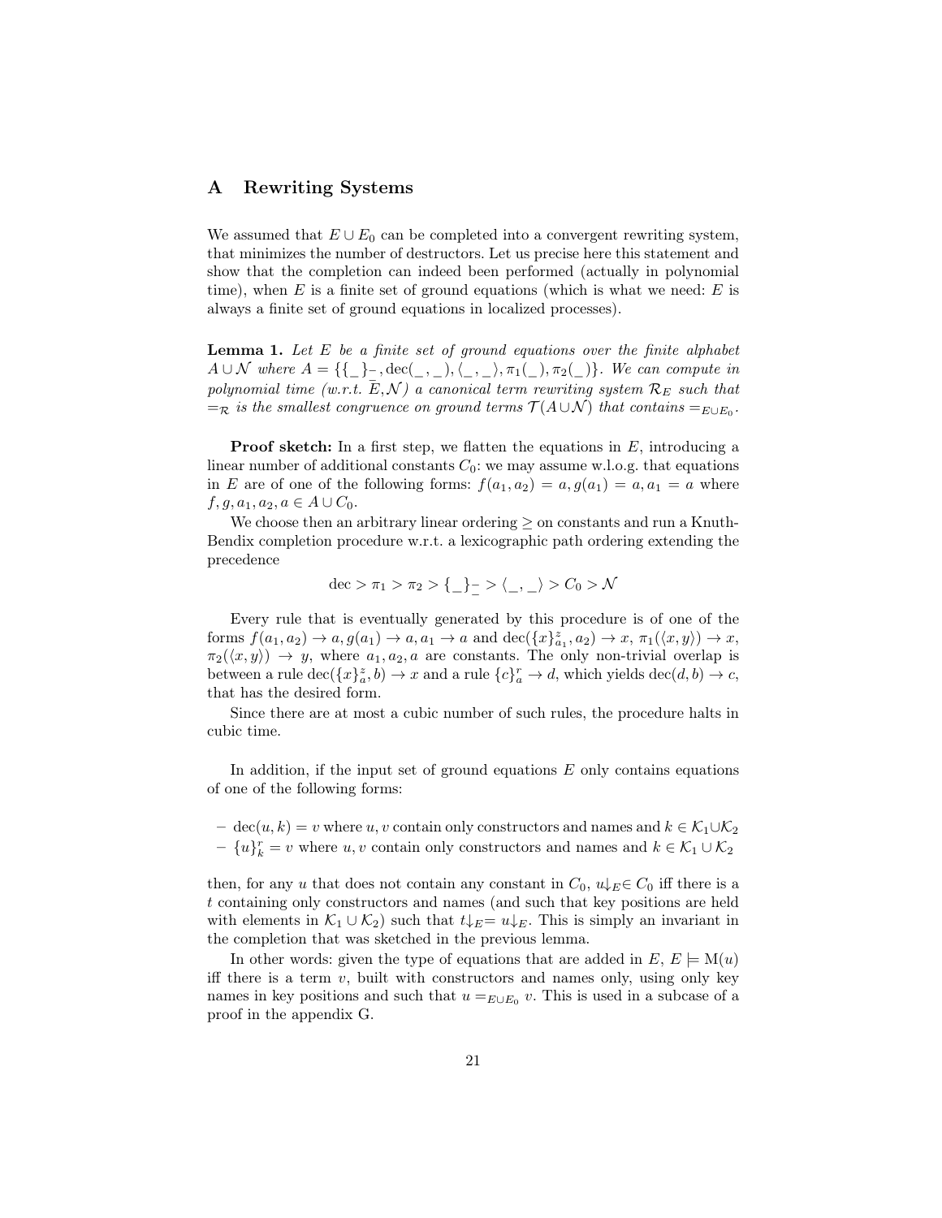## A Rewriting Systems

We assumed that $E \cup E_0$ can be completed into a convergent rewriting system, that minimizes the number of destructors. Let us precise here this statement and show that the completion can indeed been performed (actually in polynomial time), when $E$ is a finite set of ground equations (which is what we need: $E$ is always a finite set of ground equations in localized processes).

**Lemma 1.** *Let $E$ be a finite set of ground equations over the finite alphabet $A \cup \mathcal{N}$ where $A = \{\{\_\}_{\_}^{\_}, \mathrm{dec}(\_,\_), \langle \_,\_ \rangle, \pi_1(\_), \pi_2(\_)\}$. We can compute in polynomial time (w.r.t. $E, \mathcal{N}$) a canonical term rewriting system $\mathcal{R}_E$ such that $=_{\mathcal{R}}$ is the smallest congruence on ground terms $\mathcal{T}(A \cup \mathcal{N})$ that contains $=_{E \cup E_0}$.*

**Proof sketch:** In a first step, we flatten the equations in $E$, introducing a linear number of additional constants $C_0$: we may assume w.l.o.g. that equations in $E$ are of one of the following forms: $f(a_1, a_2) = a, g(a_1) = a, a_1 = a$ where $f, g, a_1, a_2, a \in A \cup C_0$.

We choose then an arbitrary linear ordering $\geq$ on constants and run a Knuth-Bendix completion procedure w.r.t. a lexicographic path ordering extending the precedence

$$\mathrm{dec} > \pi_1 > \pi_2 > \{\_\}_{\_}^{\_} > \langle \_,\_ \rangle > C_0 > \mathcal{N}$$

Every rule that is eventually generated by this procedure is of one of the forms $f(a_1, a_2) \to a, g(a_1) \to a, a_1 \to a$ and $\mathrm{dec}(\{x\}_{a_1}^{z}, a_2) \to x$, $\pi_1(\langle x, y \rangle) \to x$, $\pi_2(\langle x, y \rangle) \to y$, where $a_1, a_2, a$ are constants. The only non-trivial overlap is between a rule $\mathrm{dec}(\{x\}_a^z, b) \to x$ and a rule $\{c\}_a^r \to d$, which yields $\mathrm{dec}(d, b) \to c$, that has the desired form.

Since there are at most a cubic number of such rules, the procedure halts in cubic time.

In addition, if the input set of ground equations $E$ only contains equations of one of the following forms:

- $\mathrm{dec}(u, k) = v$ where $u, v$ contain only constructors and names and $k \in \mathcal{K}_1 \cup \mathcal{K}_2$
- $\{u\}_k^r = v$ where $u, v$ contain only constructors and names and $k \in \mathcal{K}_1 \cup \mathcal{K}_2$

then, for any $u$ that does not contain any constant in $C_0$, $u\downarrow_E \in C_0$ iff there is a $t$ containing only constructors and names (and such that key positions are held with elements in $\mathcal{K}_1 \cup \mathcal{K}_2$) such that $t\downarrow_E = u\downarrow_E$. This is simply an invariant in the completion that was sketched in the previous lemma.

In other words: given the type of equations that are added in $E$, $E \models \mathrm{M}(u)$ iff there is a term $v$, built with constructors and names only, using only key names in key positions and such that $u =_{E \cup E_0} v$. This is used in a subcase of a proof in the appendix G.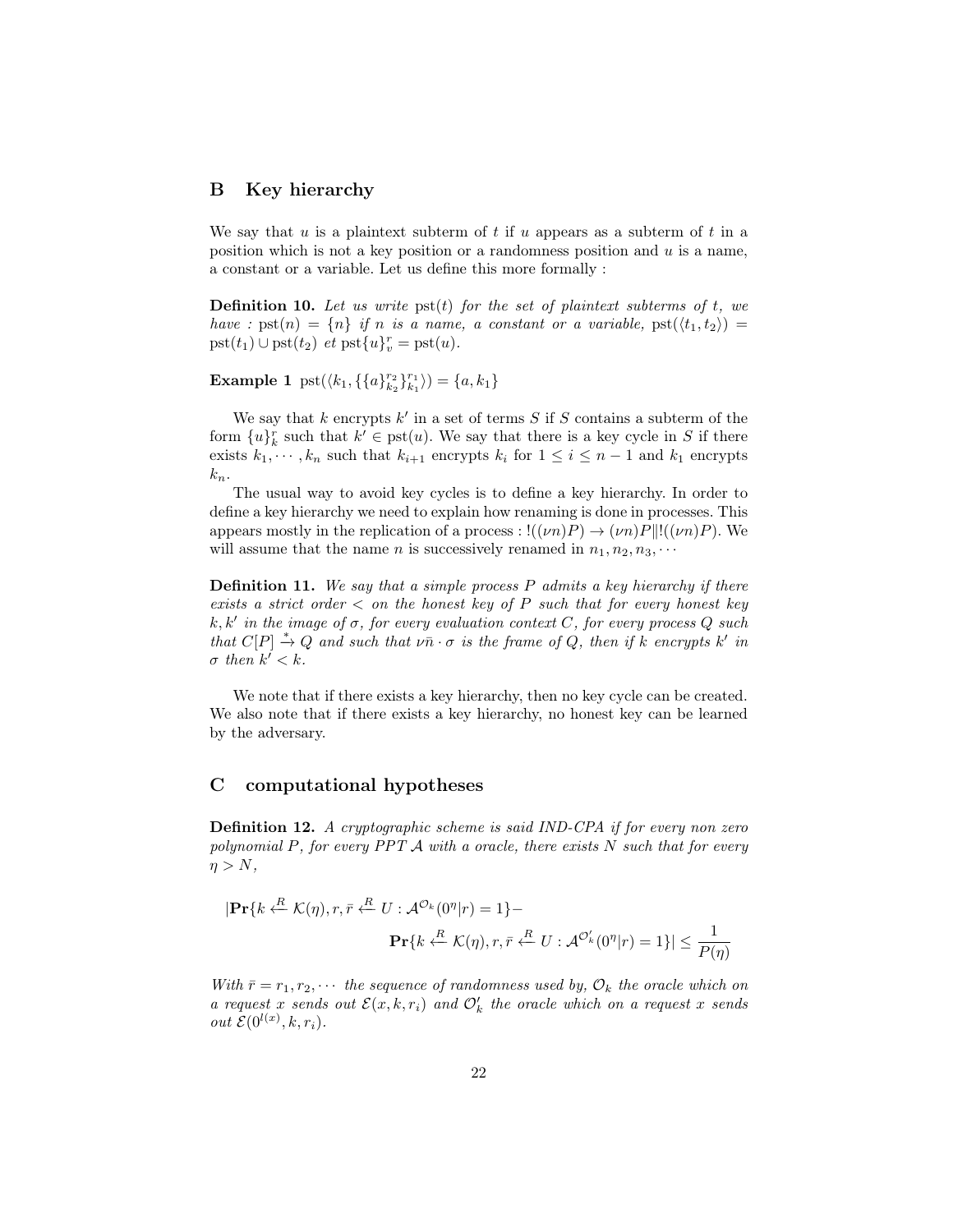## B Key hierarchy

We say that $u$ is a plaintext subterm of $t$ if $u$ appears as a subterm of $t$ in a position which is not a key position or a randomness position and $u$ is a name, a constant or a variable. Let us define this more formally :

**Definition 10.** *Let us write* $\mathrm{pst}(t)$ *for the set of plaintext subterms of* $t$*, we have :* $\mathrm{pst}(n) = \{n\}$ *if* $n$ *is a name, a constant or a variable,* $\mathrm{pst}(\langle t_1, t_2\rangle) = \mathrm{pst}(t_1) \cup \mathrm{pst}(t_2)$ *et* $\mathrm{pst}\{u\}_v^r = \mathrm{pst}(u)$.

**Example 1** $\mathrm{pst}(\langle k_1, \{\{a\}_{k_2}^{r_2}\}_{k_1}^{r_1}\rangle) = \{a, k_1\}$

We say that $k$ encrypts $k'$ in a set of terms $S$ if $S$ contains a subterm of the form $\{u\}_k^r$ such that $k' \in \mathrm{pst}(u)$. We say that there is a key cycle in $S$ if there exists $k_1, \cdots, k_n$ such that $k_{i+1}$ encrypts $k_i$ for $1 \leq i \leq n-1$ and $k_1$ encrypts $k_n$.

The usual way to avoid key cycles is to define a key hierarchy. In order to define a key hierarchy we need to explain how renaming is done in processes. This appears mostly in the replication of a process : $!((\nu n)P) \rightarrow (\nu n)P \| !((\nu n)P)$. We will assume that the name $n$ is successively renamed in $n_1, n_2, n_3, \cdots$

**Definition 11.** *We say that a simple process* $P$ *admits a key hierarchy if there exists a strict order* $<$ *on the honest key of* $P$ *such that for every honest key* $k, k'$ *in the image of* $\sigma$*, for every evaluation context* $C$*, for every process* $Q$ *such that* $C[P] \xrightarrow{*} Q$ *and such that* $\nu\bar{n} \cdot \sigma$ *is the frame of* $Q$*, then if* $k$ *encrypts* $k'$ *in* $\sigma$ *then* $k' < k$.

We note that if there exists a key hierarchy, then no key cycle can be created. We also note that if there exists a key hierarchy, no honest key can be learned by the adversary.

## C computational hypotheses

**Definition 12.** *A cryptographic scheme is said IND-CPA if for every non zero polynomial* $P$*, for every PPT* $\mathcal{A}$ *with a oracle, there exists* $N$ *such that for every* $\eta > N$*,*

$$|\mathbf{Pr}\{k \xleftarrow{R} \mathcal{K}(\eta), r, \bar{r} \xleftarrow{R} U : \mathcal{A}^{\mathcal{O}_k}(0^\eta|r) = 1\} - \mathbf{Pr}\{k \xleftarrow{R} \mathcal{K}(\eta), r, \bar{r} \xleftarrow{R} U : \mathcal{A}^{\mathcal{O}'_k}(0^\eta|r) = 1\}| \leq \frac{1}{P(\eta)}$$

*With* $\bar{r} = r_1, r_2, \cdots$ *the sequence of randomness used by,* $\mathcal{O}_k$ *the oracle which on a request* $x$ *sends out* $\mathcal{E}(x, k, r_i)$ *and* $\mathcal{O}'_k$ *the oracle which on a request* $x$ *sends out* $\mathcal{E}(0^{l(x)}, k, r_i)$.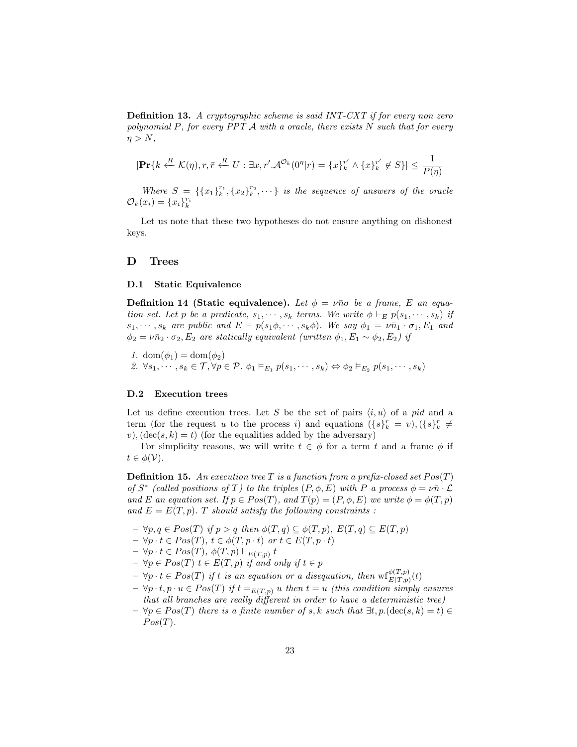**Definition 13.** *A cryptographic scheme is said INT-CXT if for every non zero polynomial $P$, for every PPT $\mathcal{A}$ with a oracle, there exists $N$ such that for every $\eta > N$,*

$$|\mathbf{Pr}\{k \xleftarrow{R} \mathcal{K}(\eta), r, \bar{r} \xleftarrow{R} U : \exists x, r'. \mathcal{A}^{\mathcal{O}_k}(0^\eta | r) = \{x\}_k^{r'} \wedge \{x\}_k^{r'} \notin S\}| \leq \frac{1}{P(\eta)}$$

*Where $S = \{\{x_1\}_k^{r_1}, \{x_2\}_k^{r_2}, \cdots\}$ is the sequence of answers of the oracle $\mathcal{O}_k(x_i) = \{x_i\}_k^{r_i}$*

Let us note that these two hypotheses do not ensure anything on dishonest keys.

# D Trees

## D.1 Static Equivalence

**Definition 14 (Static equivalence).** *Let $\phi = \nu\bar{n}\sigma$ be a frame, $E$ an equation set. Let $p$ be a predicate, $s_1, \cdots, s_k$ terms. We write $\phi \vDash_E p(s_1, \cdots, s_k)$ if $s_1, \cdots, s_k$ are public and $E \vDash p(s_1\phi, \cdots, s_k\phi)$. We say $\phi_1 = \nu\bar{n}_1 \cdot \sigma_1, E_1$ and $\phi_2 = \nu\bar{n}_2 \cdot \sigma_2, E_2$ are statically equivalent (written $\phi_1, E_1 \sim \phi_2, E_2$) if*

1. $\mathrm{dom}(\phi_1) = \mathrm{dom}(\phi_2)$
2. $\forall s_1, \cdots, s_k \in \mathcal{T}, \forall p \in \mathcal{P}.\ \phi_1 \vDash_{E_1} p(s_1, \cdots, s_k) \Leftrightarrow \phi_2 \vDash_{E_2} p(s_1, \cdots, s_k)$

## D.2 Execution trees

Let us define execution trees. Let $S$ be the set of pairs $\langle i, u \rangle$ of a *pid* and a term (for the request $u$ to the process $i$) and equations $(\{s\}_k^r = v), (\{s\}_k^r \neq v), (\mathrm{dec}(s, k) = t)$ (for the equalities added by the adversary)

For simplicity reasons, we will write $t \in \phi$ for a term $t$ and a frame $\phi$ if $t \in \phi(\mathcal{V})$.

**Definition 15.** *An execution tree $T$ is a function from a prefix-closed set $Pos(T)$ of $S^*$ (called positions of $T$) to the triples $(P, \phi, E)$ with $P$ a process $\phi = \nu\bar{n} \cdot \mathcal{L}$ and $E$ an equation set. If $p \in Pos(T)$, and $T(p) = (P, \phi, E)$ we write $\phi = \phi(T, p)$ and $E = E(T, p)$. $T$ should satisfy the following constraints :*

- $\forall p, q \in Pos(T)$ *if* $p > q$ *then* $\phi(T, q) \subseteq \phi(T, p)$, $E(T, q) \subseteq E(T, p)$
- $\forall p \cdot t \in Pos(T)$, $t \in \phi(T, p \cdot t)$ *or* $t \in E(T, p \cdot t)$
- $\forall p \cdot t \in Pos(T)$, $\phi(T, p) \vdash_{E(T,p)} t$
- $\forall p \in Pos(T)$ $t \in E(T, p)$ *if and only if* $t \in p$
- $\forall p \cdot t \in Pos(T)$ *if $t$ is an equation or a disequation, then* $\mathrm{wf}_{E(T,p)}^{\phi(T,p)}(t)$
- $\forall p \cdot t, p \cdot u \in Pos(T)$ *if* $t =_{E(T,p)} u$ *then* $t = u$ *(this condition simply ensures that all branches are really different in order to have a deterministic tree)*
- $\forall p \in Pos(T)$ *there is a finite number of $s, k$ such that* $\exists t, p.(\mathrm{dec}(s, k) = t) \in Pos(T)$.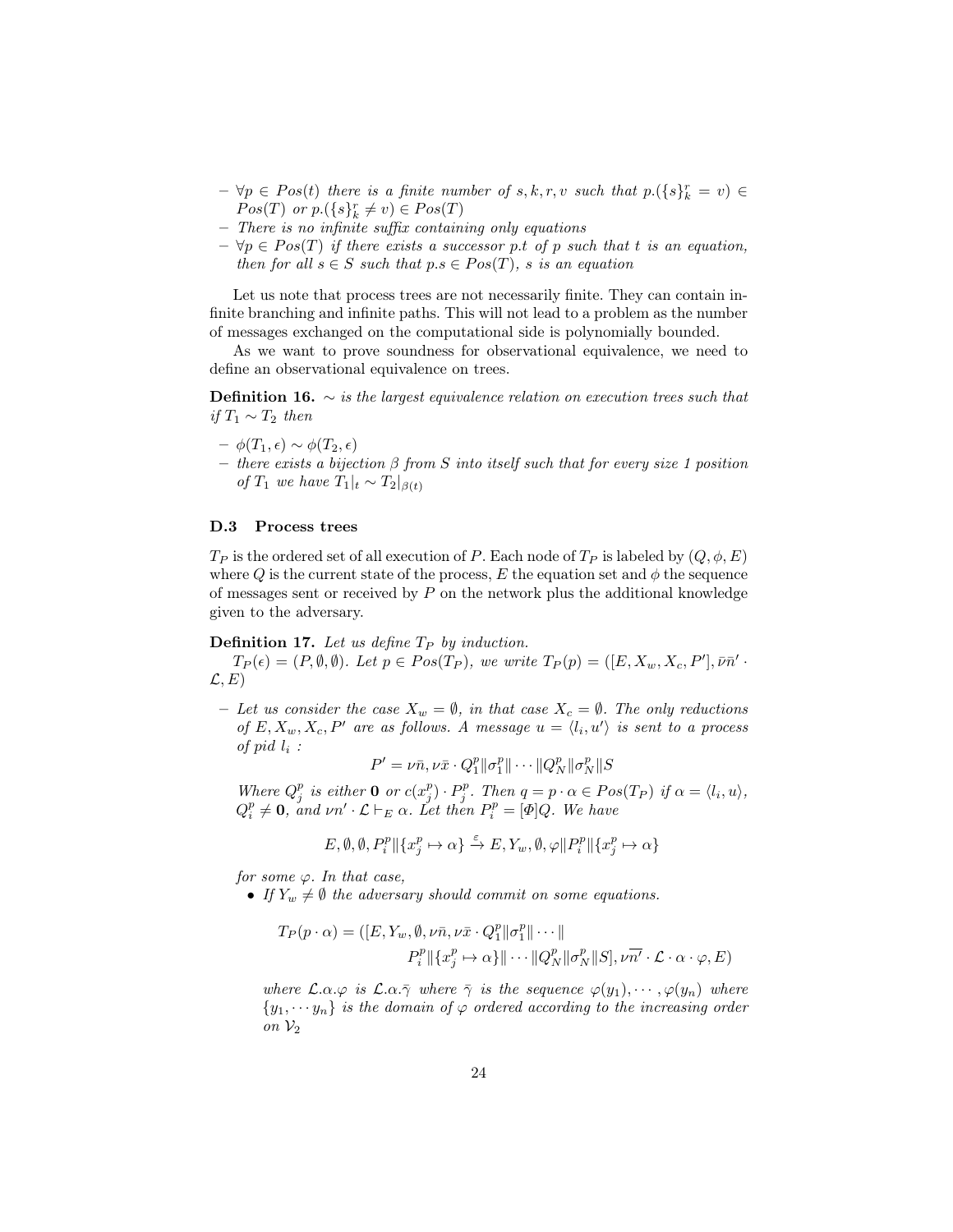- $\forall p \in Pos(t)$ *there is a finite number of* $s, k, r, v$ *such that* $p.(\{s\}_k^r = v) \in Pos(T)$ *or* $p.(\{s\}_k^r \neq v) \in Pos(T)$
- *There is no infinite suffix containing only equations*
- $\forall p \in Pos(T)$ *if there exists a successor* $p.t$ *of* $p$ *such that* $t$ *is an equation, then for all* $s \in S$ *such that* $p.s \in Pos(T)$*,* $s$ *is an equation*

Let us note that process trees are not necessarily finite. They can contain infinite branching and infinite paths. This will not lead to a problem as the number of messages exchanged on the computational side is polynomially bounded.

As we want to prove soundness for observational equivalence, we need to define an observational equivalence on trees.

**Definition 16.** *$\sim$ is the largest equivalence relation on execution trees such that if $T_1 \sim T_2$ then*

- $\phi(T_1, \epsilon) \sim \phi(T_2, \epsilon)$
- *there exists a bijection $\beta$ from $S$ into itself such that for every size 1 position of $T_1$ we have $T_1|_t \sim T_2|_{\beta(t)}$*

### D.3 Process trees

$T_P$ is the ordered set of all execution of $P$. Each node of $T_P$ is labeled by $(Q, \phi, E)$ where $Q$ is the current state of the process, $E$ the equation set and $\phi$ the sequence of messages sent or received by $P$ on the network plus the additional knowledge given to the adversary.

**Definition 17.** *Let us define $T_P$ by induction.*

*$T_P(\epsilon) = (P, \emptyset, \emptyset)$. Let $p \in Pos(T_P)$, we write $T_P(p) = ([E, X_w, X_c, P'], \bar{\nu}\bar{n}' \cdot \mathcal{L}, E)$*

- *Let us consider the case $X_w = \emptyset$, in that case $X_c = \emptyset$. The only reductions of $E, X_w, X_c, P'$ are as follows. A message $u = \langle l_i, u' \rangle$ is sent to a process of pid $l_i$ :*

$$P' = \nu\bar{n}, \nu\bar{x} \cdot Q_1^p \| \sigma_1^p \| \cdots \| Q_N^p \| \sigma_N^p \| S$$

*Where $Q_j^p$ is either $\mathbf{0}$ or $c(x_j^p) \cdot P_j^p$. Then $q = p \cdot \alpha \in Pos(T_P)$ if $\alpha = \langle l_i, u \rangle$, $Q_i^p \neq \mathbf{0}$, and $\nu n' \cdot \mathcal{L} \vdash_E \alpha$. Let then $P_i^p = [\Phi]Q$. We have*

$$E, \emptyset, \emptyset, P_i^p \| \{x_j^p \mapsto \alpha\} \xrightarrow{\varepsilon} E, Y_w, \emptyset, \varphi \| P_i^p \| \{x_j^p \mapsto \alpha\}$$

*for some $\varphi$. In that case,*

  - *If $Y_w \neq \emptyset$ the adversary should commit on some equations.*

$$T_P(p \cdot \alpha) = ([E, Y_w, \emptyset, \nu\bar{n}, \nu\bar{x} \cdot Q_1^p \| \sigma_1^p \| \cdots \| P_i^p \| \{x_j^p \mapsto \alpha\} \| \cdots \| Q_N^p \| \sigma_N^p \| S], \nu\overline{n'} \cdot \mathcal{L} \cdot \alpha \cdot \varphi, E)$$

  *where $\mathcal{L}.\alpha.\varphi$ is $\mathcal{L}.\alpha.\bar{\gamma}$ where $\bar{\gamma}$ is the sequence $\varphi(y_1), \cdots, \varphi(y_n)$ where $\{y_1, \cdots y_n\}$ is the domain of $\varphi$ ordered according to the increasing order on $\mathcal{V}_2$*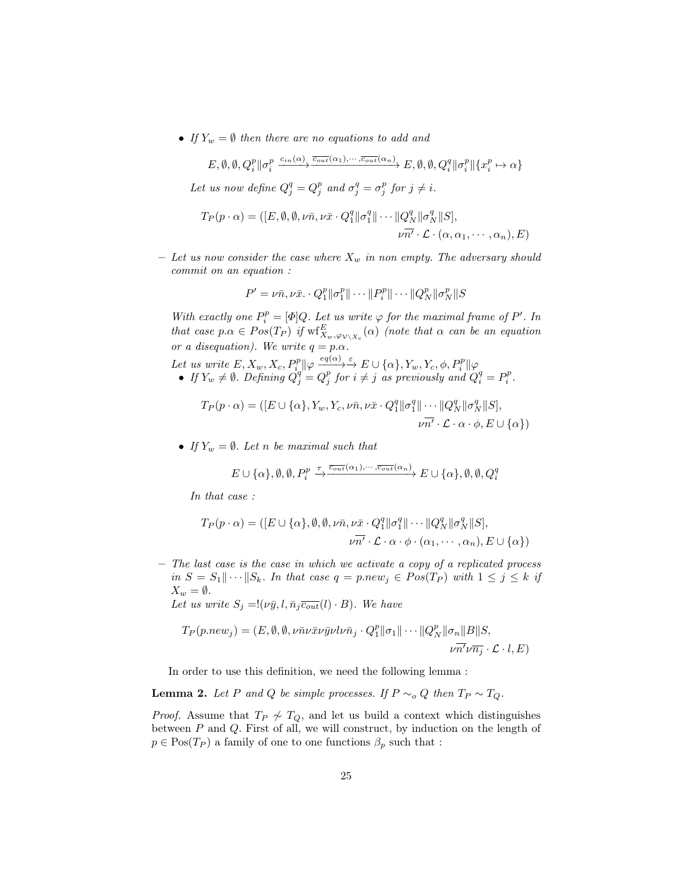- *If $Y_w = \emptyset$ then there are no equations to add and*

$$E, \emptyset, \emptyset, Q_i^p \| \sigma_i^p \xrightarrow{c_{in}(\alpha)} \xrightarrow{\overline{c_{out}}(\alpha_1), \cdots, \overline{c_{out}}(\alpha_n)} E, \emptyset, \emptyset, Q_i^q \| \sigma_i^p \| \{x_i^p \mapsto \alpha\}$$

*Let us now define $Q_j^q = Q_j^p$ and $\sigma_j^q = \sigma_j^p$ for $j \neq i$.*

$$T_P(p \cdot \alpha) = ([E, \emptyset, \emptyset, \nu\bar{n}, \nu\bar{x} \cdot Q_1^q \| \sigma_1^q \| \cdots \| Q_N^q \| \sigma_N^q \| S], \\ \nu\overline{n'} \cdot \mathcal{L} \cdot (\alpha, \alpha_1, \cdots, \alpha_n), E)$$

– *Let us now consider the case where $X_w$ in non empty. The adversary should commit on an equation :*

$$P' = \nu\bar{n}, \nu\bar{x}. \cdot Q_1^p \| \sigma_1^p \| \cdots \| P_i^p \| \cdots \| Q_N^p \| \sigma_N^p \| S$$

*With exactly one $P_i^p = [\Phi]Q$. Let us write $\varphi$ for the maximal frame of $P'$. In that case $p.\alpha \in Pos(T_P)$ if $\mathrm{wf}^E_{X_w, \varphi_{\mathcal{V} \setminus X_c}}(\alpha)$ (note that $\alpha$ can be an equation or a disequation). We write $q = p.\alpha$.*

*Let us write $E, X_w, X_c, P_i^p \| \varphi \xrightarrow{eq(\alpha)} \xrightarrow{\varepsilon} E \cup \{\alpha\}, Y_w, Y_c, \phi, P_i^p \| \varphi$*

- *If $Y_w \neq \emptyset$. Defining $Q_j^q = Q_j^p$ for $i \neq j$ as previously and $Q_i^q = P_i^p$.*

$$T_P(p \cdot \alpha) = ([E \cup \{\alpha\}, Y_w, Y_c, \nu\bar{n}, \nu\bar{x} \cdot Q_1^q \| \sigma_1^q \| \cdots \| Q_N^q \| \sigma_N^q \| S], \\ \nu\overline{n'} \cdot \mathcal{L} \cdot \alpha \cdot \phi, E \cup \{\alpha\})$$

- *If $Y_w = \emptyset$. Let $n$ be maximal such that*

$$E \cup \{\alpha\}, \emptyset, \emptyset, P_i^p \xrightarrow{\tau} \xrightarrow{\overline{c_{out}}(\alpha_1), \cdots, \overline{c_{out}}(\alpha_n)} E \cup \{\alpha\}, \emptyset, \emptyset, Q_i^q$$

*In that case :*

$$T_P(p \cdot \alpha) = ([E \cup \{\alpha\}, \emptyset, \emptyset, \nu\bar{n}, \nu\bar{x} \cdot Q_1^q \| \sigma_1^q \| \cdots \| Q_N^q \| \sigma_N^q \| S], \\ \nu\overline{n'} \cdot \mathcal{L} \cdot \alpha \cdot \phi \cdot (\alpha_1, \cdots, \alpha_n), E \cup \{\alpha\})$$

– *The last case is the case in which we activate a copy of a replicated process in $S = S_1 \| \cdots \| S_k$. In that case $q = p.new_j \in Pos(T_P)$ with $1 \leq j \leq k$ if $X_w = \emptyset$.*

*Let us write $S_j = !(\nu\bar{y}, l, \bar{n}_j \overline{c_{out}}(l) \cdot B)$. We have*

$$T_P(p.new_j) = (E, \emptyset, \emptyset, \nu\bar{n}\nu\bar{x}\nu\bar{y}\nu l \nu\bar{n}_j \cdot Q_1^p \| \sigma_1 \| \cdots \| Q_N^p \| \sigma_n \| B \| S, \\ \nu\overline{n'}\nu\overline{n_j} \cdot \mathcal{L} \cdot l, E)$$

In order to use this definition, we need the following lemma :

**Lemma 2.** *Let $P$ and $Q$ be simple processes. If $P \sim_o Q$ then $T_P \sim T_Q$.*

*Proof.* Assume that $T_P \not\sim T_Q$, and let us build a context which distinguishes between $P$ and $Q$. First of all, we will construct, by induction on the length of $p \in \mathrm{Pos}(T_P)$ a family of one to one functions $\beta_p$ such that :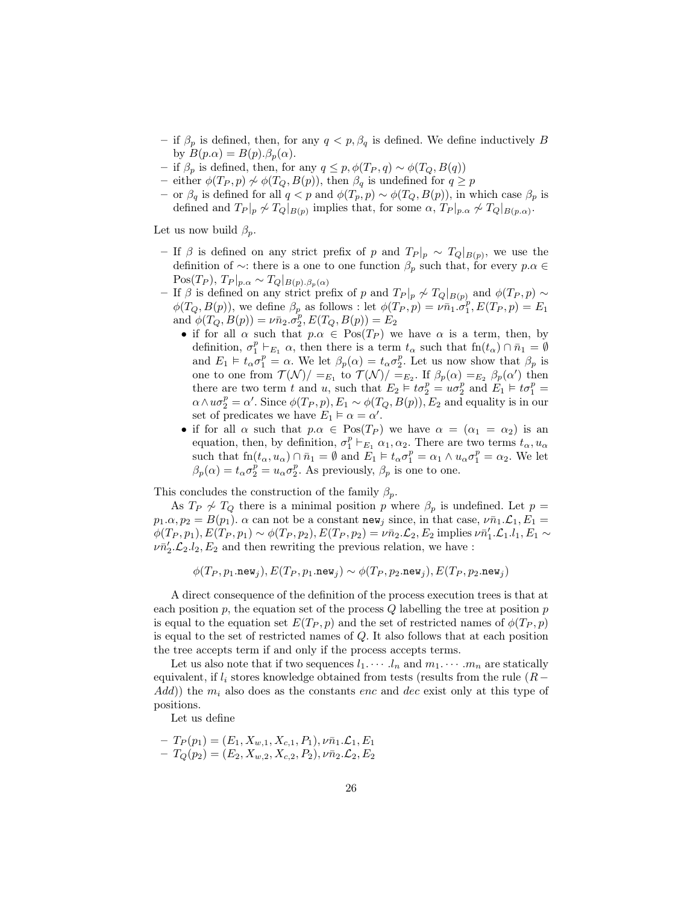– if $\beta_p$ is defined, then, for any $q < p, \beta_q$ is defined. We define inductively $B$ by $B(p.\alpha) = B(p).\beta_p(\alpha)$.
– if $\beta_p$ is defined, then, for any $q \leq p, \phi(T_P, q) \sim \phi(T_Q, B(q))$
– either $\phi(T_P, p) \not\sim \phi(T_Q, B(p))$, then $\beta_q$ is undefined for $q \geq p$
– or $\beta_q$ is defined for all $q < p$ and $\phi(T_p, p) \sim \phi(T_Q, B(p))$, in which case $\beta_p$ is defined and $T_P|_p \not\sim T_Q|_{B(p)}$ implies that, for some $\alpha$, $T_P|_{p.\alpha} \not\sim T_Q|_{B(p.\alpha)}$.

Let us now build $\beta_p$.

– If $\beta$ is defined on any strict prefix of $p$ and $T_P|_p \sim T_Q|_{B(p)}$, we use the definition of $\sim$: there is a one to one function $\beta_p$ such that, for every $p.\alpha \in \mathrm{Pos}(T_P)$, $T_P|_{p.\alpha} \sim T_Q|_{B(p).\beta_p(\alpha)}$
– If $\beta$ is defined on any strict prefix of $p$ and $T_P|_p \not\sim T_Q|_{B(p)}$ and $\phi(T_P, p) \sim \phi(T_Q, B(p))$, we define $\beta_p$ as follows : let $\phi(T_P, p) = \nu\bar{n}_1.\sigma_1^p, E(T_P, p) = E_1$ and $\phi(T_Q, B(p)) = \nu\bar{n}_2.\sigma_2^p, E(T_Q, B(p)) = E_2$
  - if for all $\alpha$ such that $p.\alpha \in \mathrm{Pos}(T_P)$ we have $\alpha$ is a term, then, by definition, $\sigma_1^p \vdash_{E_1} \alpha$, then there is a term $t_\alpha$ such that $\mathrm{fn}(t_\alpha) \cap \bar{n}_1 = \emptyset$ and $E_1 \vDash t_\alpha \sigma_1^p = \alpha$. We let $\beta_p(\alpha) = t_\alpha \sigma_2^p$. Let us now show that $\beta_p$ is one to one from $\mathcal{T}(\mathcal{N})/=_{E_1}$ to $\mathcal{T}(\mathcal{N})/=_{E_2}$. If $\beta_p(\alpha) =_{E_2} \beta_p(\alpha')$ then there are two term $t$ and $u$, such that $E_2 \vDash t\sigma_2^p = u\sigma_2^p$ and $E_1 \vDash t\sigma_1^p = \alpha \wedge u\sigma_2^p = \alpha'$. Since $\phi(T_P, p), E_1 \sim \phi(T_Q, B(p)), E_2$ and equality is in our set of predicates we have $E_1 \vDash \alpha = \alpha'$.
  - if for all $\alpha$ such that $p.\alpha \in \mathrm{Pos}(T_P)$ we have $\alpha = (\alpha_1 = \alpha_2)$ is an equation, then, by definition, $\sigma_1^p \vdash_{E_1} \alpha_1, \alpha_2$. There are two terms $t_\alpha, u_\alpha$ such that $\mathrm{fn}(t_\alpha, u_\alpha) \cap \bar{n}_1 = \emptyset$ and $E_1 \vDash t_\alpha \sigma_1^p = \alpha_1 \wedge u_\alpha \sigma_1^p = \alpha_2$. We let $\beta_p(\alpha) = t_\alpha \sigma_2^p = u_\alpha \sigma_2^p$. As previously, $\beta_p$ is one to one.

This concludes the construction of the family $\beta_p$.

As $T_P \not\sim T_Q$ there is a minimal position $p$ where $\beta_p$ is undefined. Let $p = p_1.\alpha, p_2 = B(p_1)$. $\alpha$ can not be a constant $\mathtt{new}_j$ since, in that case, $\nu\bar{n}_1.\mathcal{L}_1, E_1 = \phi(T_P, p_1), E(T_P, p_1) \sim \phi(T_P, p_2), E(T_P, p_2) = \nu\bar{n}_2.\mathcal{L}_2, E_2$ implies $\nu\bar{n}_1'.\mathcal{L}_1.l_1, E_1 \sim \nu\bar{n}_2'.\mathcal{L}_2.l_2, E_2$ and then rewriting the previous relation, we have :

$$\phi(T_P, p_1.\mathtt{new}_j), E(T_P, p_1.\mathtt{new}_j) \sim \phi(T_P, p_2.\mathtt{new}_j), E(T_P, p_2.\mathtt{new}_j)$$

A direct consequence of the definition of the process execution trees is that at each position $p$, the equation set of the process $Q$ labelling the tree at position $p$ is equal to the equation set $E(T_P, p)$ and the set of restricted names of $\phi(T_P, p)$ is equal to the set of restricted names of $Q$. It also follows that at each position the tree accepts term if and only if the process accepts terms.

Let us also note that if two sequences $l_1.\cdots.l_n$ and $m_1.\cdots.m_n$ are statically equivalent, if $l_i$ stores knowledge obtained from tests (results from the rule ($R-Add$)) the $m_i$ also does as the constants *enc* and *dec* exist only at this type of positions.

Let us define

– $T_P(p_1) = (E_1, X_{w,1}, X_{c,1}, P_1), \nu\bar{n}_1.\mathcal{L}_1, E_1$
– $T_Q(p_2) = (E_2, X_{w,2}, X_{c,2}, P_2), \nu\bar{n}_2.\mathcal{L}_2, E_2$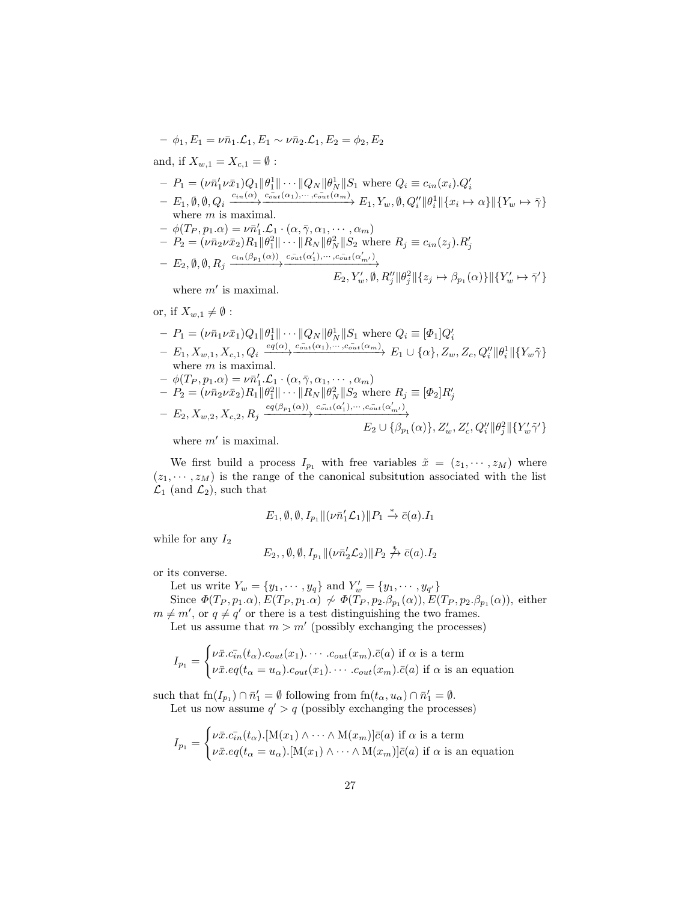– $\phi_1, E_1 = \nu\bar{n}_1.\mathcal{L}_1, E_1 \sim \nu\bar{n}_2.\mathcal{L}_1, E_2 = \phi_2, E_2$

and, if $X_{w,1} = X_{c,1} = \emptyset$ :

– $P_1 = (\nu\bar{n}'_1\nu\bar{x}_1)Q_1\|\theta^1_1\|\cdots\|Q_N\|\theta^1_N\|S_1$ where $Q_i \equiv c_{in}(x_i).Q'_i$
– $E_1, \emptyset, \emptyset, Q_i \xrightarrow{c_{in}(\alpha)}\xrightarrow{\bar{c_{out}}(\alpha_1),\cdots,\bar{c_{out}}(\alpha_m)} E_1, Y_w, \emptyset, Q''_i\|\theta^1_i\|\{x_i \mapsto \alpha\}\|\{Y_w \mapsto \bar{\gamma}\}$ where $m$ is maximal.
– $\phi(T_P, p_1.\alpha) = \nu\bar{n}'_1.\mathcal{L}_1 \cdot (\alpha, \bar{\gamma}, \alpha_1, \cdots, \alpha_m)$
– $P_2 = (\nu\bar{n}_2\nu\bar{x}_2)R_1\|\theta^2_1\|\cdots\|R_N\|\theta^2_N\|S_2$ where $R_j \equiv c_{in}(z_j).R'_j$
– $E_2, \emptyset, \emptyset, R_j \xrightarrow{c_{in}(\beta_{p_1}(\alpha))}\xrightarrow{\bar{c_{out}}(\alpha'_1),\cdots,\bar{c_{out}}(\alpha'_{m'})}$
$$E_2, Y'_w, \emptyset, R''_j\|\theta^2_j\|\{z_j \mapsto \beta_{p_1}(\alpha)\}\|\{Y'_w \mapsto \bar{\gamma}'\}$$
where $m'$ is maximal.

or, if $X_{w,1} \neq \emptyset$ :

– $P_1 = (\nu\bar{n}_1\nu\bar{x}_1)Q_1\|\theta^1_1\|\cdots\|Q_N\|\theta^1_N\|S_1$ where $Q_i \equiv [\Phi_1]Q'_i$
– $E_1, X_{w,1}, X_{c,1}, Q_i \xrightarrow{eq(\alpha)}\xrightarrow{\bar{c_{out}}(\alpha_1),\cdots,\bar{c_{out}}(\alpha_m)} E_1 \cup \{\alpha\}, Z_w, Z_c, Q''_i\|\theta^1_i\|\{Y_w\tilde{\gamma}\}$ where $m$ is maximal.
– $\phi(T_P, p_1.\alpha) = \nu\bar{n}'_1.\mathcal{L}_1 \cdot (\alpha, \bar{\gamma}, \alpha_1, \cdots, \alpha_m)$
– $P_2 = (\nu\bar{n}_2\nu\bar{x}_2)R_1\|\theta^2_1\|\cdots\|R_N\|\theta^2_N\|S_2$ where $R_j \equiv [\Phi_2]R'_j$
– $E_2, X_{w,2}, X_{c,2}, R_j \xrightarrow{eq(\beta_{p_1}(\alpha))}\xrightarrow{\bar{c_{out}}(\alpha'_1),\cdots,\bar{c_{out}}(\alpha'_{m'})}$
$$E_2 \cup \{\beta_{p_1}(\alpha)\}, Z'_w, Z'_c, Q''_i\|\theta^2_j\|\{Y'_w\tilde{\gamma}'\}$$
where $m'$ is maximal.

We first build a process $I_{p_1}$ with free variables $\tilde{x} = (z_1, \cdots, z_M)$ where $(z_1, \cdots, z_M)$ is the range of the canonical subsitution associated with the list $\mathcal{L}_1$ (and $\mathcal{L}_2$), such that

$$E_1, \emptyset, \emptyset, I_{p_1}\|(\nu\bar{n}'_1\mathcal{L}_1)\|P_1 \xrightarrow{*} \bar{c}(a).I_1$$

while for any $I_2$

$$E_2, , \emptyset, \emptyset, I_{p_1}\|(\nu\bar{n}'_2\mathcal{L}_2)\|P_2 \not\xrightarrow{*} \bar{c}(a).I_2$$

or its converse.

Let us write $Y_w = \{y_1, \cdots, y_q\}$ and $Y'_w = \{y_1, \cdots, y_{q'}\}$

Since $\Phi(T_P, p_1.\alpha), E(T_P, p_1.\alpha) \not\sim \Phi(T_P, p_2.\beta_{p_1}(\alpha)), E(T_P, p_2.\beta_{p_1}(\alpha))$, either $m \neq m'$, or $q \neq q'$ or there is a test distinguishing the two frames.

Let us assume that $m > m'$ (possibly exchanging the processes)

$$I_{p_1} = \begin{cases} \nu\bar{x}.\bar{c_{in}}(t_\alpha).c_{out}(x_1).\cdots.c_{out}(x_m).\bar{c}(a) & \text{if } \alpha \text{ is a term} \\ \nu\bar{x}.eq(t_\alpha = u_\alpha).c_{out}(x_1).\cdots.c_{out}(x_m).\bar{c}(a) & \text{if } \alpha \text{ is an equation} \end{cases}$$

such that $\mathrm{fn}(I_{p_1}) \cap \bar{n}'_1 = \emptyset$ following from $\mathrm{fn}(t_\alpha, u_\alpha) \cap \bar{n}'_1 = \emptyset$.

Let us now assume $q' > q$ (possibly exchanging the processes)

$$I_{p_1} = \begin{cases} \nu\bar{x}.\bar{c_{in}}(t_\alpha).[\mathrm{M}(x_1) \wedge \cdots \wedge \mathrm{M}(x_m)]\bar{c}(a) & \text{if } \alpha \text{ is a term} \\ \nu\bar{x}.eq(t_\alpha = u_\alpha).[\mathrm{M}(x_1) \wedge \cdots \wedge \mathrm{M}(x_m)]\bar{c}(a) & \text{if } \alpha \text{ is an equation} \end{cases}$$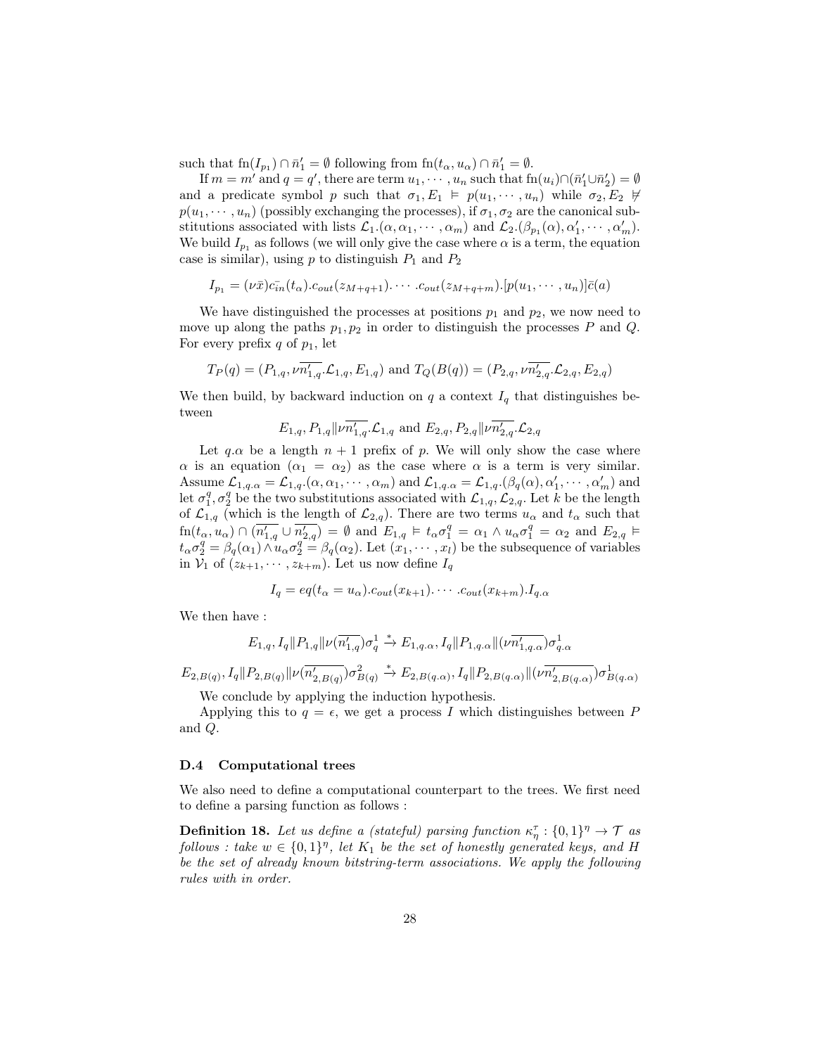such that $\mathrm{fn}(I_{p_1}) \cap \bar{n}'_1 = \emptyset$ following from $\mathrm{fn}(t_\alpha, u_\alpha) \cap \bar{n}'_1 = \emptyset$.

If $m = m'$ and $q = q'$, there are term $u_1, \cdots, u_n$ such that $\mathrm{fn}(u_i) \cap (\bar{n}'_1 \cup \bar{n}'_2) = \emptyset$ and a predicate symbol $p$ such that $\sigma_1, E_1 \vDash p(u_1, \cdots, u_n)$ while $\sigma_2, E_2 \nvDash p(u_1, \cdots, u_n)$ (possibly exchanging the processes), if $\sigma_1, \sigma_2$ are the canonical substitutions associated with lists $\mathcal{L}_1.(\alpha, \alpha_1, \cdots, \alpha_m)$ and $\mathcal{L}_2.(\beta_{p_1}(\alpha), \alpha'_1, \cdots, \alpha'_m)$. We build $I_{p_1}$ as follows (we will only give the case where $\alpha$ is a term, the equation case is similar), using $p$ to distinguish $P_1$ and $P_2$

$$I_{p_1} = (\nu \bar{x}) \bar{c_{in}}(t_\alpha).c_{out}(z_{M+q+1}). \cdots .c_{out}(z_{M+q+m}).[p(u_1, \cdots, u_n)]\bar{c}(a)$$

We have distinguished the processes at positions $p_1$ and $p_2$, we now need to move up along the paths $p_1, p_2$ in order to distinguish the processes $P$ and $Q$. For every prefix $q$ of $p_1$, let

$$T_P(q) = (P_{1,q}, \nu \overline{n'_{1,q}}.\mathcal{L}_{1,q}, E_{1,q}) \text{ and } T_Q(B(q)) = (P_{2,q}, \nu \overline{n'_{2,q}}.\mathcal{L}_{2,q}, E_{2,q})$$

We then build, by backward induction on $q$ a context $I_q$ that distinguishes between

$$E_{1,q}, P_{1,q} \| \nu \overline{n'_{1,q}}.\mathcal{L}_{1,q} \text{ and } E_{2,q}, P_{2,q} \| \nu \overline{n'_{2,q}}.\mathcal{L}_{2,q}$$

Let $q.\alpha$ be a length $n+1$ prefix of $p$. We will only show the case where $\alpha$ is an equation ($\alpha_1 = \alpha_2$) as the case where $\alpha$ is a term is very similar. Assume $\mathcal{L}_{1,q.\alpha} = \mathcal{L}_{1,q}.(\alpha, \alpha_1, \cdots, \alpha_m)$ and $\mathcal{L}_{1,q.\alpha} = \mathcal{L}_{1,q}.(\beta_q(\alpha), \alpha'_1, \cdots, \alpha'_m)$ and let $\sigma_1^q, \sigma_2^q$ be the two substitutions associated with $\mathcal{L}_{1,q}, \mathcal{L}_{2,q}$. Let $k$ be the length of $\mathcal{L}_{1,q}$ (which is the length of $\mathcal{L}_{2,q}$). There are two terms $u_\alpha$ and $t_\alpha$ such that $\mathrm{fn}(t_\alpha, u_\alpha) \cap (\overline{n'_{1,q}} \cup \overline{n'_{2,q}}) = \emptyset$ and $E_{1,q} \vDash t_\alpha \sigma_1^q = \alpha_1 \wedge u_\alpha \sigma_1^q = \alpha_2$ and $E_{2,q} \vDash t_\alpha \sigma_2^q = \beta_q(\alpha_1) \wedge u_\alpha \sigma_2^q = \beta_q(\alpha_2)$. Let $(x_1, \cdots, x_l)$ be the subsequence of variables in $\mathcal{V}_1$ of $(z_{k+1}, \cdots, z_{k+m})$. Let us now define $I_q$

$$I_q = eq(t_\alpha = u_\alpha).c_{out}(x_{k+1}). \cdots .c_{out}(x_{k+m}).I_{q.\alpha}$$

We then have :

$$E_{1,q}, I_q \| P_{1,q} \| \nu(\overline{n'_{1,q}})\sigma_q^1 \xrightarrow{*} E_{1,q.\alpha}, I_q \| P_{1,q.\alpha} \| (\nu \overline{n'_{1,q.\alpha}})\sigma_{q.\alpha}^1$$

$$E_{2,B(q)}, I_q \| P_{2,B(q)} \| \nu(\overline{n'_{2,B(q)}})\sigma_{B(q)}^2 \xrightarrow{*} E_{2,B(q.\alpha)}, I_q \| P_{2,B(q.\alpha)} \| (\nu \overline{n'_{2,B(q.\alpha)}})\sigma_{B(q.\alpha)}^1$$

We conclude by applying the induction hypothesis.

Applying this to $q = \epsilon$, we get a process $I$ which distinguishes between $P$ and $Q$.

### D.4 Computational trees

We also need to define a computational counterpart to the trees. We first need to define a parsing function as follows :

**Definition 18.** *Let us define a (stateful) parsing function $\kappa_\eta^\tau : \{0,1\}^\eta \to \mathcal{T}$ as follows : take $w \in \{0,1\}^\eta$, let $K_1$ be the set of honestly generated keys, and $H$ be the set of already known bitstring-term associations. We apply the following rules with in order.*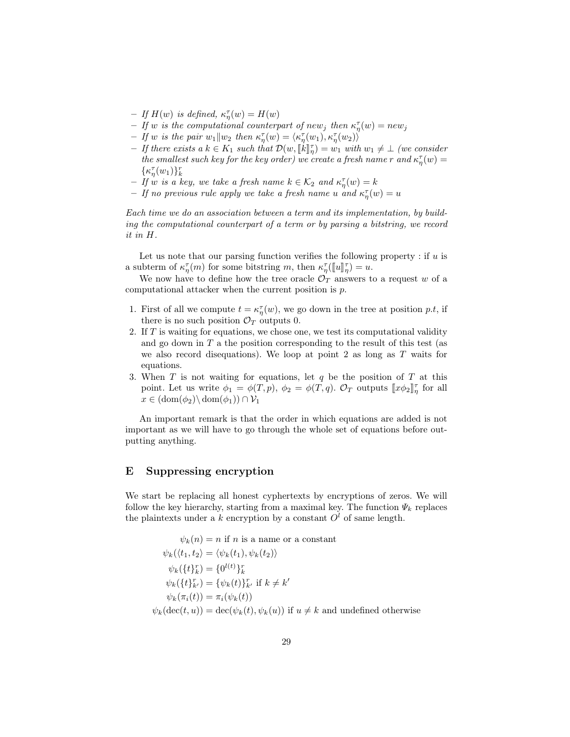- *If $H(w)$ is defined, $\kappa_\eta^\tau(w) = H(w)$*
- *If $w$ is the computational counterpart of $new_j$ then $\kappa_\eta^\tau(w) = new_j$*
- *If $w$ is the pair $w_1 \| w_2$ then $\kappa_\eta^\tau(w) = \langle \kappa_\eta^\tau(w_1), \kappa_\eta^\tau(w_2) \rangle$*
- *If there exists a $k \in K_1$ such that $\mathcal{D}(w, [\![k]\!]_\eta^\tau) = w_1$ with $w_1 \neq \bot$ (we consider the smallest such key for the key order) we create a fresh name $r$ and $\kappa_\eta^\tau(w) = \{\kappa_\eta^\tau(w_1)\}_k^r$*
- *If $w$ is a key, we take a fresh name $k \in \mathcal{K}_2$ and $\kappa_\eta^\tau(w) = k$*
- *If no previous rule apply we take a fresh name $u$ and $\kappa_\eta^\tau(w) = u$*

*Each time we do an association between a term and its implementation, by building the computational counterpart of a term or by parsing a bitstring, we record it in $H$.*

Let us note that our parsing function verifies the following property : if $u$ is a subterm of $\kappa_\eta^\tau(m)$ for some bitstring $m$, then $\kappa_\eta^\tau([\![u]\!]_\eta^\tau) = u$.

We now have to define how the tree oracle $\mathcal{O}_T$ answers to a request $w$ of a computational attacker when the current position is $p$.

1. First of all we compute $t = \kappa_\eta^\tau(w)$, we go down in the tree at position $p.t$, if there is no such position $\mathcal{O}_T$ outputs 0.
2. If $T$ is waiting for equations, we chose one, we test its computational validity and go down in $T$ a the position corresponding to the result of this test (as we also record disequations). We loop at point 2 as long as $T$ waits for equations.
3. When $T$ is not waiting for equations, let $q$ be the position of $T$ at this point. Let us write $\phi_1 = \phi(T, p)$, $\phi_2 = \phi(T, q)$. $\mathcal{O}_T$ outputs $[\![x\phi_2]\!]_\eta^\tau$ for all $x \in (\mathrm{dom}(\phi_2) \setminus \mathrm{dom}(\phi_1)) \cap \mathcal{V}_1$

An important remark is that the order in which equations are added is not important as we will have to go through the whole set of equations before outputting anything.

## E Suppressing encryption

We start be replacing all honest cyphertexts by encryptions of zeros. We will follow the key hierarchy, starting from a maximal key. The function $\Psi_k$ replaces the plaintexts under a $k$ encryption by a constant $O^l$ of same length.

$$\psi_k(n) = n \text{ if } n \text{ is a name or a constant}$$
$$\psi_k(\langle t_1, t_2 \rangle) = \langle \psi_k(t_1), \psi_k(t_2) \rangle$$
$$\psi_k(\{t\}_k^r) = \{0^{l(t)}\}_k^r$$
$$\psi_k(\{t\}_{k'}^r) = \{\psi_k(t)\}_{k'}^r \text{ if } k \neq k'$$
$$\psi_k(\pi_i(t)) = \pi_i(\psi_k(t))$$
$$\psi_k(\mathrm{dec}(t, u)) = \mathrm{dec}(\psi_k(t), \psi_k(u)) \text{ if } u \neq k \text{ and undefined otherwise}$$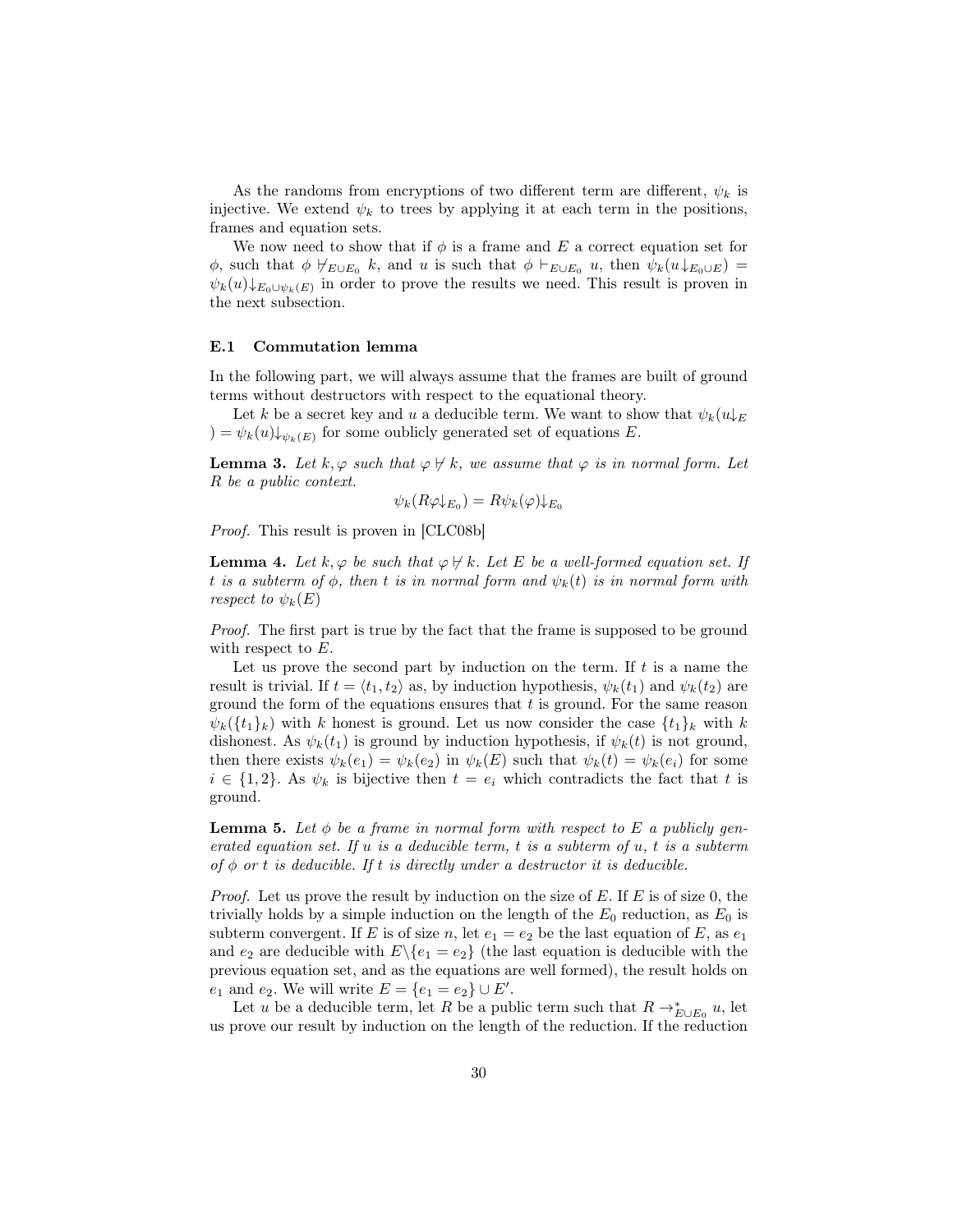As the randoms from encryptions of two different term are different, $\psi_k$ is injective. We extend $\psi_k$ to trees by applying it at each term in the positions, frames and equation sets.

We now need to show that if $\phi$ is a frame and $E$ a correct equation set for $\phi$, such that $\phi \not\vdash_{E \cup E_0} k$, and $u$ is such that $\phi \vdash_{E \cup E_0} u$, then $\psi_k(u\downarrow_{E_0 \cup E}) = \psi_k(u)\downarrow_{E_0 \cup \psi_k(E)}$ in order to prove the results we need. This result is proven in the next subsection.

### E.1 Commutation lemma

In the following part, we will always assume that the frames are built of ground terms without destructors with respect to the equational theory.

Let $k$ be a secret key and $u$ a deducible term. We want to show that $\psi_k(u\downarrow_E) = \psi_k(u)\downarrow_{\psi_k(E)}$ for some oublicly generated set of equations $E$.

**Lemma 3.** *Let $k, \varphi$ such that $\varphi \not\vdash k$, we assume that $\varphi$ is in normal form. Let $R$ be a public context.*

$$\psi_k(R\varphi\downarrow_{E_0}) = R\psi_k(\varphi)\downarrow_{E_0}$$

*Proof.* This result is proven in [CLC08b]

**Lemma 4.** *Let $k, \varphi$ be such that $\varphi \not\vdash k$. Let $E$ be a well-formed equation set. If $t$ is a subterm of $\phi$, then $t$ is in normal form and $\psi_k(t)$ is in normal form with respect to $\psi_k(E)$*

*Proof.* The first part is true by the fact that the frame is supposed to be ground with respect to $E$.

Let us prove the second part by induction on the term. If $t$ is a name the result is trivial. If $t = \langle t_1, t_2 \rangle$ as, by induction hypothesis, $\psi_k(t_1)$ and $\psi_k(t_2)$ are ground the form of the equations ensures that $t$ is ground. For the same reason $\psi_k(\{t_1\}_k)$ with $k$ honest is ground. Let us now consider the case $\{t_1\}_k$ with $k$ dishonest. As $\psi_k(t_1)$ is ground by induction hypothesis, if $\psi_k(t)$ is not ground, then there exists $\psi_k(e_1) = \psi_k(e_2)$ in $\psi_k(E)$ such that $\psi_k(t) = \psi_k(e_i)$ for some $i \in \{1, 2\}$. As $\psi_k$ is bijective then $t = e_i$ which contradicts the fact that $t$ is ground.

**Lemma 5.** *Let $\phi$ be a frame in normal form with respect to $E$ a publicly generated equation set. If $u$ is a deducible term, $t$ is a subterm of $u$, $t$ is a subterm of $\phi$ or $t$ is deducible. If $t$ is directly under a destructor it is deducible.*

*Proof.* Let us prove the result by induction on the size of $E$. If $E$ is of size 0, the trivially holds by a simple induction on the length of the $E_0$ reduction, as $E_0$ is subterm convergent. If $E$ is of size $n$, let $e_1 = e_2$ be the last equation of $E$, as $e_1$ and $e_2$ are deducible with $E \backslash \{e_1 = e_2\}$ (the last equation is deducible with the previous equation set, and as the equations are well formed), the result holds on $e_1$ and $e_2$. We will write $E = \{e_1 = e_2\} \cup E'$.

Let $u$ be a deducible term, let $R$ be a public term such that $R \rightarrow^*_{E \cup E_0} u$, let us prove our result by induction on the length of the reduction. If the reduction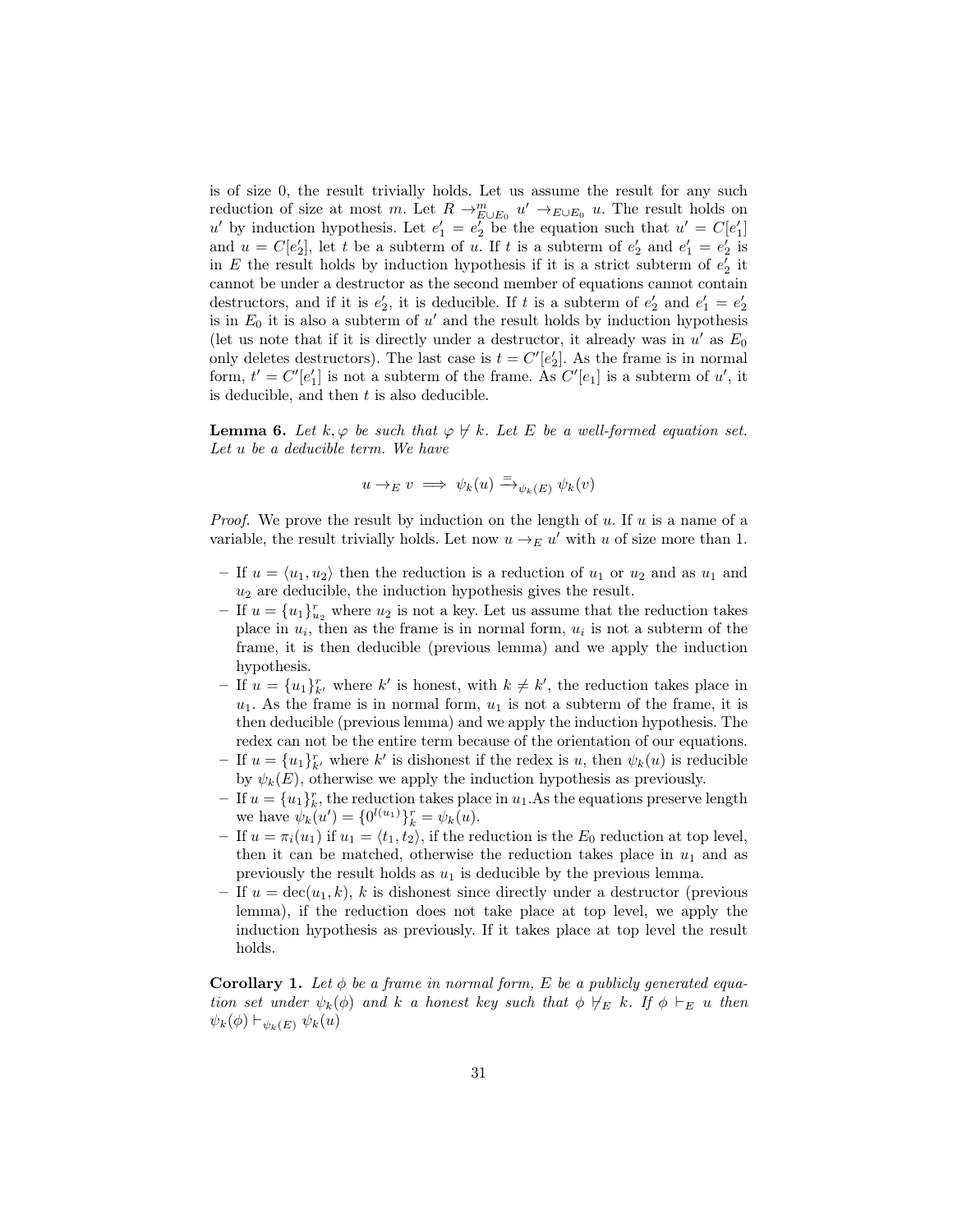is of size 0, the result trivially holds. Let us assume the result for any such reduction of size at most $m$. Let $R \rightarrow^m_{E \cup E_0} u' \rightarrow_{E \cup E_0} u$. The result holds on $u'$ by induction hypothesis. Let $e'_1 = e'_2$ be the equation such that $u' = C[e'_1]$ and $u = C[e'_2]$, let $t$ be a subterm of $u$. If $t$ is a subterm of $e'_2$ and $e'_1 = e'_2$ is in $E$ the result holds by induction hypothesis if it is a strict subterm of $e'_2$ it cannot be under a destructor as the second member of equations cannot contain destructors, and if it is $e'_2$, it is deducible. If $t$ is a subterm of $e'_2$ and $e'_1 = e'_2$ is in $E_0$ it is also a subterm of $u'$ and the result holds by induction hypothesis (let us note that if it is directly under a destructor, it already was in $u'$ as $E_0$ only deletes destructors). The last case is $t = C'[e'_2]$. As the frame is in normal form, $t' = C'[e'_1]$ is not a subterm of the frame. As $C'[e_1]$ is a subterm of $u'$, it is deducible, and then $t$ is also deducible.

**Lemma 6.** *Let $k, \varphi$ be such that $\varphi \not\vdash k$. Let $E$ be a well-formed equation set. Let $u$ be a deducible term. We have*

$$u \rightarrow_E v \implies \psi_k(u) \xrightarrow{=}_{\psi_k(E)} \psi_k(v)$$

*Proof.* We prove the result by induction on the length of $u$. If $u$ is a name of a variable, the result trivially holds. Let now $u \rightarrow_E u'$ with $u$ of size more than 1.

- If $u = \langle u_1, u_2 \rangle$ then the reduction is a reduction of $u_1$ or $u_2$ and as $u_1$ and $u_2$ are deducible, the induction hypothesis gives the result.
- If $u = \{u_1\}^r_{u_2}$ where $u_2$ is not a key. Let us assume that the reduction takes place in $u_i$, then as the frame is in normal form, $u_i$ is not a subterm of the frame, it is then deducible (previous lemma) and we apply the induction hypothesis.
- If $u = \{u_1\}^r_{k'}$ where $k'$ is honest, with $k \neq k'$, the reduction takes place in $u_1$. As the frame is in normal form, $u_1$ is not a subterm of the frame, it is then deducible (previous lemma) and we apply the induction hypothesis. The redex can not be the entire term because of the orientation of our equations.
- If $u = \{u_1\}^r_{k'}$ where $k'$ is dishonest if the redex is $u$, then $\psi_k(u)$ is reducible by $\psi_k(E)$, otherwise we apply the induction hypothesis as previously.
- If $u = \{u_1\}^r_k$, the reduction takes place in $u_1$.As the equations preserve length we have $\psi_k(u') = \{0^{l(u_1)}\}^r_k = \psi_k(u)$.
- If $u = \pi_i(u_1)$ if $u_1 = \langle t_1, t_2 \rangle$, if the reduction is the $E_0$ reduction at top level, then it can be matched, otherwise the reduction takes place in $u_1$ and as previously the result holds as $u_1$ is deducible by the previous lemma.
- If $u = \mathrm{dec}(u_1, k)$, $k$ is dishonest since directly under a destructor (previous lemma), if the reduction does not take place at top level, we apply the induction hypothesis as previously. If it takes place at top level the result holds.

**Corollary 1.** *Let $\phi$ be a frame in normal form, $E$ be a publicly generated equation set under $\psi_k(\phi)$ and $k$ a honest key such that $\phi \not\vdash_E k$. If $\phi \vdash_E u$ then $\psi_k(\phi) \vdash_{\psi_k(E)} \psi_k(u)$*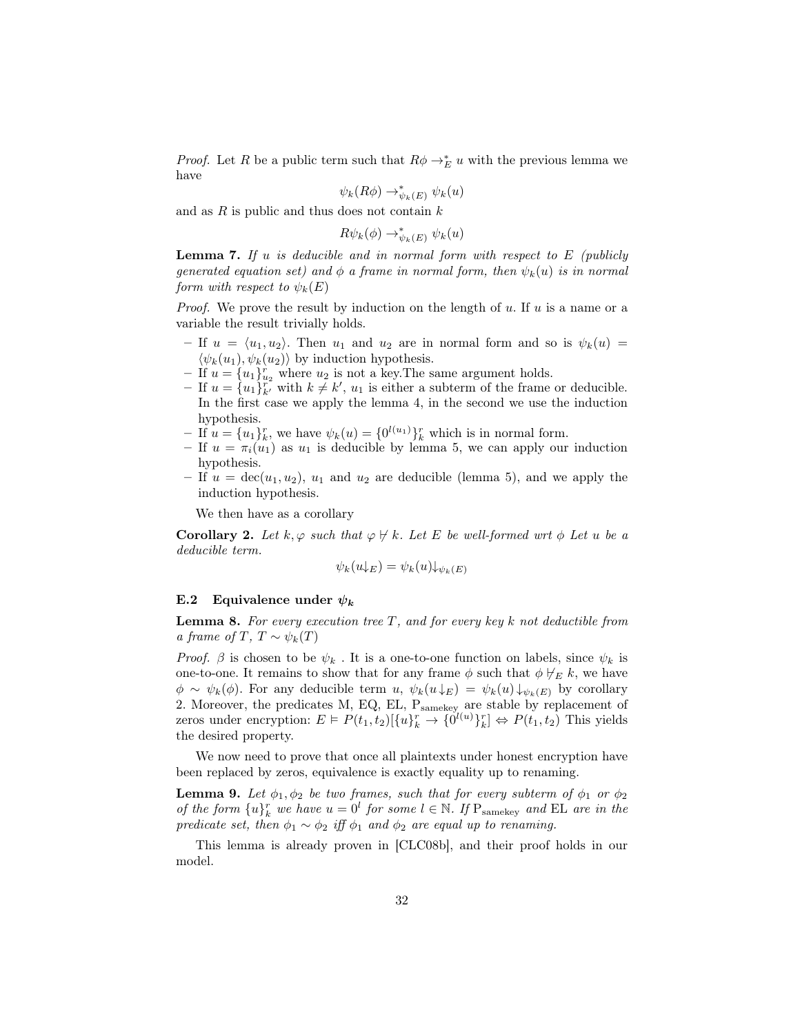*Proof.* Let $R$ be a public term such that $R\phi \to_E^* u$ with the previous lemma we have

$$\psi_k(R\phi) \to_{\psi_k(E)}^* \psi_k(u)$$

and as $R$ is public and thus does not contain $k$

$$R\psi_k(\phi) \to_{\psi_k(E)}^* \psi_k(u)$$

**Lemma 7.** *If $u$ is deducible and in normal form with respect to $E$ (publicly generated equation set) and $\phi$ a frame in normal form, then $\psi_k(u)$ is in normal form with respect to $\psi_k(E)$*

*Proof.* We prove the result by induction on the length of $u$. If $u$ is a name or a variable the result trivially holds.

- If $u = \langle u_1, u_2\rangle$. Then $u_1$ and $u_2$ are in normal form and so is $\psi_k(u) = \langle \psi_k(u_1), \psi_k(u_2)\rangle$ by induction hypothesis.
- If $u = \{u_1\}_{u_2}^r$ where $u_2$ is not a key.The same argument holds.
- If $u = \{u_1\}_{k'}^r$ with $k \neq k'$, $u_1$ is either a subterm of the frame or deducible. In the first case we apply the lemma 4, in the second we use the induction hypothesis.
- If $u = \{u_1\}_k^r$, we have $\psi_k(u) = \{0^{l(u_1)}\}_k^r$ which is in normal form.
- If $u = \pi_i(u_1)$ as $u_1$ is deducible by lemma 5, we can apply our induction hypothesis.
- If $u = \mathrm{dec}(u_1, u_2)$, $u_1$ and $u_2$ are deducible (lemma 5), and we apply the induction hypothesis.

We then have as a corollary

**Corollary 2.** *Let $k, \varphi$ such that $\varphi \not\vdash k$. Let $E$ be well-formed wrt $\phi$ Let $u$ be a deducible term.*

$$\psi_k(u{\downarrow_E}) = \psi_k(u){\downarrow_{\psi_k(E)}}$$

### E.2 Equivalence under $\psi_k$

**Lemma 8.** *For every execution tree $T$, and for every key $k$ not deductible from a frame of $T$, $T \sim \psi_k(T)$*

*Proof.* $\beta$ is chosen to be $\psi_k$ . It is a one-to-one function on labels, since $\psi_k$ is one-to-one. It remains to show that for any frame $\phi$ such that $\phi \not\vdash_E k$, we have $\phi \sim \psi_k(\phi)$. For any deducible term $u$, $\psi_k(u{\downarrow_E}) = \psi_k(u){\downarrow_{\psi_k(E)}}$ by corollary 2. Moreover, the predicates M, EQ, EL, $\mathrm{P}_{\mathrm{samekey}}$ are stable by replacement of zeros under encryption: $E \vDash P(t_1, t_2)[\{u\}_k^r \to \{0^{l(u)}\}_k^r] \Leftrightarrow P(t_1, t_2)$ This yields the desired property.

We now need to prove that once all plaintexts under honest encryption have been replaced by zeros, equivalence is exactly equality up to renaming.

**Lemma 9.** *Let $\phi_1, \phi_2$ be two frames, such that for every subterm of $\phi_1$ or $\phi_2$ of the form $\{u\}_k^r$ we have $u = 0^l$ for some $l \in \mathbb{N}$. If $\mathrm{P}_{\mathrm{samekey}}$ and EL are in the predicate set, then $\phi_1 \sim \phi_2$ iff $\phi_1$ and $\phi_2$ are equal up to renaming.*

This lemma is already proven in [CLC08b], and their proof holds in our model.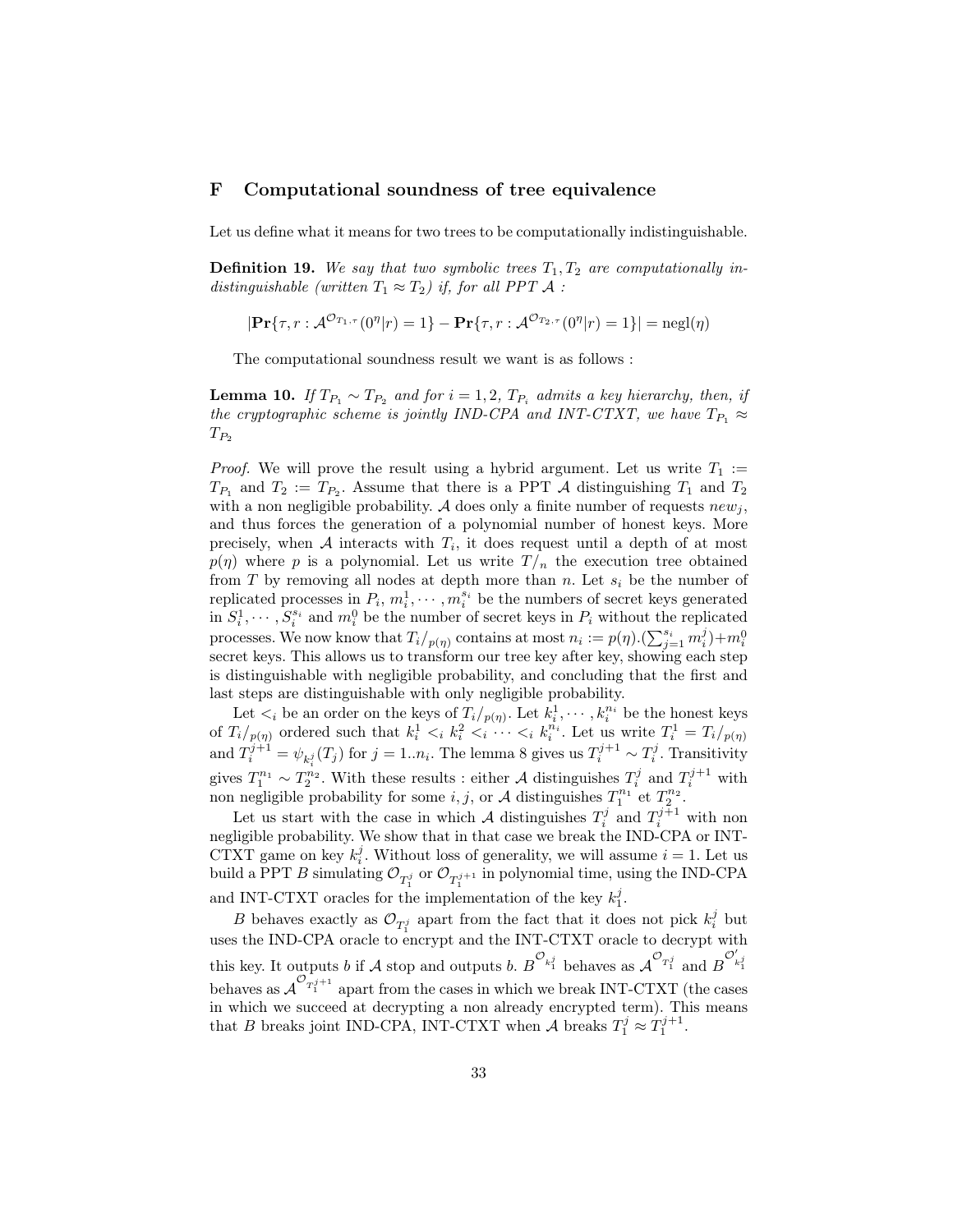# F Computational soundness of tree equivalence

Let us define what it means for two trees to be computationally indistinguishable.

**Definition 19.** *We say that two symbolic trees $T_1, T_2$ are computationally indistinguishable (written $T_1 \approx T_2$) if, for all PPT $\mathcal{A}$ :*

$$|\mathbf{Pr}\{\tau, r : \mathcal{A}^{\mathcal{O}_{T_1,\tau}}(0^\eta|r) = 1\} - \mathbf{Pr}\{\tau, r : \mathcal{A}^{\mathcal{O}_{T_2,\tau}}(0^\eta|r) = 1\}| = \text{negl}(\eta)$$

The computational soundness result we want is as follows :

**Lemma 10.** *If $T_{P_1} \sim T_{P_2}$ and for $i = 1, 2$, $T_{P_i}$ admits a key hierarchy, then, if the cryptographic scheme is jointly IND-CPA and INT-CTXT, we have $T_{P_1} \approx T_{P_2}$*

*Proof.* We will prove the result using a hybrid argument. Let us write $T_1 := T_{P_1}$ and $T_2 := T_{P_2}$. Assume that there is a PPT $\mathcal{A}$ distinguishing $T_1$ and $T_2$ with a non negligible probability. $\mathcal{A}$ does only a finite number of requests $new_j$, and thus forces the generation of a polynomial number of honest keys. More precisely, when $\mathcal{A}$ interacts with $T_i$, it does request until a depth of at most $p(\eta)$ where $p$ is a polynomial. Let us write $T/_n$ the execution tree obtained from $T$ by removing all nodes at depth more than $n$. Let $s_i$ be the number of replicated processes in $P_i$, $m_i^1, \cdots, m_i^{s_i}$ be the numbers of secret keys generated in $S_i^1, \cdots, S_i^{s_i}$ and $m_i^0$ be the number of secret keys in $P_i$ without the replicated processes. We now know that $T_i/_{p(\eta)}$ contains at most $n_i := p(\eta).(\sum_{j=1}^{s_i} m_i^j) + m_i^0$ secret keys. This allows us to transform our tree key after key, showing each step is distinguishable with negligible probability, and concluding that the first and last steps are distinguishable with only negligible probability.

Let $<_i$ be an order on the keys of $T_i/_{p(\eta)}$. Let $k_i^1, \cdots, k_i^{n_i}$ be the honest keys of $T_i/_{p(\eta)}$ ordered such that $k_i^1 <_i k_i^2 <_i \cdots <_i k_i^{n_i}$. Let us write $T_i^1 = T_i/_{p(\eta)}$ and $T_i^{j+1} = \psi_{k_i^j}(T_j)$ for $j = 1..n_i$. The lemma 8 gives us $T_i^{j+1} \sim T_i^j$. Transitivity gives $T_1^{n_1} \sim T_2^{n_2}$. With these results : either $\mathcal{A}$ distinguishes $T_i^j$ and $T_i^{j+1}$ with non negligible probability for some $i, j$, or $\mathcal{A}$ distinguishes $T_1^{n_1}$ et $T_2^{n_2}$.

Let us start with the case in which $\mathcal{A}$ distinguishes $T_i^j$ and $T_i^{j+1}$ with non negligible probability. We show that in that case we break the IND-CPA or INT-CTXT game on key $k_i^j$. Without loss of generality, we will assume $i = 1$. Let us build a PPT $B$ simulating $\mathcal{O}_{T_1^j}$ or $\mathcal{O}_{T_1^{j+1}}$ in polynomial time, using the IND-CPA and INT-CTXT oracles for the implementation of the key $k_1^j$.

$B$ behaves exactly as $\mathcal{O}_{T_1^j}$ apart from the fact that it does not pick $k_i^j$ but uses the IND-CPA oracle to encrypt and the INT-CTXT oracle to decrypt with this key. It outputs $b$ if $\mathcal{A}$ stop and outputs $b$. $B^{\mathcal{O}_{k_1^j}}$ behaves as $\mathcal{A}^{\mathcal{O}_{T_1^j}}$ and $B^{\mathcal{O}'_{k_1^j}}$ behaves as $\mathcal{A}^{\mathcal{O}_{T_1^{j+1}}}$ apart from the cases in which we break INT-CTXT (the cases in which we succeed at decrypting a non already encrypted term). This means that $B$ breaks joint IND-CPA, INT-CTXT when $\mathcal{A}$ breaks $T_1^j \approx T_1^{j+1}$.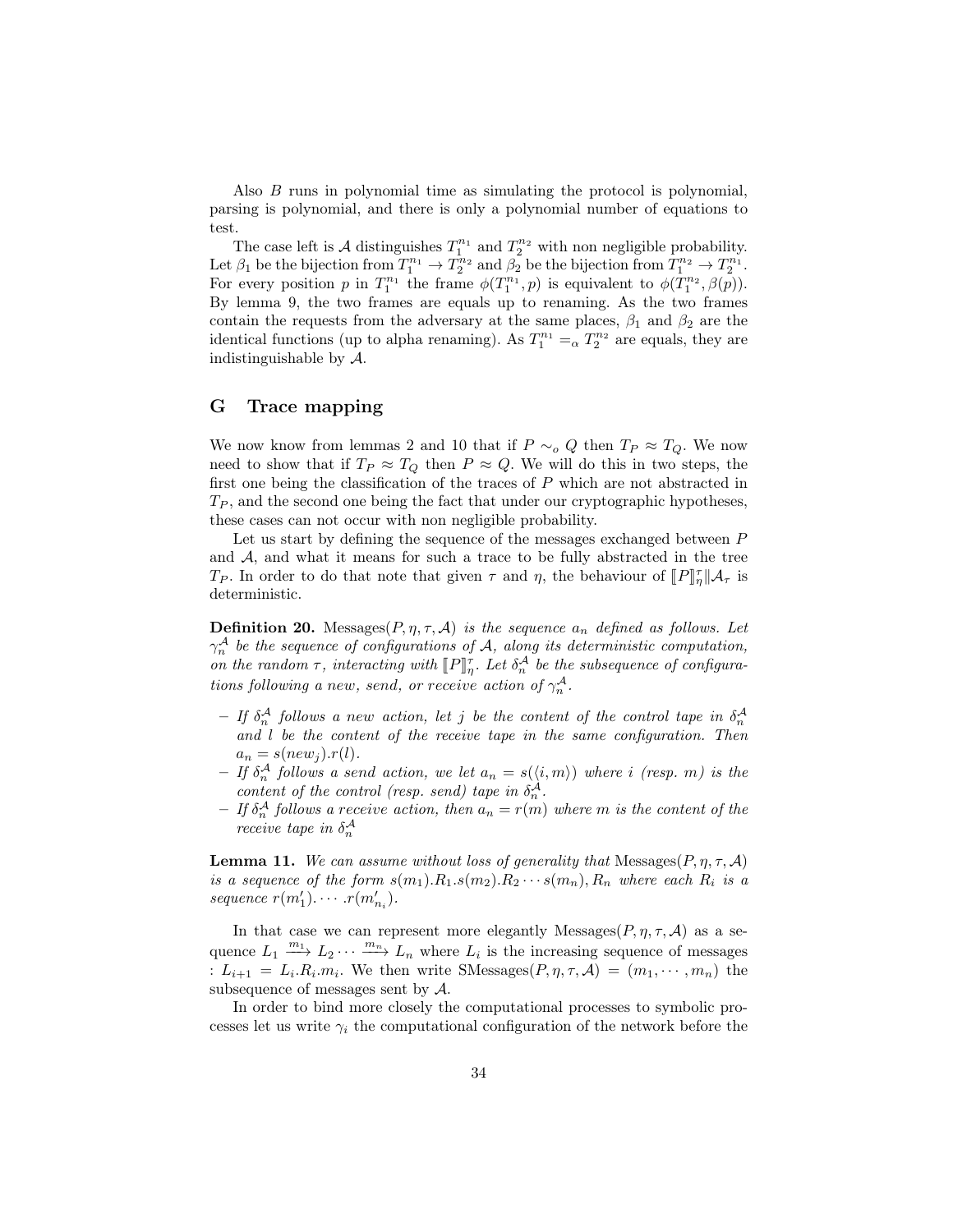Also $B$ runs in polynomial time as simulating the protocol is polynomial, parsing is polynomial, and there is only a polynomial number of equations to test.

The case left is $\mathcal{A}$ distinguishes $T_1^{n_1}$ and $T_2^{n_2}$ with non negligible probability. Let $\beta_1$ be the bijection from $T_1^{n_1} \to T_2^{n_2}$ and $\beta_2$ be the bijection from $T_1^{n_2} \to T_2^{n_1}$. For every position $p$ in $T_1^{n_1}$ the frame $\phi(T_1^{n_1}, p)$ is equivalent to $\phi(T_1^{n_2}, \beta(p))$. By lemma 9, the two frames are equals up to renaming. As the two frames contain the requests from the adversary at the same places, $\beta_1$ and $\beta_2$ are the identical functions (up to alpha renaming). As $T_1^{n_1} =_\alpha T_2^{n_2}$ are equals, they are indistinguishable by $\mathcal{A}$.

## G Trace mapping

We now know from lemmas 2 and 10 that if $P \sim_o Q$ then $T_P \approx T_Q$. We now need to show that if $T_P \approx T_Q$ then $P \approx Q$. We will do this in two steps, the first one being the classification of the traces of $P$ which are not abstracted in $T_P$, and the second one being the fact that under our cryptographic hypotheses, these cases can not occur with non negligible probability.

Let us start by defining the sequence of the messages exchanged between $P$ and $\mathcal{A}$, and what it means for such a trace to be fully abstracted in the tree $T_P$. In order to do that note that given $\tau$ and $\eta$, the behaviour of $[\![P]\!]_\eta^\tau \| \mathcal{A}_\tau$ is deterministic.

**Definition 20.** *Messages$(P, \eta, \tau, \mathcal{A})$ is the sequence $a_n$ defined as follows. Let $\gamma_n^{\mathcal{A}}$ be the sequence of configurations of $\mathcal{A}$, along its deterministic computation, on the random $\tau$, interacting with $[\![P]\!]_\eta^\tau$. Let $\delta_n^{\mathcal{A}}$ be the subsequence of configurations following a new, send, or receive action of $\gamma_n^{\mathcal{A}}$.*

- *If $\delta_n^{\mathcal{A}}$ follows a new action, let $j$ be the content of the control tape in $\delta_n^{\mathcal{A}}$ and $l$ be the content of the receive tape in the same configuration. Then $a_n = s(new_j).r(l)$.*
- *If $\delta_n^{\mathcal{A}}$ follows a send action, we let $a_n = s(\langle i, m\rangle)$ where $i$ (resp. $m$) is the content of the control (resp. send) tape in $\delta_n^{\mathcal{A}}$.*
- *If $\delta_n^{\mathcal{A}}$ follows a receive action, then $a_n = r(m)$ where $m$ is the content of the receive tape in $\delta_n^{\mathcal{A}}$*

**Lemma 11.** *We can assume without loss of generality that Messages$(P, \eta, \tau, \mathcal{A})$ is a sequence of the form $s(m_1).R_1.s(m_2).R_2 \cdots s(m_n), R_n$ where each $R_i$ is a sequence $r(m'_1). \cdots .r(m'_{n_i})$.*

In that case we can represent more elegantly Messages$(P, \eta, \tau, \mathcal{A})$ as a sequence $L_1 \xrightarrow{m_1} L_2 \cdots \xrightarrow{m_n} L_n$ where $L_i$ is the increasing sequence of messages : $L_{i+1} = L_i.R_i.m_i$. We then write SMessages$(P, \eta, \tau, \mathcal{A}) = (m_1, \cdots, m_n)$ the subsequence of messages sent by $\mathcal{A}$.

In order to bind more closely the computational processes to symbolic processes let us write $\gamma_i$ the computational configuration of the network before the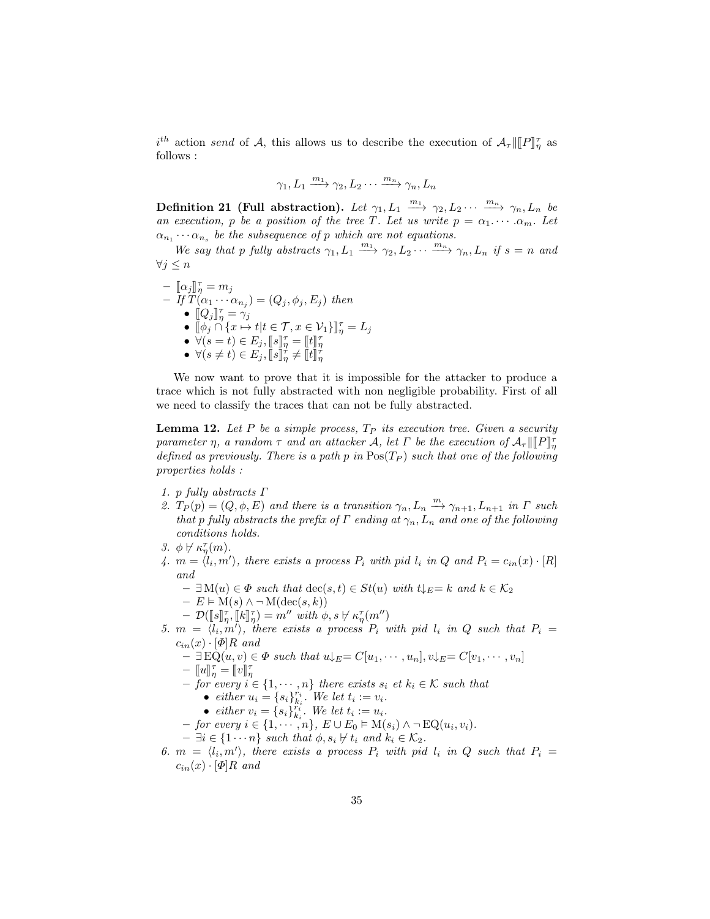$i^{th}$ action *send* of $\mathcal{A}$, this allows us to describe the execution of $\mathcal{A}_\tau \| [\![P]\!]^\tau_\eta$ as follows :

$$\gamma_1, L_1 \xrightarrow{m_1} \gamma_2, L_2 \cdots \xrightarrow{m_n} \gamma_n, L_n$$

**Definition 21 (Full abstraction).** *Let $\gamma_1, L_1 \xrightarrow{m_1} \gamma_2, L_2 \cdots \xrightarrow{m_n} \gamma_n, L_n$ be an execution, $p$ be a position of the tree $T$. Let us write $p = \alpha_1. \cdots .\alpha_m$. Let $\alpha_{n_1} \cdots \alpha_{n_s}$ be the subsequence of $p$ which are not equations.*

*We say that $p$ fully abstracts $\gamma_1, L_1 \xrightarrow{m_1} \gamma_2, L_2 \cdots \xrightarrow{m_n} \gamma_n, L_n$ if $s = n$ and $\forall j \leq n$*

- $[\![\alpha_j]\!]^\tau_\eta = m_j$
- *If $T(\alpha_1 \cdots \alpha_{n_j}) = (Q_j, \phi_j, E_j)$ then*
  - $[\![Q_j]\!]^\tau_\eta = \gamma_j$
  - $[\![\phi_j \cap \{x \mapsto t | t \in \mathcal{T}, x \in \mathcal{V}_1\}]\!]^\tau_\eta = L_j$
  - $\forall (s = t) \in E_j, [\![s]\!]^\tau_\eta = [\![t]\!]^\tau_\eta$
  - $\forall (s \neq t) \in E_j, [\![s]\!]^\tau_\eta \neq [\![t]\!]^\tau_\eta$

We now want to prove that it is impossible for the attacker to produce a trace which is not fully abstracted with non negligible probability. First of all we need to classify the traces that can not be fully abstracted.

**Lemma 12.** *Let $P$ be a simple process, $T_P$ its execution tree. Given a security parameter $\eta$, a random $\tau$ and an attacker $\mathcal{A}$, let $\Gamma$ be the execution of $\mathcal{A}_\tau \| [\![P]\!]^\tau_\eta$ defined as previously. There is a path $p$ in $\mathrm{Pos}(T_P)$ such that one of the following properties holds :*

1. *$p$ fully abstracts $\Gamma$*
2. *$T_P(p) = (Q, \phi, E)$ and there is a transition $\gamma_n, L_n \xrightarrow{m} \gamma_{n+1}, L_{n+1}$ in $\Gamma$ such that $p$ fully abstracts the prefix of $\Gamma$ ending at $\gamma_n, L_n$ and one of the following conditions holds.*
3. *$\phi \not\vdash \kappa^\tau_\eta(m)$.*
4. *$m = \langle l_i, m' \rangle$, there exists a process $P_i$ with pid $l_i$ in $Q$ and $P_i = c_{in}(x) \cdot [R]$ and*
   - *$\exists\, \mathrm{M}(u) \in \Phi$ such that $\mathrm{dec}(s, t) \in St(u)$ with $t{\downarrow_E} = k$ and $k \in \mathcal{K}_2$*
   - *$E \vDash \mathrm{M}(s) \wedge \neg\, \mathrm{M}(\mathrm{dec}(s, k))$*
   - *$\mathcal{D}([\![s]\!]^\tau_\eta, [\![k]\!]^\tau_\eta) = m''$ with $\phi, s \not\vdash \kappa^\tau_\eta(m'')$*
5. *$m = \langle l_i, m' \rangle$, there exists a process $P_i$ with pid $l_i$ in $Q$ such that $P_i = c_{in}(x) \cdot [\Phi] R$ and*
   - *$\exists\, \mathrm{EQ}(u, v) \in \Phi$ such that $u{\downarrow_E} = C[u_1, \cdots, u_n], v{\downarrow_E} = C[v_1, \cdots, v_n]$*
   - *$[\![u]\!]^\tau_\eta = [\![v]\!]^\tau_\eta$*
   - *for every $i \in \{1, \cdots, n\}$ there exists $s_i$ et $k_i \in \mathcal{K}$ such that*
     - *either $u_i = \{s_i\}^{r_i}_{k_i}$. We let $t_i := v_i$.*
     - *either $v_i = \{s_i\}^{r_i}_{k_i}$. We let $t_i := u_i$.*
   - *for every $i \in \{1, \cdots, n\}$, $E \cup E_0 \vDash \mathrm{M}(s_i) \wedge \neg\, \mathrm{EQ}(u_i, v_i)$.*
   - *$\exists i \in \{1 \cdots n\}$ such that $\phi, s_i \not\vdash t_i$ and $k_i \in \mathcal{K}_2$.*
6. *$m = \langle l_i, m' \rangle$, there exists a process $P_i$ with pid $l_i$ in $Q$ such that $P_i = c_{in}(x) \cdot [\Phi] R$ and*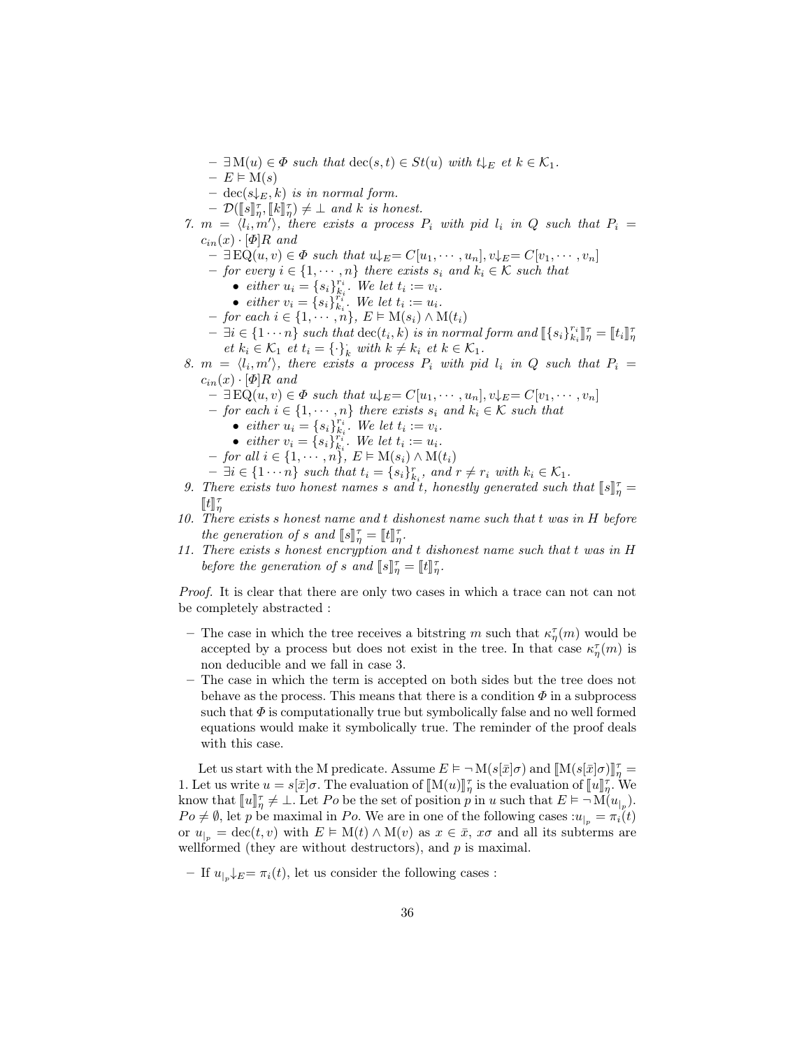- $\exists\, \mathrm{M}(u) \in \Phi$ *such that* $\mathrm{dec}(s,t) \in St(u)$ *with* $t\!\downarrow_E$ *et* $k \in \mathcal{K}_1$.
  - $E \vDash \mathrm{M}(s)$
  - $\mathrm{dec}(s\!\downarrow_E, k)$ *is in normal form.*
  - $\mathcal{D}([\![s]\!]^\tau_\eta, [\![k]\!]^\tau_\eta) \neq \bot$ *and* $k$ *is honest.*

7. $m = \langle l_i, m' \rangle$, *there exists a process* $P_i$ *with pid* $l_i$ *in* $Q$ *such that* $P_i = c_{in}(x) \cdot [\Phi]R$ *and*
  - $\exists\, \mathrm{EQ}(u,v) \in \Phi$ *such that* $u\!\downarrow_E = C[u_1, \cdots, u_n], v\!\downarrow_E = C[v_1, \cdots, v_n]$
  - *for every* $i \in \{1, \cdots, n\}$ *there exists* $s_i$ *and* $k_i \in \mathcal{K}$ *such that*
    - *either* $u_i = \{s_i\}^{r_i}_{k_i}$. *We let* $t_i := v_i$.
    - *either* $v_i = \{s_i\}^{r_i}_{k_i}$. *We let* $t_i := u_i$.
  - *for each* $i \in \{1, \cdots, n\}$, $E \vDash \mathrm{M}(s_i) \wedge \mathrm{M}(t_i)$
  - $\exists i \in \{1 \cdots n\}$ *such that* $\mathrm{dec}(t_i, k)$ *is in normal form and* $[\![\{s_i\}^{r_i}_{k_i}]\!]^\tau_\eta = [\![t_i]\!]^\tau_\eta$ *et* $k_i \in \mathcal{K}_1$ *et* $t_i = \{\cdot\}^{\cdot}_k$ *with* $k \neq k_i$ *et* $k \in \mathcal{K}_1$.

8. $m = \langle l_i, m' \rangle$, *there exists a process* $P_i$ *with pid* $l_i$ *in* $Q$ *such that* $P_i = c_{in}(x) \cdot [\Phi]R$ *and*
  - $\exists\, \mathrm{EQ}(u,v) \in \Phi$ *such that* $u\!\downarrow_E = C[u_1, \cdots, u_n], v\!\downarrow_E = C[v_1, \cdots, v_n]$
  - *for each* $i \in \{1, \cdots, n\}$ *there exists* $s_i$ *and* $k_i \in \mathcal{K}$ *such that*
    - *either* $u_i = \{s_i\}^{r_i}_{k_i}$. *We let* $t_i := v_i$.
    - *either* $v_i = \{s_i\}^{r_i}_{k_i}$. *We let* $t_i := u_i$.
  - *for all* $i \in \{1, \cdots, n\}$, $E \vDash \mathrm{M}(s_i) \wedge \mathrm{M}(t_i)$
  - $\exists i \in \{1 \cdots n\}$ *such that* $t_i = \{s_i\}^r_{k_i}$, *and* $r \neq r_i$ *with* $k_i \in \mathcal{K}_1$.

9. *There exists two honest names* $s$ *and* $t$, *honestly generated such that* $[\![s]\!]^\tau_\eta = [\![t]\!]^\tau_\eta$
10. *There exists* $s$ *honest name and* $t$ *dishonest name such that* $t$ *was in* $H$ *before the generation of* $s$ *and* $[\![s]\!]^\tau_\eta = [\![t]\!]^\tau_\eta$.
11. *There exists* $s$ *honest encryption and* $t$ *dishonest name such that* $t$ *was in* $H$ *before the generation of* $s$ *and* $[\![s]\!]^\tau_\eta = [\![t]\!]^\tau_\eta$.

*Proof.* It is clear that there are only two cases in which a trace can not can not be completely abstracted :

- The case in which the tree receives a bitstring $m$ such that $\kappa^\tau_\eta(m)$ would be accepted by a process but does not exist in the tree. In that case $\kappa^\tau_\eta(m)$ is non deducible and we fall in case 3.
- The case in which the term is accepted on both sides but the tree does not behave as the process. This means that there is a condition $\Phi$ in a subprocess such that $\Phi$ is computationally true but symbolically false and no well formed equations would make it symbolically true. The reminder of the proof deals with this case.

Let us start with the M predicate. Assume $E \vDash \neg\, \mathrm{M}(s[\bar{x}]\sigma)$ and $[\![\mathrm{M}(s[\bar{x}]\sigma)]\!]^\tau_\eta = 1$. Let us write $u = s[\bar{x}]\sigma$. The evaluation of $[\![\mathrm{M}(u)]\!]^\tau_\eta$ is the evaluation of $[\![u]\!]^\tau_\eta$. We know that $[\![u]\!]^\tau_\eta \neq \bot$. Let $Po$ be the set of position $p$ in $u$ such that $E \vDash \neg\, \mathrm{M}(u_{|_p})$. $Po \neq \emptyset$, let $p$ be maximal in $Po$. We are in one of the following cases : $u_{|_p} = \pi_i(t)$ or $u_{|_p} = \mathrm{dec}(t,v)$ with $E \vDash \mathrm{M}(t) \wedge \mathrm{M}(v)$ as $x \in \bar{x}$, $x\sigma$ and all its subterms are wellformed (they are without destructors), and $p$ is maximal.

- If $u_{|_p}\!\downarrow_E = \pi_i(t)$, let us consider the following cases :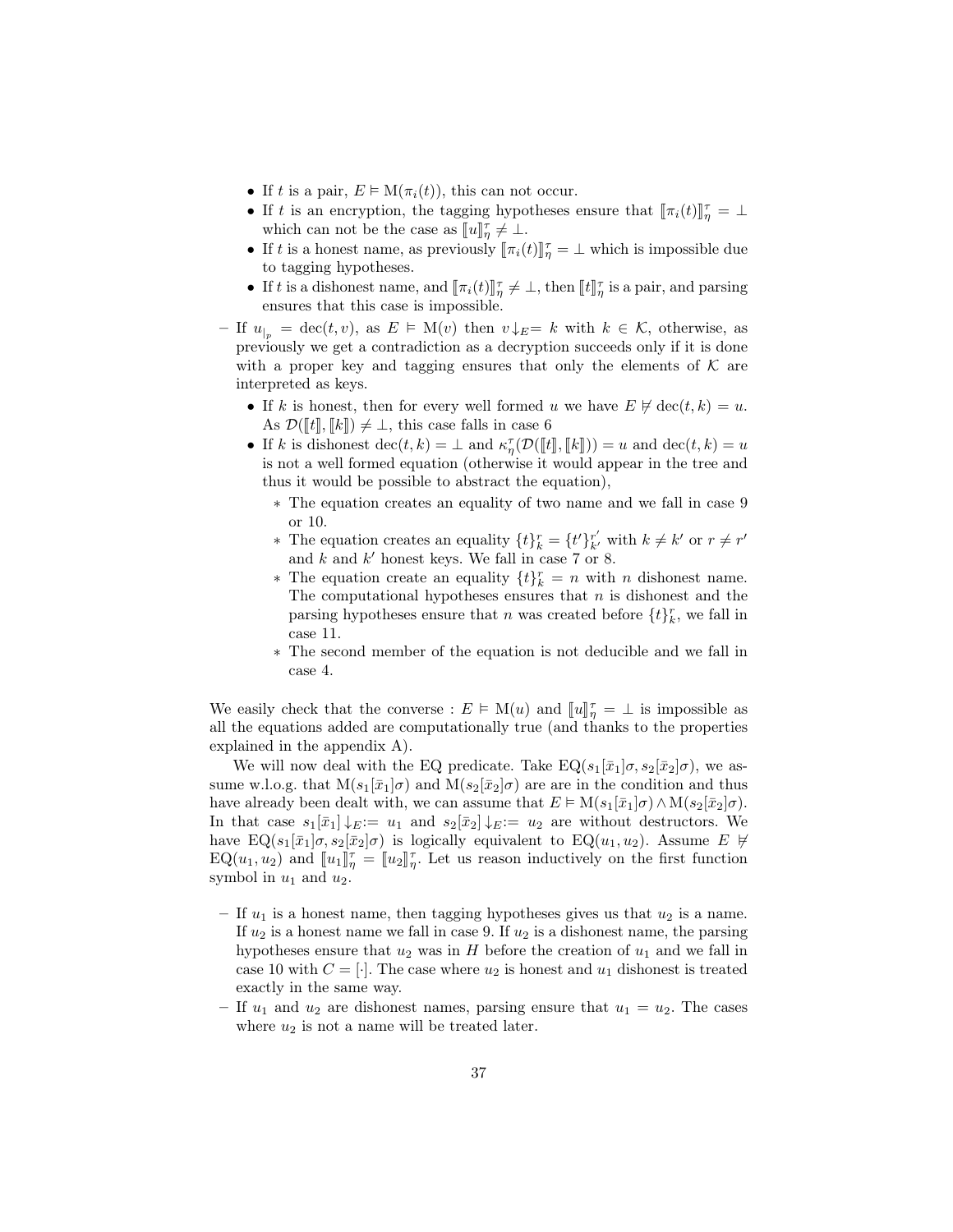- If $t$ is a pair, $E \vDash \mathrm{M}(\pi_i(t))$, this can not occur.
  - If $t$ is an encryption, the tagging hypotheses ensure that $[\![\pi_i(t)]\!]^\tau_\eta = \bot$ which can not be the case as $[\![u]\!]^\tau_\eta \neq \bot$.
  - If $t$ is a honest name, as previously $[\![\pi_i(t)]\!]^\tau_\eta = \bot$ which is impossible due to tagging hypotheses.
  - If $t$ is a dishonest name, and $[\![\pi_i(t)]\!]^\tau_\eta \neq \bot$, then $[\![t]\!]^\tau_\eta$ is a pair, and parsing ensures that this case is impossible.

- If $u_{|_p} = \mathrm{dec}(t, v)$, as $E \vDash \mathrm{M}(v)$ then $v\downarrow_E = k$ with $k \in \mathcal{K}$, otherwise, as previously we get a contradiction as a decryption succeeds only if it is done with a proper key and tagging ensures that only the elements of $\mathcal{K}$ are interpreted as keys.
  - If $k$ is honest, then for every well formed $u$ we have $E \nvDash \mathrm{dec}(t, k) = u$. As $\mathcal{D}([\![t]\!], [\![k]\!]) \neq \bot$, this case falls in case 6
  - If $k$ is dishonest $\mathrm{dec}(t, k) = \bot$ and $\kappa^\tau_\eta(\mathcal{D}([\![t]\!], [\![k]\!])) = u$ and $\mathrm{dec}(t, k) = u$ is not a well formed equation (otherwise it would appear in the tree and thus it would be possible to abstract the equation),
    * The equation creates an equality of two name and we fall in case 9 or 10.
    * The equation creates an equality $\{t\}^r_k = \{t'\}^{r'}_{k'}$ with $k \neq k'$ or $r \neq r'$ and $k$ and $k'$ honest keys. We fall in case 7 or 8.
    * The equation create an equality $\{t\}^r_k = n$ with $n$ dishonest name. The computational hypotheses ensures that $n$ is dishonest and the parsing hypotheses ensure that $n$ was created before $\{t\}^r_k$, we fall in case 11.
    * The second member of the equation is not deducible and we fall in case 4.

We easily check that the converse : $E \vDash \mathrm{M}(u)$ and $[\![u]\!]^\tau_\eta = \bot$ is impossible as all the equations added are computationally true (and thanks to the properties explained in the appendix A).

We will now deal with the EQ predicate. Take $\mathrm{EQ}(s_1[\bar{x}_1]\sigma, s_2[\bar{x}_2]\sigma)$, we assume w.l.o.g. that $\mathrm{M}(s_1[\bar{x}_1]\sigma)$ and $\mathrm{M}(s_2[\bar{x}_2]\sigma)$ are are in the condition and thus have already been dealt with, we can assume that $E \vDash \mathrm{M}(s_1[\bar{x}_1]\sigma) \wedge \mathrm{M}(s_2[\bar{x}_2]\sigma)$. In that case $s_1[\bar{x}_1]\downarrow_E := u_1$ and $s_2[\bar{x}_2]\downarrow_E := u_2$ are without destructors. We have $\mathrm{EQ}(s_1[\bar{x}_1]\sigma, s_2[\bar{x}_2]\sigma)$ is logically equivalent to $\mathrm{EQ}(u_1, u_2)$. Assume $E \nvDash \mathrm{EQ}(u_1, u_2)$ and $[\![u_1]\!]^\tau_\eta = [\![u_2]\!]^\tau_\eta$. Let us reason inductively on the first function symbol in $u_1$ and $u_2$.

- If $u_1$ is a honest name, then tagging hypotheses gives us that $u_2$ is a name. If $u_2$ is a honest name we fall in case 9. If $u_2$ is a dishonest name, the parsing hypotheses ensure that $u_2$ was in $H$ before the creation of $u_1$ and we fall in case 10 with $C = [\cdot]$. The case where $u_2$ is honest and $u_1$ dishonest is treated exactly in the same way.
- If $u_1$ and $u_2$ are dishonest names, parsing ensure that $u_1 = u_2$. The cases where $u_2$ is not a name will be treated later.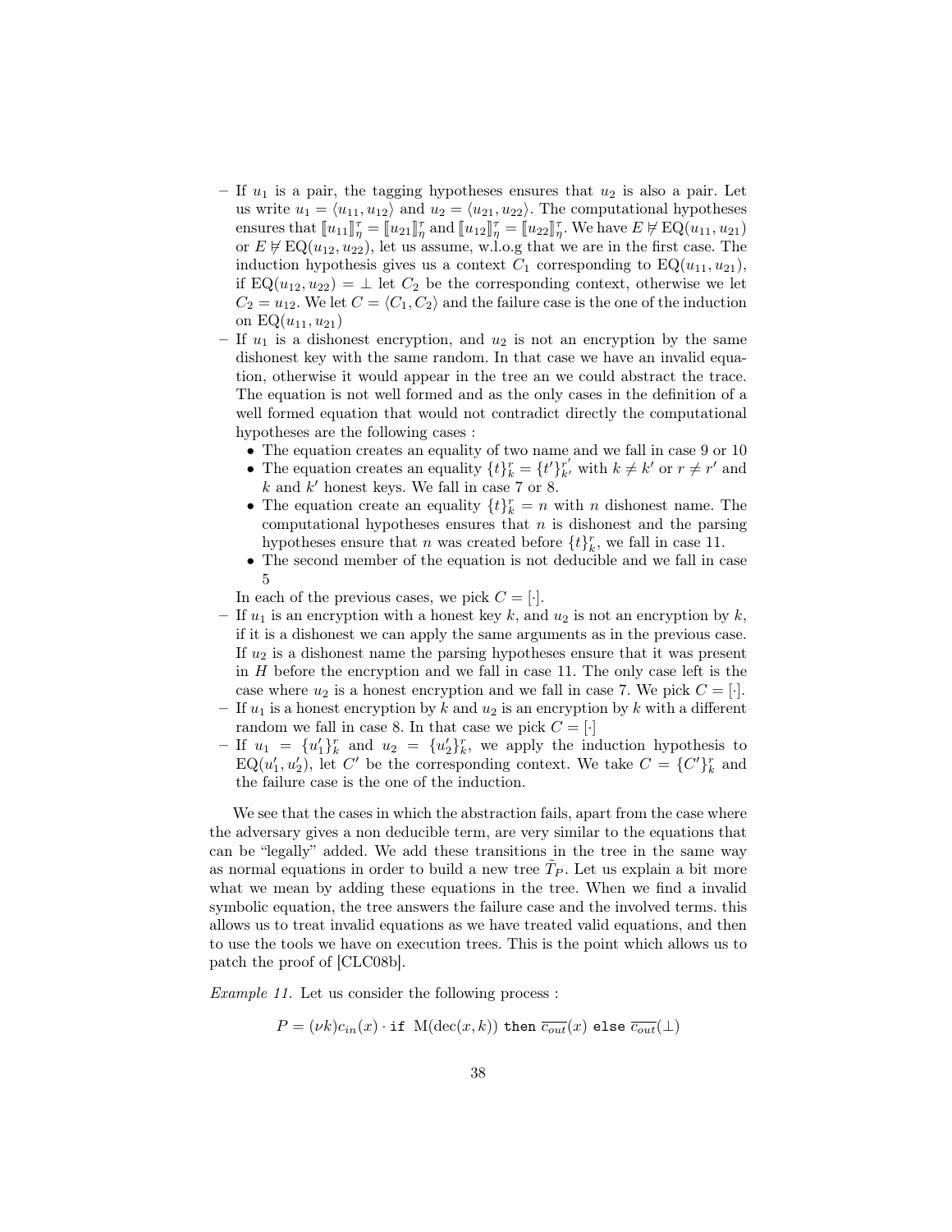- If $u_1$ is a pair, the tagging hypotheses ensures that $u_2$ is also a pair. Let us write $u_1 = \langle u_{11}, u_{12} \rangle$ and $u_2 = \langle u_{21}, u_{22} \rangle$. The computational hypotheses ensures that $[\![u_{11}]\!]_\eta^\tau = [\![u_{21}]\!]_\eta^\tau$ and $[\![u_{12}]\!]_\eta^\tau = [\![u_{22}]\!]_\eta^\tau$. We have $E \not\models \mathrm{EQ}(u_{11}, u_{21})$ or $E \not\models \mathrm{EQ}(u_{12}, u_{22})$, let us assume, w.l.o.g that we are in the first case. The induction hypothesis gives us a context $C_1$ corresponding to $\mathrm{EQ}(u_{11}, u_{21})$, if $\mathrm{EQ}(u_{12}, u_{22}) = \bot$ let $C_2$ be the corresponding context, otherwise we let $C_2 = u_{12}$. We let $C = \langle C_1, C_2 \rangle$ and the failure case is the one of the induction on $\mathrm{EQ}(u_{11}, u_{21})$
- If $u_1$ is a dishonest encryption, and $u_2$ is not an encryption by the same dishonest key with the same random. In that case we have an invalid equation, otherwise it would appear in the tree an we could abstract the trace. The equation is not well formed and as the only cases in the definition of a well formed equation that would not contradict directly the computational hypotheses are the following cases :
  - The equation creates an equality of two name and we fall in case 9 or 10
  - The equation creates an equality $\{t\}_k^r = \{t'\}_{k'}^{r'}$ with $k \neq k'$ or $r \neq r'$ and $k$ and $k'$ honest keys. We fall in case 7 or 8.
  - The equation create an equality $\{t\}_k^r = n$ with $n$ dishonest name. The computational hypotheses ensures that $n$ is dishonest and the parsing hypotheses ensure that $n$ was created before $\{t\}_k^r$, we fall in case 11.
  - The second member of the equation is not deducible and we fall in case 5

  In each of the previous cases, we pick $C = [\cdot]$.
- If $u_1$ is an encryption with a honest key $k$, and $u_2$ is not an encryption by $k$, if it is a dishonest we can apply the same arguments as in the previous case. If $u_2$ is a dishonest name the parsing hypotheses ensure that it was present in $H$ before the encryption and we fall in case 11. The only case left is the case where $u_2$ is a honest encryption and we fall in case 7. We pick $C = [\cdot]$.
- If $u_1$ is a honest encryption by $k$ and $u_2$ is an encryption by $k$ with a different random we fall in case 8. In that case we pick $C = [\cdot]$
- If $u_1 = \{u'_1\}_k^r$ and $u_2 = \{u'_2\}_k^r$, we apply the induction hypothesis to $\mathrm{EQ}(u'_1, u'_2)$, let $C'$ be the corresponding context. We take $C = \{C'\}_k^r$ and the failure case is the one of the induction.

We see that the cases in which the abstraction fails, apart from the case where the adversary gives a non deducible term, are very similar to the equations that can be "legally" added. We add these transitions in the tree in the same way as normal equations in order to build a new tree $\tilde{T}_P$. Let us explain a bit more what we mean by adding these equations in the tree. When we find a invalid symbolic equation, the tree answers the failure case and the involved terms. this allows us to treat invalid equations as we have treated valid equations, and then to use the tools we have on execution trees. This is the point which allows us to patch the proof of [CLC08b].

*Example 11.* Let us consider the following process :

$$P = (\nu k) c_{in}(x) \cdot \texttt{if } \mathrm{M}(\mathrm{dec}(x, k)) \texttt{ then } \overline{c_{out}}(x) \texttt{ else } \overline{c_{out}}(\bot)$$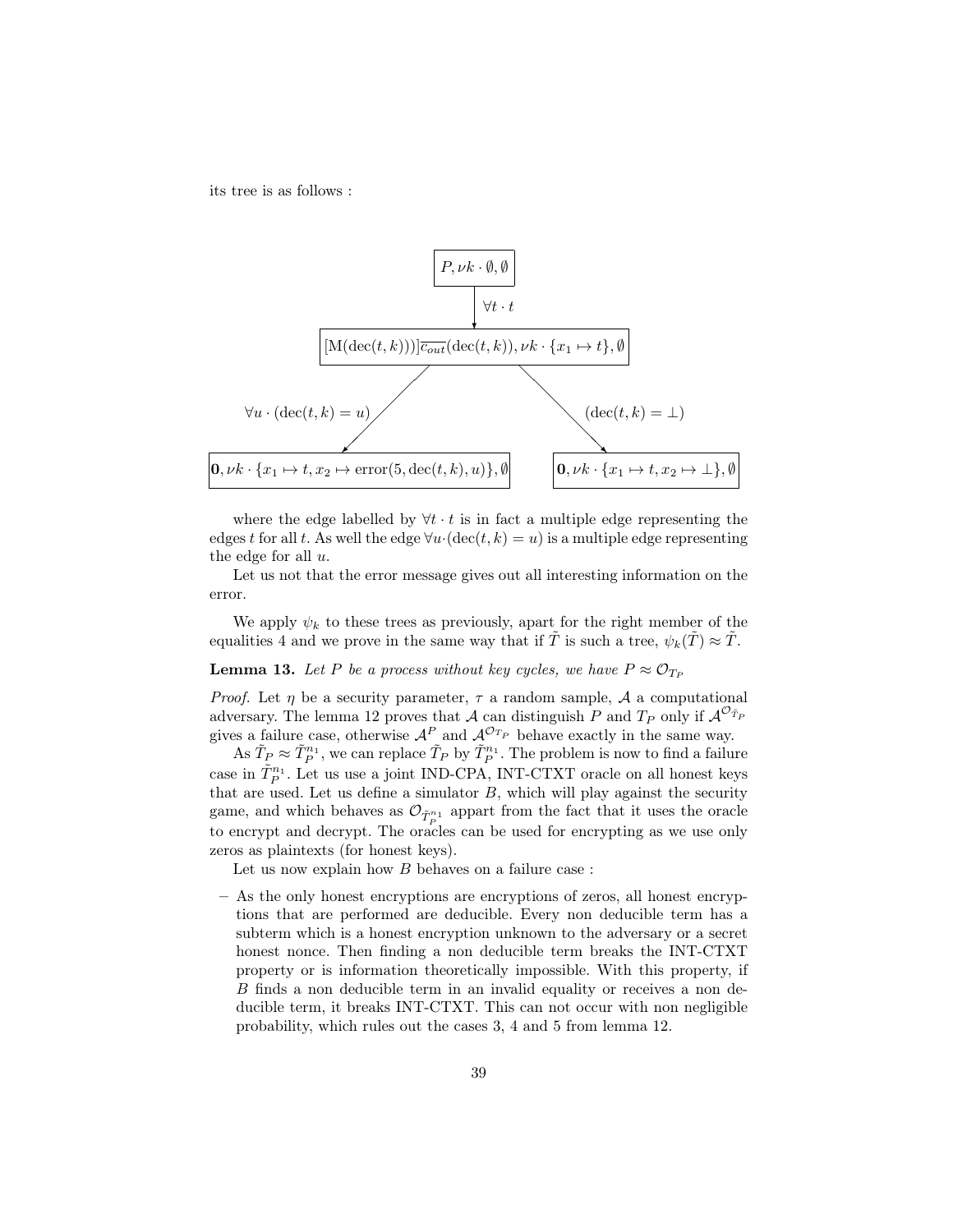its tree is as follows :

$$
\begin{array}{c}
\boxed{P, \nu k \cdot \emptyset, \emptyset} \\
\downarrow \forall t \cdot t \\
\boxed{[\mathrm{M}(\mathrm{dec}(t,k)))]\overline{c_{out}}(\mathrm{dec}(t,k)), \nu k \cdot \{x_1 \mapsto t\}, \emptyset} \\
\swarrow \forall u \cdot (\mathrm{dec}(t,k) = u) \qquad \searrow (\mathrm{dec}(t,k) = \bot) \\
\boxed{\mathbf{0}, \nu k \cdot \{x_1 \mapsto t, x_2 \mapsto \mathrm{error}(5, \mathrm{dec}(t,k), u)\}, \emptyset} \qquad \boxed{\mathbf{0}, \nu k \cdot \{x_1 \mapsto t, x_2 \mapsto \bot\}, \emptyset}
\end{array}
$$

where the edge labelled by $\forall t \cdot t$ is in fact a multiple edge representing the edges $t$ for all $t$. As well the edge $\forall u \cdot (\mathrm{dec}(t,k) = u)$ is a multiple edge representing the edge for all $u$.

Let us not that the error message gives out all interesting information on the error.

We apply $\psi_k$ to these trees as previously, apart for the right member of the equalities 4 and we prove in the same way that if $\tilde{T}$ is such a tree, $\psi_k(\tilde{T}) \approx \tilde{T}$.

**Lemma 13.** *Let $P$ be a process without key cycles, we have $P \approx \mathcal{O}_{T_P}$*

*Proof.* Let $\eta$ be a security parameter, $\tau$ a random sample, $\mathcal{A}$ a computational adversary. The lemma 12 proves that $\mathcal{A}$ can distinguish $P$ and $T_P$ only if $\mathcal{A}^{\mathcal{O}_{\tilde{T}_P}}$ gives a failure case, otherwise $\mathcal{A}^P$ and $\mathcal{A}^{\mathcal{O}_{T_P}}$ behave exactly in the same way.

As $\tilde{T}_P \approx \tilde{T}_P^{n_1}$, we can replace $\tilde{T}_P$ by $\tilde{T}_P^{n_1}$. The problem is now to find a failure case in $\tilde{T}_P^{n_1}$. Let us use a joint IND-CPA, INT-CTXT oracle on all honest keys that are used. Let us define a simulator $B$, which will play against the security game, and which behaves as $\mathcal{O}_{\tilde{T}_P^{n_1}}$ appart from the fact that it uses the oracle to encrypt and decrypt. The oracles can be used for encrypting as we use only zeros as plaintexts (for honest keys).

Let us now explain how $B$ behaves on a failure case :

- As the only honest encryptions are encryptions of zeros, all honest encryptions that are performed are deducible. Every non deducible term has a subterm which is a honest encryption unknown to the adversary or a secret honest nonce. Then finding a non deducible term breaks the INT-CTXT property or is information theoretically impossible. With this property, if $B$ finds a non deducible term in an invalid equality or receives a non deducible term, it breaks INT-CTXT. This can not occur with non negligible probability, which rules out the cases 3, 4 and 5 from lemma 12.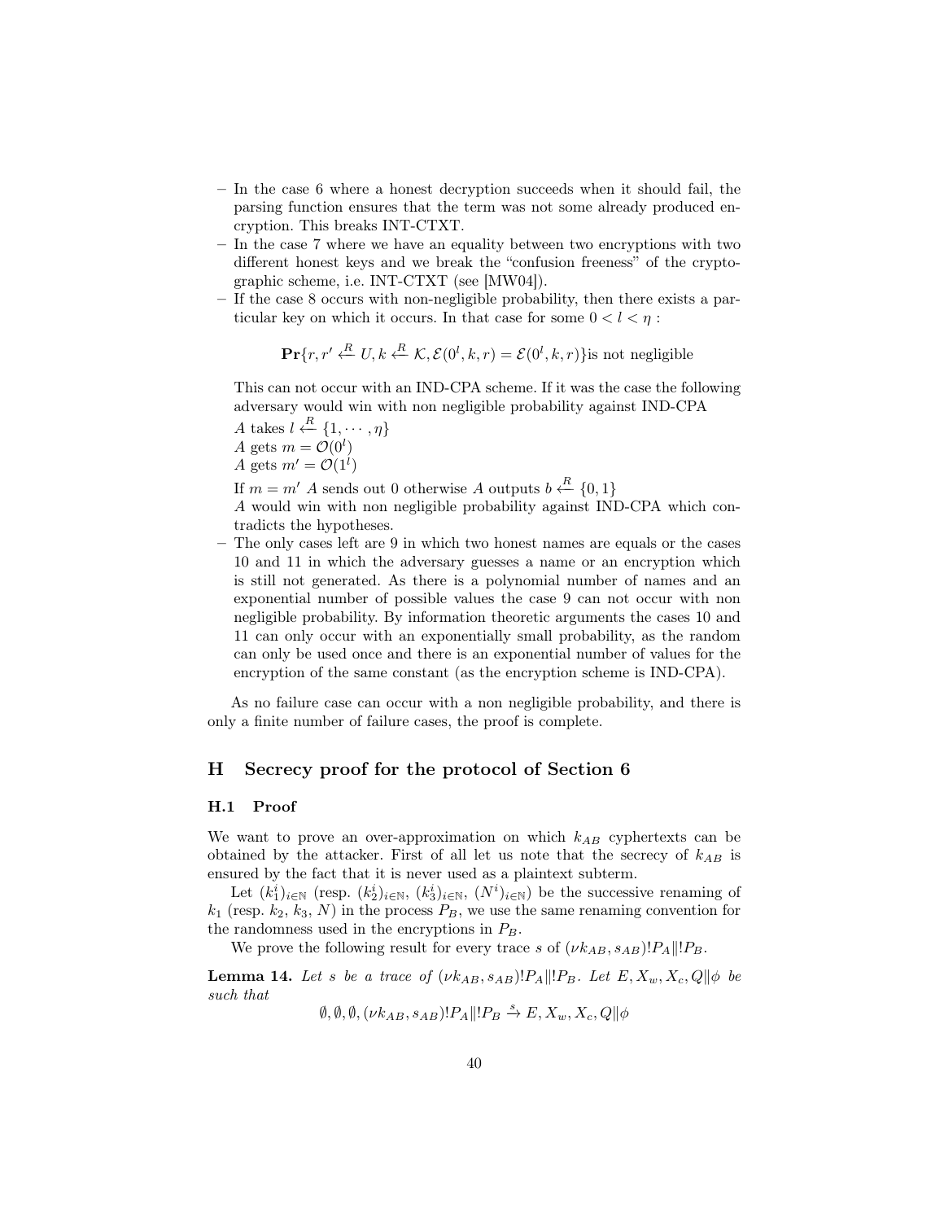– In the case 6 where a honest decryption succeeds when it should fail, the parsing function ensures that the term was not some already produced encryption. This breaks INT-CTXT.
– In the case 7 where we have an equality between two encryptions with two different honest keys and we break the "confusion freeness" of the cryptographic scheme, i.e. INT-CTXT (see [MW04]).
– If the case 8 occurs with non-negligible probability, then there exists a particular key on which it occurs. In that case for some $0 < l < \eta$ :

$$\mathbf{Pr}\{r, r' \stackrel{R}{\leftarrow} U, k \stackrel{R}{\leftarrow} \mathcal{K}, \mathcal{E}(0^l, k, r) = \mathcal{E}(0^l, k, r)\} \text{is not negligible}$$

This can not occur with an IND-CPA scheme. If it was the case the following adversary would win with non negligible probability against IND-CPA
$A$ takes $l \stackrel{R}{\leftarrow} \{1, \cdots, \eta\}$
$A$ gets $m = \mathcal{O}(0^l)$
$A$ gets $m' = \mathcal{O}(1^l)$
If $m = m'$ $A$ sends out 0 otherwise $A$ outputs $b \stackrel{R}{\leftarrow} \{0, 1\}$
$A$ would win with non negligible probability against IND-CPA which contradicts the hypotheses.
– The only cases left are 9 in which two honest names are equals or the cases 10 and 11 in which the adversary guesses a name or an encryption which is still not generated. As there is a polynomial number of names and an exponential number of possible values the case 9 can not occur with non negligible probability. By information theoretic arguments the cases 10 and 11 can only occur with an exponentially small probability, as the random can only be used once and there is an exponential number of values for the encryption of the same constant (as the encryption scheme is IND-CPA).

As no failure case can occur with a non negligible probability, and there is only a finite number of failure cases, the proof is complete.

## H Secrecy proof for the protocol of Section 6

### H.1 Proof

We want to prove an over-approximation on which $k_{AB}$ cyphertexts can be obtained by the attacker. First of all let us note that the secrecy of $k_{AB}$ is ensured by the fact that it is never used as a plaintext subterm.

Let $(k_1^i)_{i\in\mathbb{N}}$ (resp. $(k_2^i)_{i\in\mathbb{N}}$, $(k_3^i)_{i\in\mathbb{N}}$, $(N^i)_{i\in\mathbb{N}}$) be the successive renaming of $k_1$ (resp. $k_2$, $k_3$, $N$) in the process $P_B$, we use the same renaming convention for the randomness used in the encryptions in $P_B$.

We prove the following result for every trace $s$ of $(\nu k_{AB}, s_{AB})!P_A \| !P_B$.

**Lemma 14.** *Let $s$ be a trace of $(\nu k_{AB}, s_{AB})!P_A \| !P_B$. Let $E, X_w, X_c, Q\|\phi$ be such that*

$$\emptyset, \emptyset, \emptyset, (\nu k_{AB}, s_{AB})!P_A \| !P_B \xrightarrow{s} E, X_w, X_c, Q\|\phi$$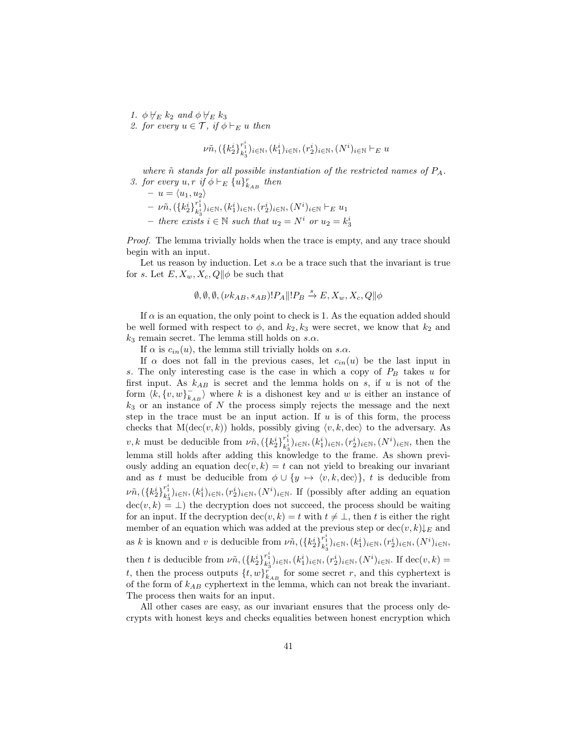1. $\phi \not\vdash_E k_2$ and $\phi \not\vdash_E k_3$
2. for every $u \in \mathcal{T}$, if $\phi \vdash_E u$ then

$$\nu\tilde{n}, (\{k_2^i\}_{k_3^i}^{r_1^i})_{i\in\mathbb{N}}, (k_1^i)_{i\in\mathbb{N}}, (r_2^i)_{i\in\mathbb{N}}, (N^i)_{i\in\mathbb{N}} \vdash_E u$$

   where $\tilde{n}$ stands for all possible instantiation of the restricted names of $P_A$.
3. for every $u, r$ if $\phi \vdash_E \{u\}_{k_{AB}}^r$ then
   - $u = \langle u_1, u_2\rangle$
   - $\nu\tilde{n}, (\{k_2^i\}_{k_3^i}^{r_1^i})_{i\in\mathbb{N}}, (k_1^i)_{i\in\mathbb{N}}, (r_2^i)_{i\in\mathbb{N}}, (N^i)_{i\in\mathbb{N}} \vdash_E u_1$
   - there exists $i \in \mathbb{N}$ such that $u_2 = N^i$ or $u_2 = k_3^i$

*Proof.* The lemma trivially holds when the trace is empty, and any trace should begin with an input.

Let us reason by induction. Let $s.\alpha$ be a trace such that the invariant is true for $s$. Let $E, X_w, X_c, Q\|\phi$ be such that

$$\emptyset, \emptyset, \emptyset, (\nu k_{AB}, s_{AB})!P_A\|!P_B \xrightarrow{s} E, X_w, X_c, Q\|\phi$$

If $\alpha$ is an equation, the only point to check is 1. As the equation added should be well formed with respect to $\phi$, and $k_2, k_3$ were secret, we know that $k_2$ and $k_3$ remain secret. The lemma still holds on $s.\alpha$.

If $\alpha$ is $c_{in}(u)$, the lemma still trivially holds on $s.\alpha$.

If $\alpha$ does not fall in the previous cases, let $c_{in}(u)$ be the last input in $s$. The only interesting case is the case in which a copy of $P_B$ takes $u$ for first input. As $k_{AB}$ is secret and the lemma holds on $s$, if $u$ is not of the form $\langle k, \{v, w\}_{k_{AB}}^-\rangle$ where $k$ is a dishonest key and $w$ is either an instance of $k_3$ or an instance of $N$ the process simply rejects the message and the next step in the trace must be an input action. If $u$ is of this form, the process checks that $\mathrm{M}(\mathrm{dec}(v, k))$ holds, possibly giving $\langle v, k, \mathrm{dec}\rangle$ to the adversary. As $v, k$ must be deducible from $\nu\tilde{n}, (\{k_2^i\}_{k_3^i}^{r_1^i})_{i\in\mathbb{N}}, (k_1^i)_{i\in\mathbb{N}}, (r_2^i)_{i\in\mathbb{N}}, (N^i)_{i\in\mathbb{N}}$, then the lemma still holds after adding this knowledge to the frame. As shown previously adding an equation $\mathrm{dec}(v, k) = t$ can not yield to breaking our invariant and as $t$ must be deducible from $\phi \cup \{y \mapsto \langle v, k, \mathrm{dec}\rangle\}$, $t$ is deducible from $\nu\tilde{n}, (\{k_2^i\}_{k_3^i}^{r_1^i})_{i\in\mathbb{N}}, (k_1^i)_{i\in\mathbb{N}}, (r_2^i)_{i\in\mathbb{N}}, (N^i)_{i\in\mathbb{N}}$. If (possibly after adding an equation $\mathrm{dec}(v, k) = \perp$) the decryption does not succeed, the process should be waiting for an input. If the decryption $\mathrm{dec}(v, k) = t$ with $t \neq \perp$, then $t$ is either the right member of an equation which was added at the previous step or $\mathrm{dec}(v, k){\downarrow_E}$ and as $k$ is known and $v$ is deducible from $\nu\tilde{n}, (\{k_2^i\}_{k_3^i}^{r_1^i})_{i\in\mathbb{N}}, (k_1^i)_{i\in\mathbb{N}}, (r_2^i)_{i\in\mathbb{N}}, (N^i)_{i\in\mathbb{N}}$, then $t$ is deducible from $\nu\tilde{n}, (\{k_2^i\}_{k_3^i}^{r_1^i})_{i\in\mathbb{N}}, (k_1^i)_{i\in\mathbb{N}}, (r_2^i)_{i\in\mathbb{N}}, (N^i)_{i\in\mathbb{N}}$. If $\mathrm{dec}(v, k) = t$, then the process outputs $\{t, w\}_{k_{AB}}^r$ for some secret $r$, and this cyphertext is of the form of $k_{AB}$ cyphertext in the lemma, which can not break the invariant. The process then waits for an input.

All other cases are easy, as our invariant ensures that the process only decrypts with honest keys and checks equalities between honest encryption which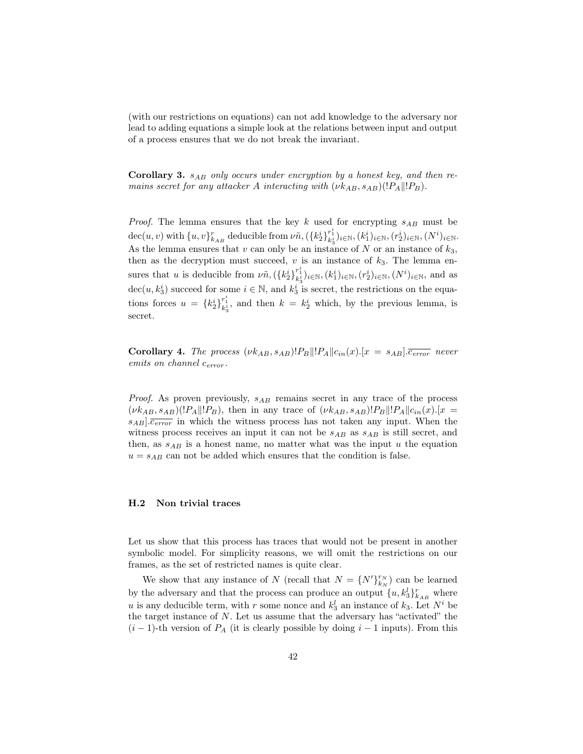(with our restrictions on equations) can not add knowledge to the adversary nor lead to adding equations a simple look at the relations between input and output of a process ensures that we do not break the invariant.

**Corollary 3.** *$s_{AB}$ only occurs under encryption by a honest key, and then remains secret for any attacker A interacting with $(\nu k_{AB}, s_{AB})(!P_A \| !P_B)$.*

*Proof.* The lemma ensures that the key $k$ used for encrypting $s_{AB}$ must be $\text{dec}(u, v)$ with $\{u, v\}^r_{k_{AB}}$ deducible from $\nu\tilde{n}, (\{k_2^i\}^{r_1^i}_{k_3^i})_{i\in\mathbb{N}}, (k_1^i)_{i\in\mathbb{N}}, (r_2^i)_{i\in\mathbb{N}}, (N^i)_{i\in\mathbb{N}}$. As the lemma ensures that $v$ can only be an instance of $N$ or an instance of $k_3$, then as the decryption must succeed, $v$ is an instance of $k_3$. The lemma ensures that $u$ is deducible from $\nu\tilde{n}, (\{k_2^i\}^{r_1^i}_{k_3^i})_{i\in\mathbb{N}}, (k_1^i)_{i\in\mathbb{N}}, (r_2^i)_{i\in\mathbb{N}}, (N^i)_{i\in\mathbb{N}}$, and as $\text{dec}(u, k_3^i)$ succeed for some $i \in \mathbb{N}$, and $k_3^i$ is secret, the restrictions on the equations forces $u = \{k_2^i\}^{r_1^i}_{k_3^i}$, and then $k = k_2^i$ which, by the previous lemma, is secret.

**Corollary 4.** *The process $(\nu k_{AB}, s_{AB})!P_B \| !P_A \| c_{in}(x).[x = s_{AB}].\overline{c_{error}}$ never emits on channel $c_{error}$.*

*Proof.* As proven previously, $s_{AB}$ remains secret in any trace of the process $(\nu k_{AB}, s_{AB})(!P_A \| !P_B)$, then in any trace of $(\nu k_{AB}, s_{AB})!P_B \| !P_A \| c_{in}(x).[x = s_{AB}].\overline{c_{error}}$ in which the witness process has not taken any input. When the witness process receives an input it can not be $s_{AB}$ as $s_{AB}$ is still secret, and then, as $s_{AB}$ is a honest name, no matter what was the input $u$ the equation $u = s_{AB}$ can not be added which ensures that the condition is false.

### H.2 Non trivial traces

Let us show that this process has traces that would not be present in another symbolic model. For simplicity reasons, we will omit the restrictions on our frames, as the set of restricted names is quite clear.

We show that any instance of $N$ (recall that $N = \{N'\}^{r_N}_{k_N}$) can be learned by the adversary and that the process can produce an output $\{u, k_3^l\}^r_{k_{AB}}$ where $u$ is any deducible term, with $r$ some nonce and $k_3^l$ an instance of $k_3$. Let $N^i$ be the target instance of $N$. Let us assume that the adversary has "activated" the $(i-1)$-th version of $P_A$ (it is clearly possible by doing $i-1$ inputs). From this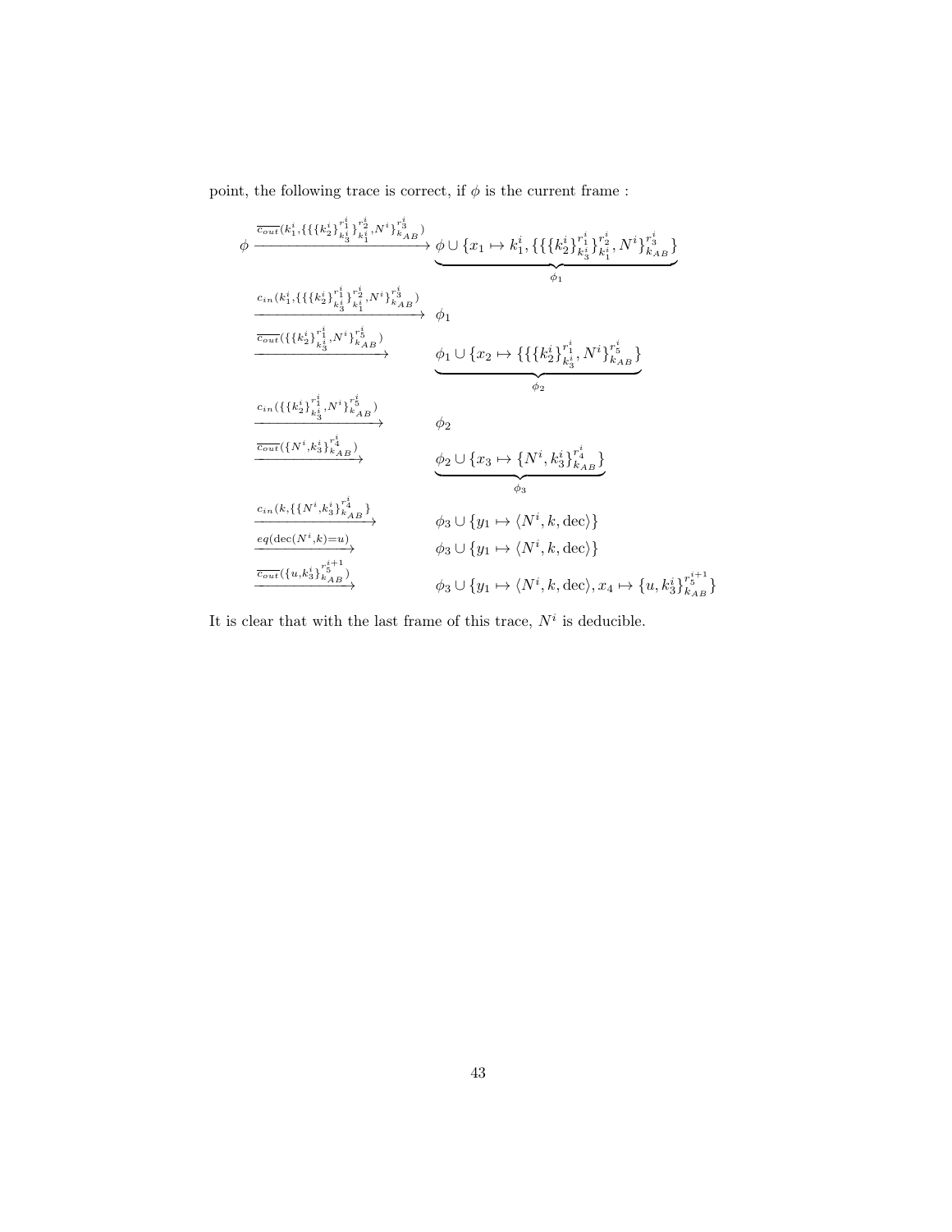point, the following trace is correct, if $\phi$ is the current frame :

$$
\begin{array}{ll}
\phi \xrightarrow{\overline{c_{out}}(k_1^i, \{\{\{k_2^i\}_{k_3^i}^{r_1^i}\}_{k_1^i}^{r_2^i}, N^i\}_{k_{AB}}^{r_3^i})} & \underbrace{\phi \cup \{x_1 \mapsto k_1^i, \{\{\{k_2^i\}_{k_3^i}^{r_1^i}\}_{k_1^i}^{r_2^i}, N^i\}_{k_{AB}}^{r_3^i}\}}_{\phi_1} \\
\xrightarrow{c_{in}(k_1^i, \{\{\{k_2^i\}_{k_3^i}^{r_1^i}\}_{k_1^i}^{r_2^i}, N^i\}_{k_{AB}}^{r_3^i})} & \phi_1 \\
\xrightarrow{\overline{c_{out}}(\{\{k_2^i\}_{k_3^i}^{r_1^i}, N^i\}_{k_{AB}}^{r_5^i})} & \underbrace{\phi_1 \cup \{x_2 \mapsto \{\{\{k_2^i\}_{k_3^i}^{r_1^i}, N^i\}_{k_{AB}}^{r_5^i}\}}_{\phi_2} \\
\xrightarrow{c_{in}(\{\{k_2^i\}_{k_3^i}^{r_1^i}, N^i\}_{k_{AB}}^{r_5^i})} & \phi_2 \\
\xrightarrow{\overline{c_{out}}(\{N^i, k_3^i\}_{k_{AB}}^{r_4^i})} & \underbrace{\phi_2 \cup \{x_3 \mapsto \{N^i, k_3^i\}_{k_{AB}}^{r_4^i}\}}_{\phi_3} \\
\xrightarrow{c_{in}(k, \{\{N^i, k_3^i\}_{k_{AB}}^{r_4^i}\}} & \phi_3 \cup \{y_1 \mapsto \langle N^i, k, \mathrm{dec}\rangle\} \\
\xrightarrow{eq(\mathrm{dec}(N^i, k) = u)} & \phi_3 \cup \{y_1 \mapsto \langle N^i, k, \mathrm{dec}\rangle\} \\
\xrightarrow{\overline{c_{out}}(\{u, k_3^i\}_{k_{AB}}^{r_5^{i+1}})} & \phi_3 \cup \{y_1 \mapsto \langle N^i, k, \mathrm{dec}\rangle, x_4 \mapsto \{u, k_3^i\}_{k_{AB}}^{r_5^{i+1}}\}
\end{array}
$$

It is clear that with the last frame of this trace, $N^i$ is deducible.